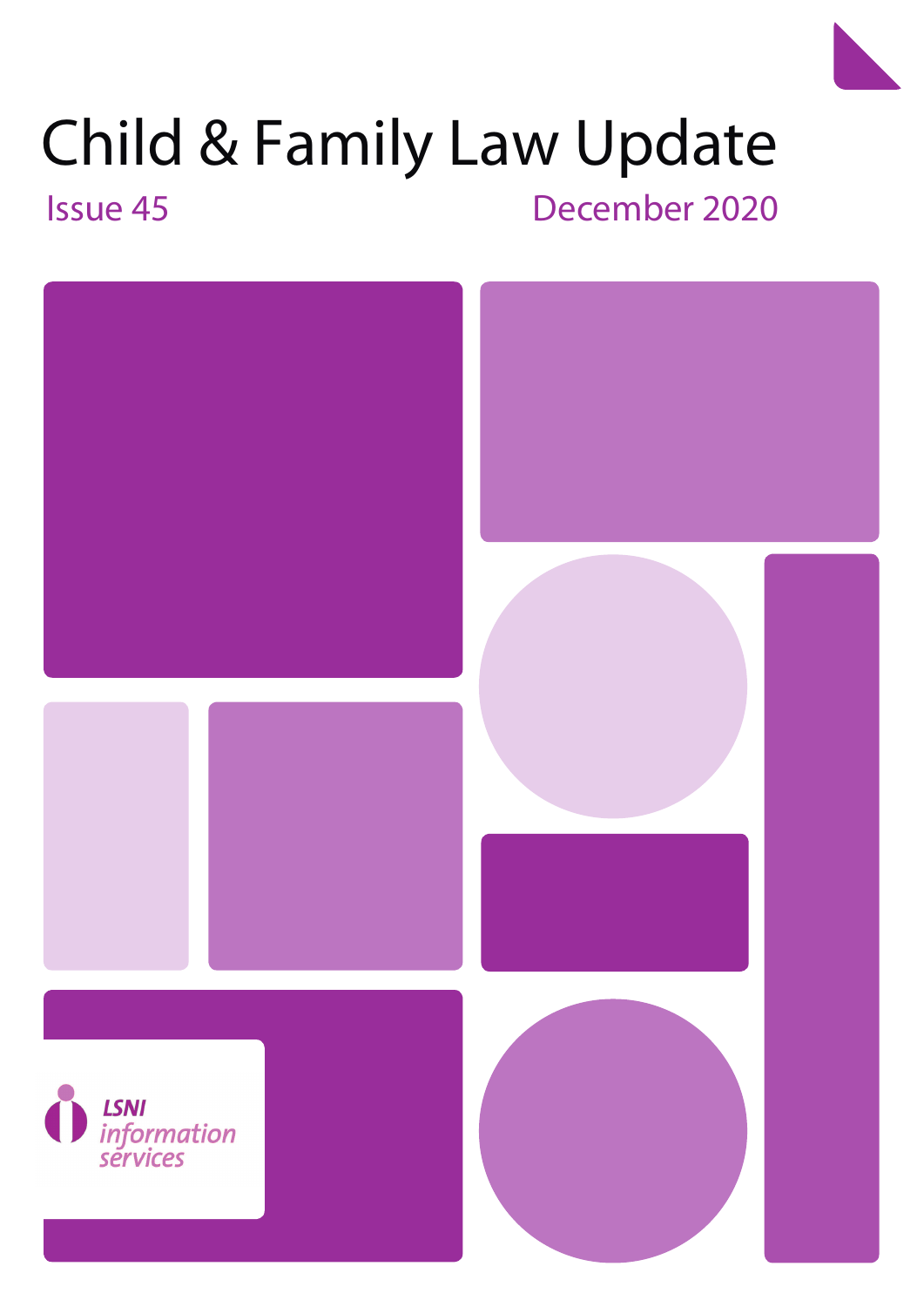# Child & Family Law Update

Issue 45

December 2020

LSNI information services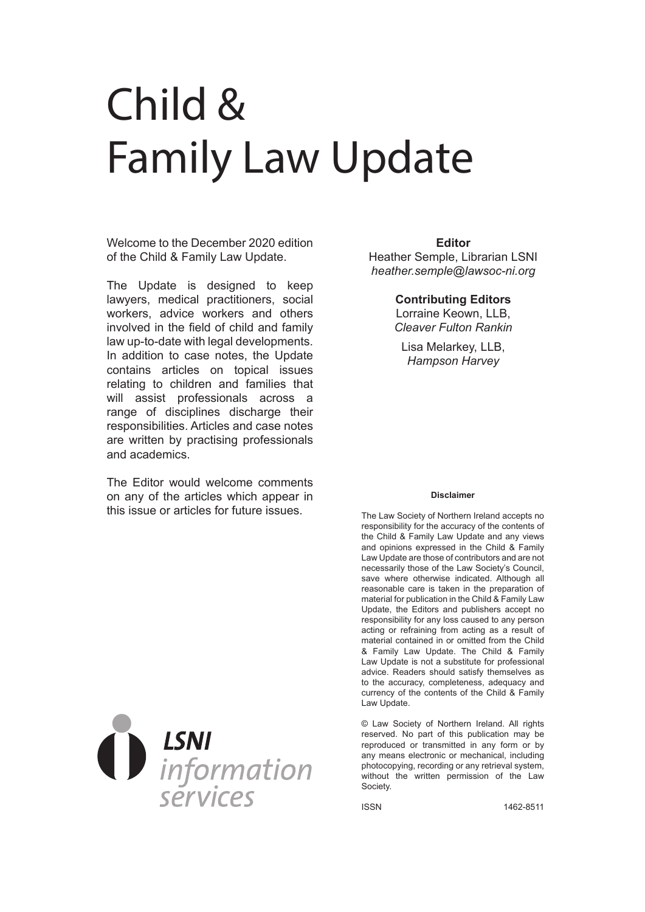# Child & Family Law Update

Welcome to the December 2020 edition of the Child & Family Law Update.

The Update is designed to keep lawyers, medical practitioners, social workers, advice workers and others involved in the field of child and family law up-to-date with legal developments. In addition to case notes, the Update contains articles on topical issues relating to children and families that will assist professionals across a range of disciplines discharge their responsibilities. Articles and case notes are written by practising professionals and academics.

The Editor would welcome comments on any of the articles which appear in this issue or articles for future issues.

**Editor**
Heather Semple, Librarian LSNI
*heather.semple@lawsoc-ni.org*

**Contributing Editors**
Lorraine Keown, LLB,
*Cleaver Fulton Rankin*

Lisa Melarkey, LLB,
*Hampson Harvey*

**Disclaimer**

The Law Society of Northern Ireland accepts no responsibility for the accuracy of the contents of the Child & Family Law Update and any views and opinions expressed in the Child & Family Law Update are those of contributors and are not necessarily those of the Law Society's Council, save where otherwise indicated. Although all reasonable care is taken in the preparation of material for publication in the Child & Family Law Update, the Editors and publishers accept no responsibility for any loss caused to any person acting or refraining from acting as a result of material contained in or omitted from the Child & Family Law Update. The Child & Family Law Update is not a substitute for professional advice. Readers should satisfy themselves as to the accuracy, completeness, adequacy and currency of the contents of the Child & Family Law Update.

© Law Society of Northern Ireland. All rights reserved. No part of this publication may be reproduced or transmitted in any form or by any means electronic or mechanical, including photocopying, recording or any retrieval system, without the written permission of the Law Society.

ISSN 1462-8511

LSNI information services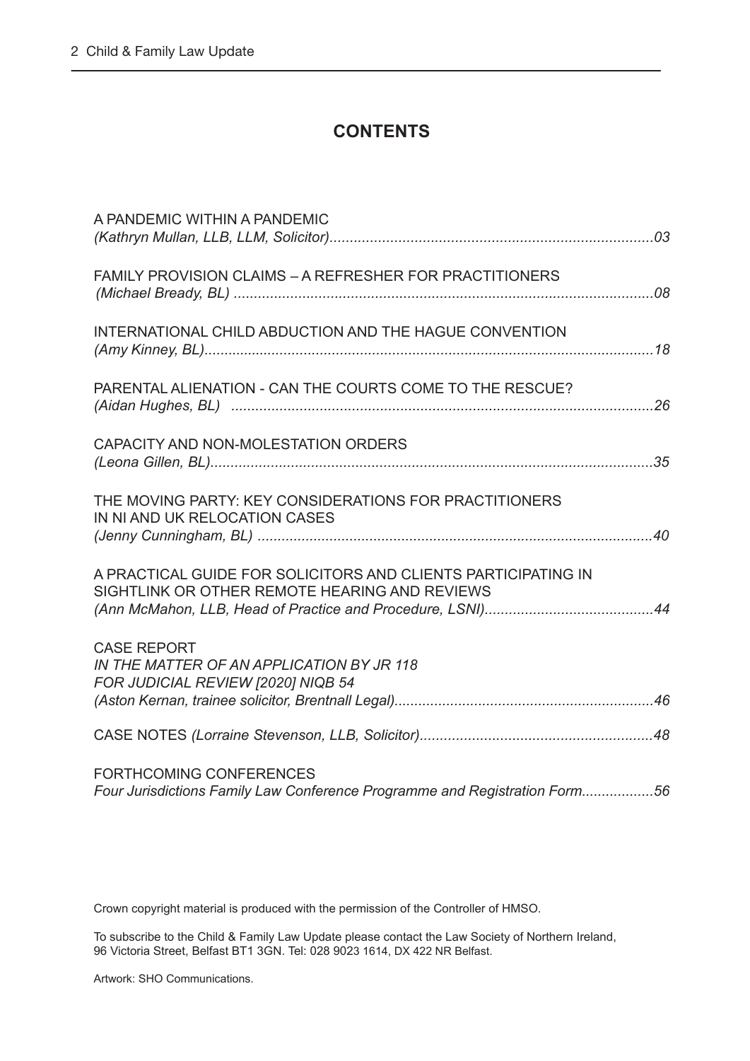# CONTENTS

A PANDEMIC WITHIN A PANDEMIC
*(Kathryn Mullan, LLB, LLM, Solicitor)*................................................................................03

FAMILY PROVISION CLAIMS – A REFRESHER FOR PRACTITIONERS
*(Michael Bready, BL)* ........................................................................................................08

INTERNATIONAL CHILD ABDUCTION AND THE HAGUE CONVENTION
*(Amy Kinney, BL)*...............................................................................................................18

PARENTAL ALIENATION - CAN THE COURTS COME TO THE RESCUE?
*(Aidan Hughes, BL)* ........................................................................................................26

CAPACITY AND NON-MOLESTATION ORDERS
*(Leona Gillen, BL)*.............................................................................................................35

THE MOVING PARTY: KEY CONSIDERATIONS FOR PRACTITIONERS IN NI AND UK RELOCATION CASES
*(Jenny Cunningham, BL)* .................................................................................................40

A PRACTICAL GUIDE FOR SOLICITORS AND CLIENTS PARTICIPATING IN SIGHTLINK OR OTHER REMOTE HEARING AND REVIEWS
*(Ann McMahon, LLB, Head of Practice and Procedure, LSNI)*.........................................44

CASE REPORT
*IN THE MATTER OF AN APPLICATION BY JR 118 FOR JUDICIAL REVIEW [2020] NIQB 54*
*(Aston Kernan, trainee solicitor, Brentnall Legal)*................................................................46

CASE NOTES *(Lorraine Stevenson, LLB, Solicitor)*.........................................................48

FORTHCOMING CONFERENCES
*Four Jurisdictions Family Law Conference Programme and Registration Form*..................56

Crown copyright material is produced with the permission of the Controller of HMSO.

To subscribe to the Child & Family Law Update please contact the Law Society of Northern Ireland, 96 Victoria Street, Belfast BT1 3GN. Tel: 028 9023 1614, DX 422 NR Belfast.

Artwork: SHO Communications.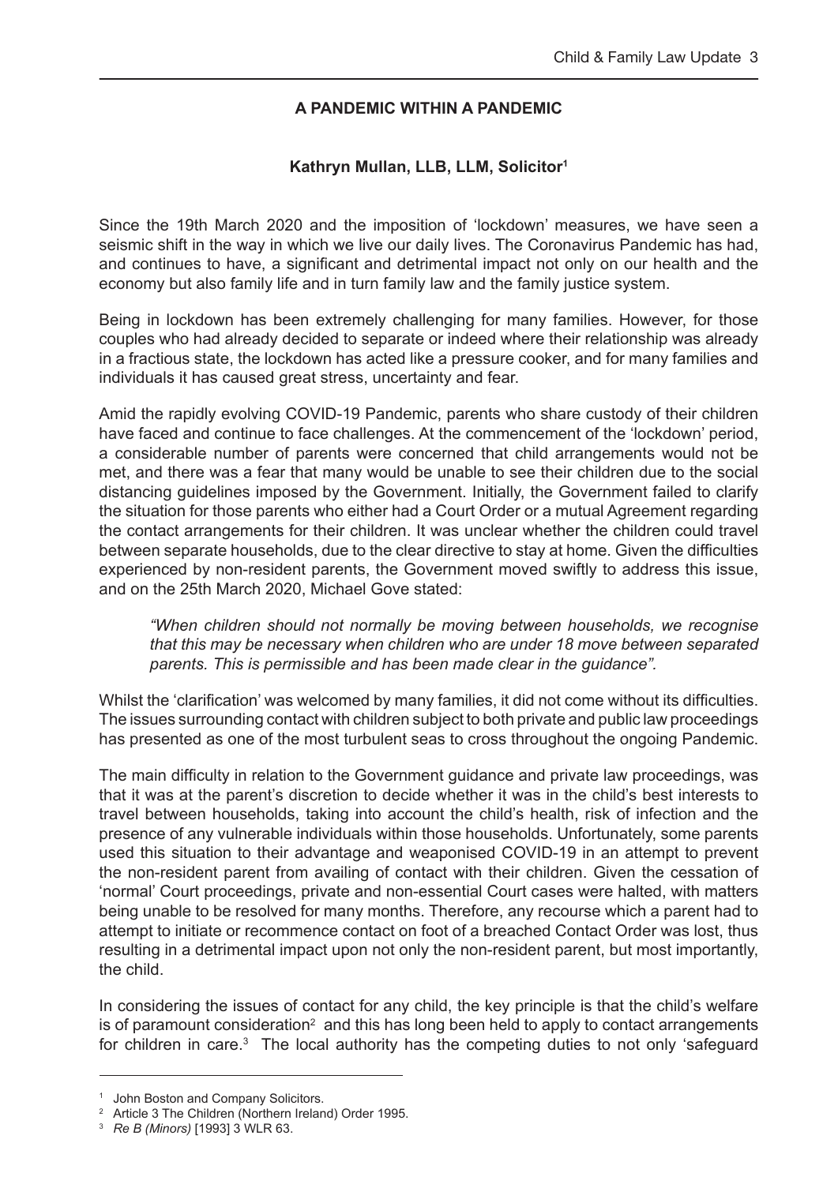## A PANDEMIC WITHIN A PANDEMIC

**Kathryn Mullan, LLB, LLM, Solicitor**[1]

Since the 19th March 2020 and the imposition of 'lockdown' measures, we have seen a seismic shift in the way in which we live our daily lives. The Coronavirus Pandemic has had, and continues to have, a significant and detrimental impact not only on our health and the economy but also family life and in turn family law and the family justice system.

Being in lockdown has been extremely challenging for many families. However, for those couples who had already decided to separate or indeed where their relationship was already in a fractious state, the lockdown has acted like a pressure cooker, and for many families and individuals it has caused great stress, uncertainty and fear.

Amid the rapidly evolving COVID-19 Pandemic, parents who share custody of their children have faced and continue to face challenges. At the commencement of the 'lockdown' period, a considerable number of parents were concerned that child arrangements would not be met, and there was a fear that many would be unable to see their children due to the social distancing guidelines imposed by the Government. Initially, the Government failed to clarify the situation for those parents who either had a Court Order or a mutual Agreement regarding the contact arrangements for their children. It was unclear whether the children could travel between separate households, due to the clear directive to stay at home. Given the difficulties experienced by non-resident parents, the Government moved swiftly to address this issue, and on the 25th March 2020, Michael Gove stated:

> *"When children should not normally be moving between households, we recognise that this may be necessary when children who are under 18 move between separated parents. This is permissible and has been made clear in the guidance".*

Whilst the 'clarification' was welcomed by many families, it did not come without its difficulties. The issues surrounding contact with children subject to both private and public law proceedings has presented as one of the most turbulent seas to cross throughout the ongoing Pandemic.

The main difficulty in relation to the Government guidance and private law proceedings, was that it was at the parent's discretion to decide whether it was in the child's best interests to travel between households, taking into account the child's health, risk of infection and the presence of any vulnerable individuals within those households. Unfortunately, some parents used this situation to their advantage and weaponised COVID-19 in an attempt to prevent the non-resident parent from availing of contact with their children. Given the cessation of 'normal' Court proceedings, private and non-essential Court cases were halted, with matters being unable to be resolved for many months. Therefore, any recourse which a parent had to attempt to initiate or recommence contact on foot of a breached Contact Order was lost, thus resulting in a detrimental impact upon not only the non-resident parent, but most importantly, the child.

In considering the issues of contact for any child, the key principle is that the child's welfare is of paramount consideration[2] and this has long been held to apply to contact arrangements for children in care.[3] The local authority has the competing duties to not only 'safeguard

---

[1] John Boston and Company Solicitors.

[2] Article 3 The Children (Northern Ireland) Order 1995.

[3] *Re B (Minors)* [1993] 3 WLR 63.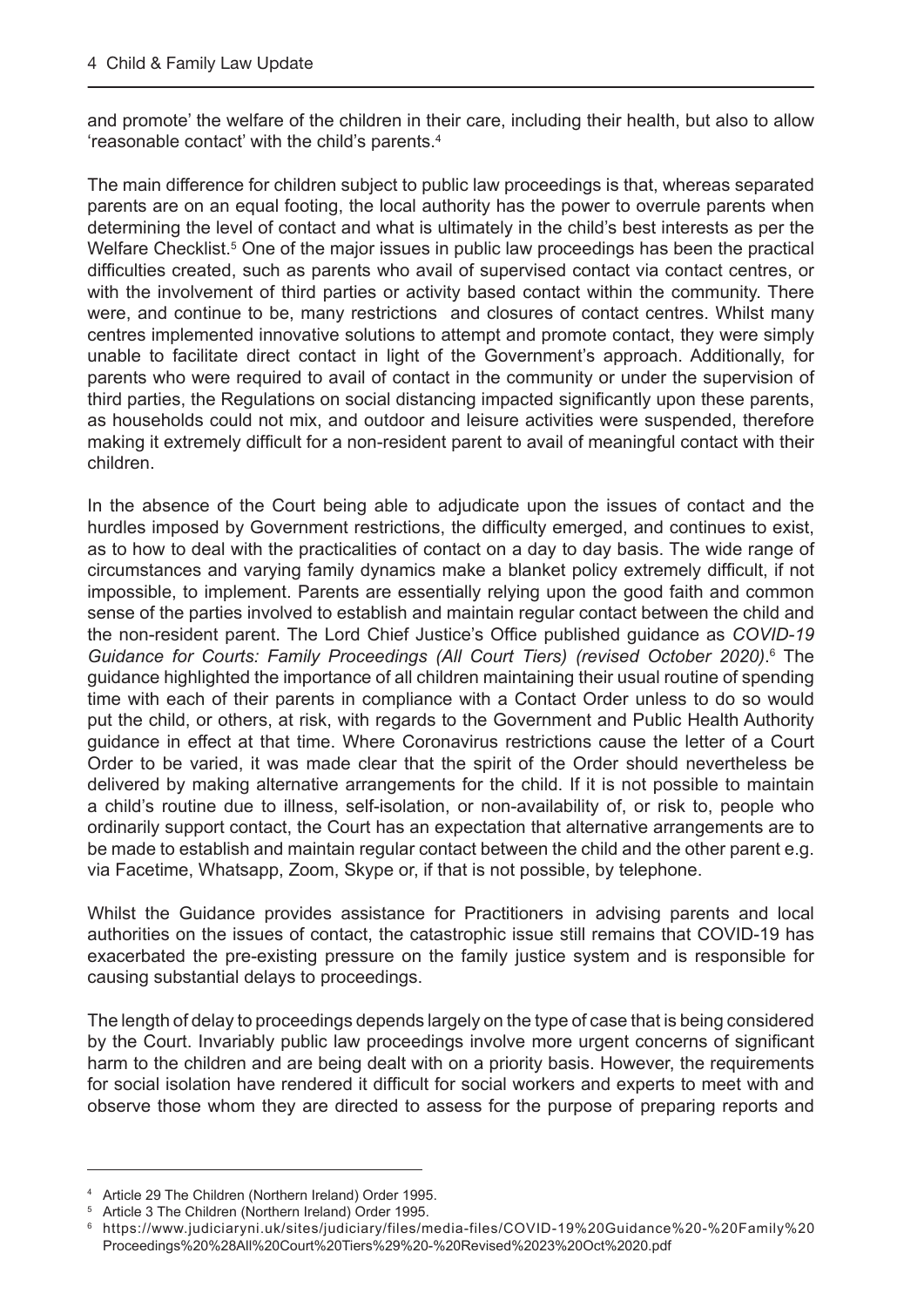and promote' the welfare of the children in their care, including their health, but also to allow 'reasonable contact' with the child's parents.[4]

The main difference for children subject to public law proceedings is that, whereas separated parents are on an equal footing, the local authority has the power to overrule parents when determining the level of contact and what is ultimately in the child's best interests as per the Welfare Checklist.[5] One of the major issues in public law proceedings has been the practical difficulties created, such as parents who avail of supervised contact via contact centres, or with the involvement of third parties or activity based contact within the community. There were, and continue to be, many restrictions and closures of contact centres. Whilst many centres implemented innovative solutions to attempt and promote contact, they were simply unable to facilitate direct contact in light of the Government's approach. Additionally, for parents who were required to avail of contact in the community or under the supervision of third parties, the Regulations on social distancing impacted significantly upon these parents, as households could not mix, and outdoor and leisure activities were suspended, therefore making it extremely difficult for a non-resident parent to avail of meaningful contact with their children.

In the absence of the Court being able to adjudicate upon the issues of contact and the hurdles imposed by Government restrictions, the difficulty emerged, and continues to exist, as to how to deal with the practicalities of contact on a day to day basis. The wide range of circumstances and varying family dynamics make a blanket policy extremely difficult, if not impossible, to implement. Parents are essentially relying upon the good faith and common sense of the parties involved to establish and maintain regular contact between the child and the non-resident parent. The Lord Chief Justice's Office published guidance as *COVID-19 Guidance for Courts: Family Proceedings (All Court Tiers) (revised October 2020)*.[6] The guidance highlighted the importance of all children maintaining their usual routine of spending time with each of their parents in compliance with a Contact Order unless to do so would put the child, or others, at risk, with regards to the Government and Public Health Authority guidance in effect at that time. Where Coronavirus restrictions cause the letter of a Court Order to be varied, it was made clear that the spirit of the Order should nevertheless be delivered by making alternative arrangements for the child. If it is not possible to maintain a child's routine due to illness, self-isolation, or non-availability of, or risk to, people who ordinarily support contact, the Court has an expectation that alternative arrangements are to be made to establish and maintain regular contact between the child and the other parent e.g. via Facetime, Whatsapp, Zoom, Skype or, if that is not possible, by telephone.

Whilst the Guidance provides assistance for Practitioners in advising parents and local authorities on the issues of contact, the catastrophic issue still remains that COVID-19 has exacerbated the pre-existing pressure on the family justice system and is responsible for causing substantial delays to proceedings.

The length of delay to proceedings depends largely on the type of case that is being considered by the Court. Invariably public law proceedings involve more urgent concerns of significant harm to the children and are being dealt with on a priority basis. However, the requirements for social isolation have rendered it difficult for social workers and experts to meet with and observe those whom they are directed to assess for the purpose of preparing reports and

---

[4] Article 29 The Children (Northern Ireland) Order 1995.

[5] Article 3 The Children (Northern Ireland) Order 1995.

[6] https://www.judiciaryni.uk/sites/judiciary/files/media-files/COVID-19%20Guidance%20-%20Family%20Proceedings%20%28All%20Court%20Tiers%29%20-%20Revised%2023%20Oct%2020.pdf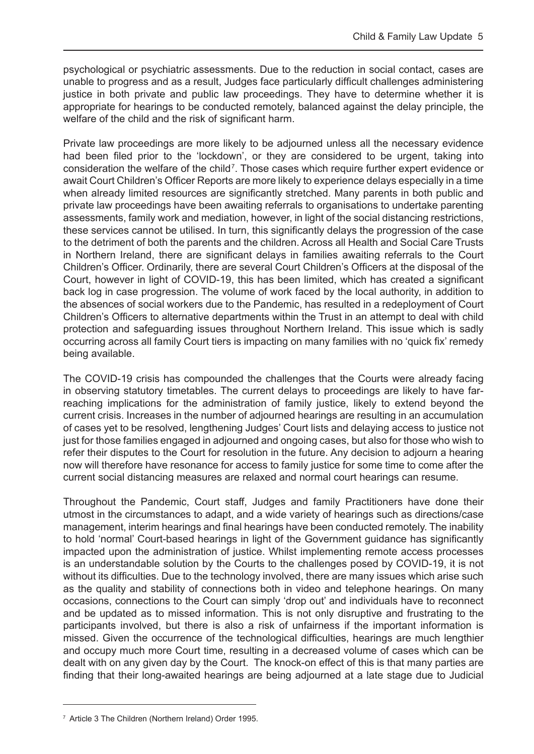psychological or psychiatric assessments. Due to the reduction in social contact, cases are unable to progress and as a result, Judges face particularly difficult challenges administering justice in both private and public law proceedings. They have to determine whether it is appropriate for hearings to be conducted remotely, balanced against the delay principle, the welfare of the child and the risk of significant harm.

Private law proceedings are more likely to be adjourned unless all the necessary evidence had been filed prior to the 'lockdown', or they are considered to be urgent, taking into consideration the welfare of the child[7]. Those cases which require further expert evidence or await Court Children's Officer Reports are more likely to experience delays especially in a time when already limited resources are significantly stretched. Many parents in both public and private law proceedings have been awaiting referrals to organisations to undertake parenting assessments, family work and mediation, however, in light of the social distancing restrictions, these services cannot be utilised. In turn, this significantly delays the progression of the case to the detriment of both the parents and the children. Across all Health and Social Care Trusts in Northern Ireland, there are significant delays in families awaiting referrals to the Court Children's Officer. Ordinarily, there are several Court Children's Officers at the disposal of the Court, however in light of COVID-19, this has been limited, which has created a significant back log in case progression. The volume of work faced by the local authority, in addition to the absences of social workers due to the Pandemic, has resulted in a redeployment of Court Children's Officers to alternative departments within the Trust in an attempt to deal with child protection and safeguarding issues throughout Northern Ireland. This issue which is sadly occurring across all family Court tiers is impacting on many families with no 'quick fix' remedy being available.

The COVID-19 crisis has compounded the challenges that the Courts were already facing in observing statutory timetables. The current delays to proceedings are likely to have far-reaching implications for the administration of family justice, likely to extend beyond the current crisis. Increases in the number of adjourned hearings are resulting in an accumulation of cases yet to be resolved, lengthening Judges' Court lists and delaying access to justice not just for those families engaged in adjourned and ongoing cases, but also for those who wish to refer their disputes to the Court for resolution in the future. Any decision to adjourn a hearing now will therefore have resonance for access to family justice for some time to come after the current social distancing measures are relaxed and normal court hearings can resume.

Throughout the Pandemic, Court staff, Judges and family Practitioners have done their utmost in the circumstances to adapt, and a wide variety of hearings such as directions/case management, interim hearings and final hearings have been conducted remotely. The inability to hold 'normal' Court-based hearings in light of the Government guidance has significantly impacted upon the administration of justice. Whilst implementing remote access processes is an understandable solution by the Courts to the challenges posed by COVID-19, it is not without its difficulties. Due to the technology involved, there are many issues which arise such as the quality and stability of connections both in video and telephone hearings. On many occasions, connections to the Court can simply 'drop out' and individuals have to reconnect and be updated as to missed information. This is not only disruptive and frustrating to the participants involved, but there is also a risk of unfairness if the important information is missed. Given the occurrence of the technological difficulties, hearings are much lengthier and occupy much more Court time, resulting in a decreased volume of cases which can be dealt with on any given day by the Court. The knock-on effect of this is that many parties are finding that their long-awaited hearings are being adjourned at a late stage due to Judicial

[7] Article 3 The Children (Northern Ireland) Order 1995.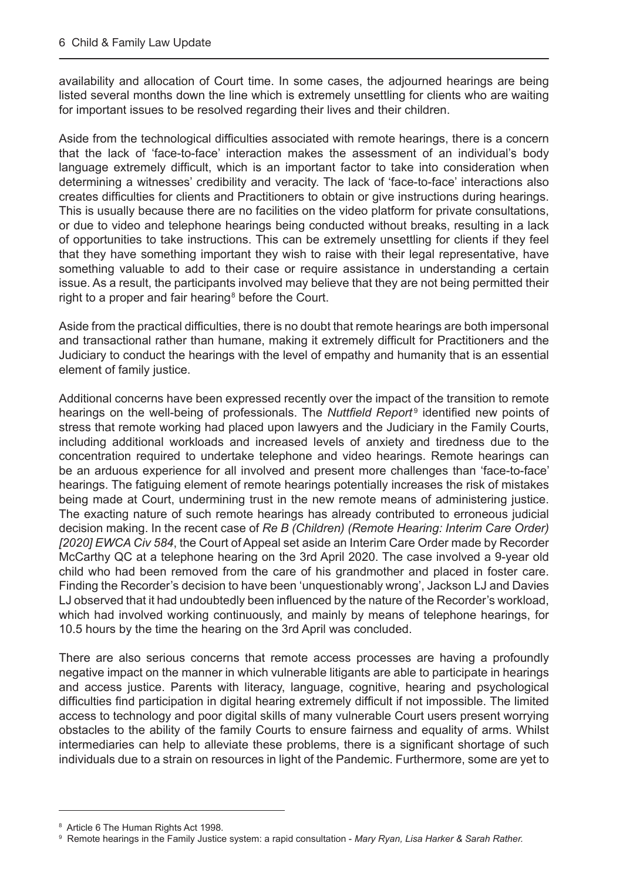availability and allocation of Court time. In some cases, the adjourned hearings are being listed several months down the line which is extremely unsettling for clients who are waiting for important issues to be resolved regarding their lives and their children.

Aside from the technological difficulties associated with remote hearings, there is a concern that the lack of 'face-to-face' interaction makes the assessment of an individual's body language extremely difficult, which is an important factor to take into consideration when determining a witnesses' credibility and veracity. The lack of 'face-to-face' interactions also creates difficulties for clients and Practitioners to obtain or give instructions during hearings. This is usually because there are no facilities on the video platform for private consultations, or due to video and telephone hearings being conducted without breaks, resulting in a lack of opportunities to take instructions. This can be extremely unsettling for clients if they feel that they have something important they wish to raise with their legal representative, have something valuable to add to their case or require assistance in understanding a certain issue. As a result, the participants involved may believe that they are not being permitted their right to a proper and fair hearing[8] before the Court.

Aside from the practical difficulties, there is no doubt that remote hearings are both impersonal and transactional rather than humane, making it extremely difficult for Practitioners and the Judiciary to conduct the hearings with the level of empathy and humanity that is an essential element of family justice.

Additional concerns have been expressed recently over the impact of the transition to remote hearings on the well-being of professionals. The *Nuttfield Report*[9] identified new points of stress that remote working had placed upon lawyers and the Judiciary in the Family Courts, including additional workloads and increased levels of anxiety and tiredness due to the concentration required to undertake telephone and video hearings. Remote hearings can be an arduous experience for all involved and present more challenges than 'face-to-face' hearings. The fatiguing element of remote hearings potentially increases the risk of mistakes being made at Court, undermining trust in the new remote means of administering justice. The exacting nature of such remote hearings has already contributed to erroneous judicial decision making. In the recent case of *Re B (Children) (Remote Hearing: Interim Care Order) [2020] EWCA Civ 584*, the Court of Appeal set aside an Interim Care Order made by Recorder McCarthy QC at a telephone hearing on the 3rd April 2020. The case involved a 9-year old child who had been removed from the care of his grandmother and placed in foster care. Finding the Recorder's decision to have been 'unquestionably wrong', Jackson LJ and Davies LJ observed that it had undoubtedly been influenced by the nature of the Recorder's workload, which had involved working continuously, and mainly by means of telephone hearings, for 10.5 hours by the time the hearing on the 3rd April was concluded.

There are also serious concerns that remote access processes are having a profoundly negative impact on the manner in which vulnerable litigants are able to participate in hearings and access justice. Parents with literacy, language, cognitive, hearing and psychological difficulties find participation in digital hearing extremely difficult if not impossible. The limited access to technology and poor digital skills of many vulnerable Court users present worrying obstacles to the ability of the family Courts to ensure fairness and equality of arms. Whilst intermediaries can help to alleviate these problems, there is a significant shortage of such individuals due to a strain on resources in light of the Pandemic. Furthermore, some are yet to

---

[8] Article 6 The Human Rights Act 1998.

[9] Remote hearings in the Family Justice system: a rapid consultation - *Mary Ryan, Lisa Harker & Sarah Rather.*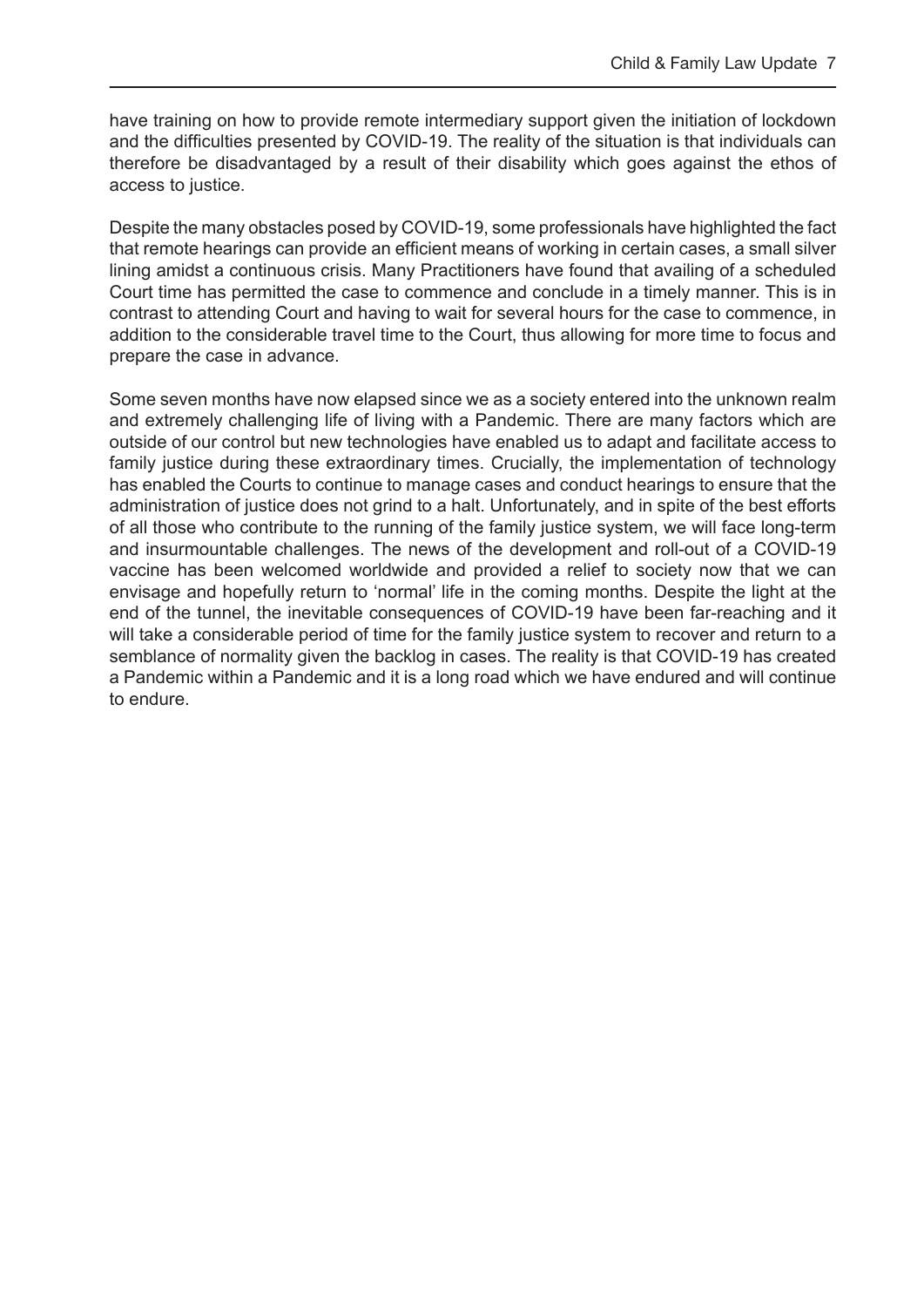have training on how to provide remote intermediary support given the initiation of lockdown and the difficulties presented by COVID-19. The reality of the situation is that individuals can therefore be disadvantaged by a result of their disability which goes against the ethos of access to justice.

Despite the many obstacles posed by COVID-19, some professionals have highlighted the fact that remote hearings can provide an efficient means of working in certain cases, a small silver lining amidst a continuous crisis. Many Practitioners have found that availing of a scheduled Court time has permitted the case to commence and conclude in a timely manner. This is in contrast to attending Court and having to wait for several hours for the case to commence, in addition to the considerable travel time to the Court, thus allowing for more time to focus and prepare the case in advance.

Some seven months have now elapsed since we as a society entered into the unknown realm and extremely challenging life of living with a Pandemic. There are many factors which are outside of our control but new technologies have enabled us to adapt and facilitate access to family justice during these extraordinary times. Crucially, the implementation of technology has enabled the Courts to continue to manage cases and conduct hearings to ensure that the administration of justice does not grind to a halt. Unfortunately, and in spite of the best efforts of all those who contribute to the running of the family justice system, we will face long-term and insurmountable challenges. The news of the development and roll-out of a COVID-19 vaccine has been welcomed worldwide and provided a relief to society now that we can envisage and hopefully return to 'normal' life in the coming months. Despite the light at the end of the tunnel, the inevitable consequences of COVID-19 have been far-reaching and it will take a considerable period of time for the family justice system to recover and return to a semblance of normality given the backlog in cases. The reality is that COVID-19 has created a Pandemic within a Pandemic and it is a long road which we have endured and will continue to endure.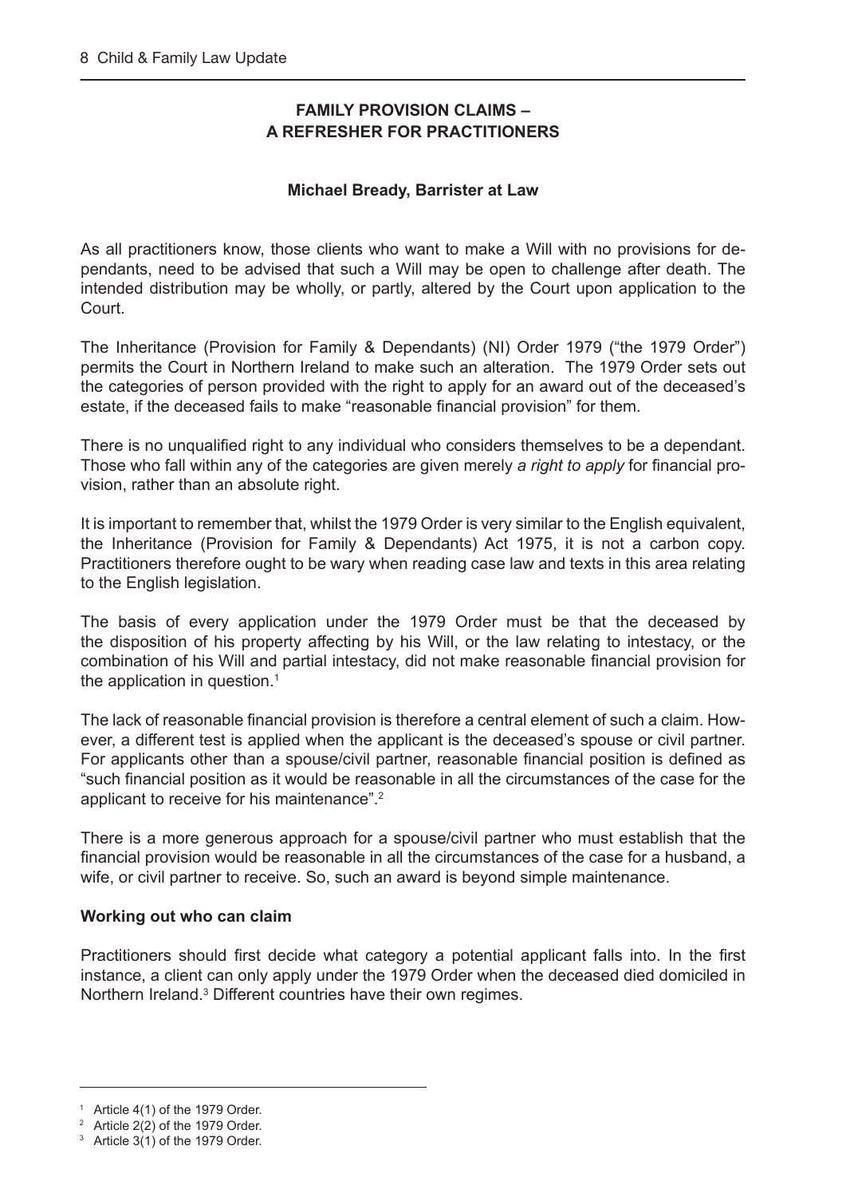## FAMILY PROVISION CLAIMS – A REFRESHER FOR PRACTITIONERS

**Michael Bready, Barrister at Law**

As all practitioners know, those clients who want to make a Will with no provisions for dependants, need to be advised that such a Will may be open to challenge after death. The intended distribution may be wholly, or partly, altered by the Court upon application to the Court.

The Inheritance (Provision for Family & Dependants) (NI) Order 1979 ("the 1979 Order") permits the Court in Northern Ireland to make such an alteration. The 1979 Order sets out the categories of person provided with the right to apply for an award out of the deceased's estate, if the deceased fails to make "reasonable financial provision" for them.

There is no unqualified right to any individual who considers themselves to be a dependant. Those who fall within any of the categories are given merely *a right to apply* for financial provision, rather than an absolute right.

It is important to remember that, whilst the 1979 Order is very similar to the English equivalent, the Inheritance (Provision for Family & Dependants) Act 1975, it is not a carbon copy. Practitioners therefore ought to be wary when reading case law and texts in this area relating to the English legislation.

The basis of every application under the 1979 Order must be that the deceased by the disposition of his property affecting by his Will, or the law relating to intestacy, or the combination of his Will and partial intestacy, did not make reasonable financial provision for the application in question.[1]

The lack of reasonable financial provision is therefore a central element of such a claim. However, a different test is applied when the applicant is the deceased's spouse or civil partner. For applicants other than a spouse/civil partner, reasonable financial position is defined as "such financial position as it would be reasonable in all the circumstances of the case for the applicant to receive for his maintenance".[2]

There is a more generous approach for a spouse/civil partner who must establish that the financial provision would be reasonable in all the circumstances of the case for a husband, a wife, or civil partner to receive. So, such an award is beyond simple maintenance.

### Working out who can claim

Practitioners should first decide what category a potential applicant falls into. In the first instance, a client can only apply under the 1979 Order when the deceased died domiciled in Northern Ireland.[3] Different countries have their own regimes.

---

[1] Article 4(1) of the 1979 Order.

[2] Article 2(2) of the 1979 Order.

[3] Article 3(1) of the 1979 Order.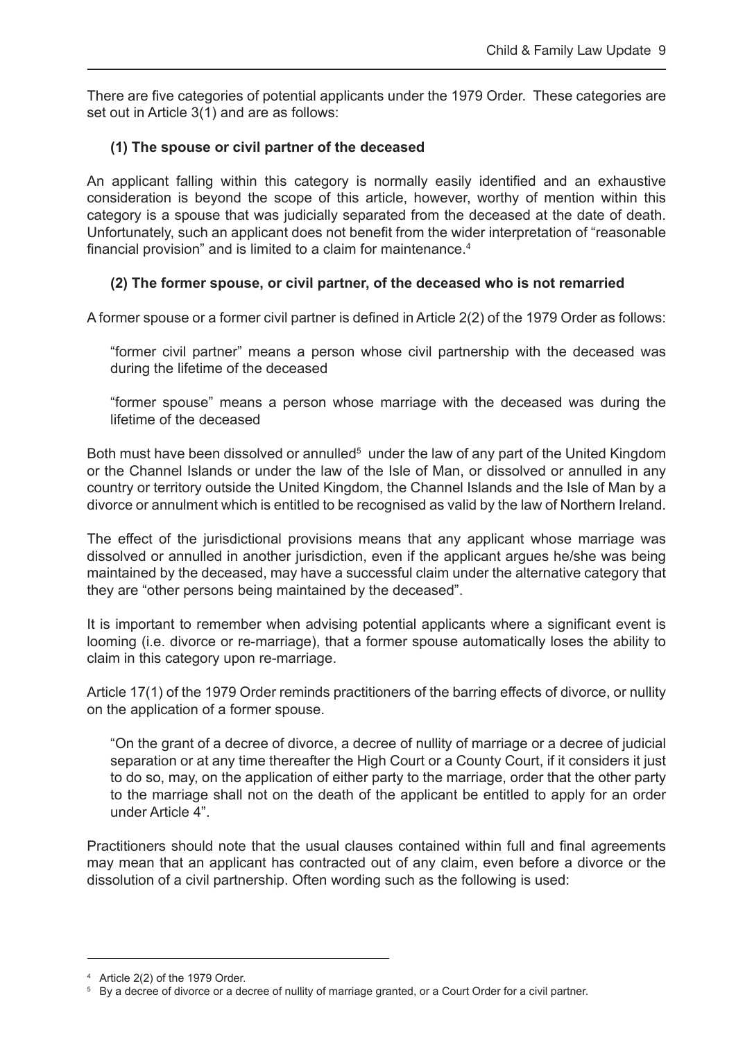There are five categories of potential applicants under the 1979 Order. These categories are set out in Article 3(1) and are as follows:

**(1) The spouse or civil partner of the deceased**

An applicant falling within this category is normally easily identified and an exhaustive consideration is beyond the scope of this article, however, worthy of mention within this category is a spouse that was judicially separated from the deceased at the date of death. Unfortunately, such an applicant does not benefit from the wider interpretation of "reasonable financial provision" and is limited to a claim for maintenance.[4]

**(2) The former spouse, or civil partner, of the deceased who is not remarried**

A former spouse or a former civil partner is defined in Article 2(2) of the 1979 Order as follows:

> "former civil partner" means a person whose civil partnership with the deceased was during the lifetime of the deceased
>
> "former spouse" means a person whose marriage with the deceased was during the lifetime of the deceased

Both must have been dissolved or annulled[5] under the law of any part of the United Kingdom or the Channel Islands or under the law of the Isle of Man, or dissolved or annulled in any country or territory outside the United Kingdom, the Channel Islands and the Isle of Man by a divorce or annulment which is entitled to be recognised as valid by the law of Northern Ireland.

The effect of the jurisdictional provisions means that any applicant whose marriage was dissolved or annulled in another jurisdiction, even if the applicant argues he/she was being maintained by the deceased, may have a successful claim under the alternative category that they are "other persons being maintained by the deceased".

It is important to remember when advising potential applicants where a significant event is looming (i.e. divorce or re-marriage), that a former spouse automatically loses the ability to claim in this category upon re-marriage.

Article 17(1) of the 1979 Order reminds practitioners of the barring effects of divorce, or nullity on the application of a former spouse.

> "On the grant of a decree of divorce, a decree of nullity of marriage or a decree of judicial separation or at any time thereafter the High Court or a County Court, if it considers it just to do so, may, on the application of either party to the marriage, order that the other party to the marriage shall not on the death of the applicant be entitled to apply for an order under Article 4".

Practitioners should note that the usual clauses contained within full and final agreements may mean that an applicant has contracted out of any claim, even before a divorce or the dissolution of a civil partnership. Often wording such as the following is used:

---

[4] Article 2(2) of the 1979 Order.

[5] By a decree of divorce or a decree of nullity of marriage granted, or a Court Order for a civil partner.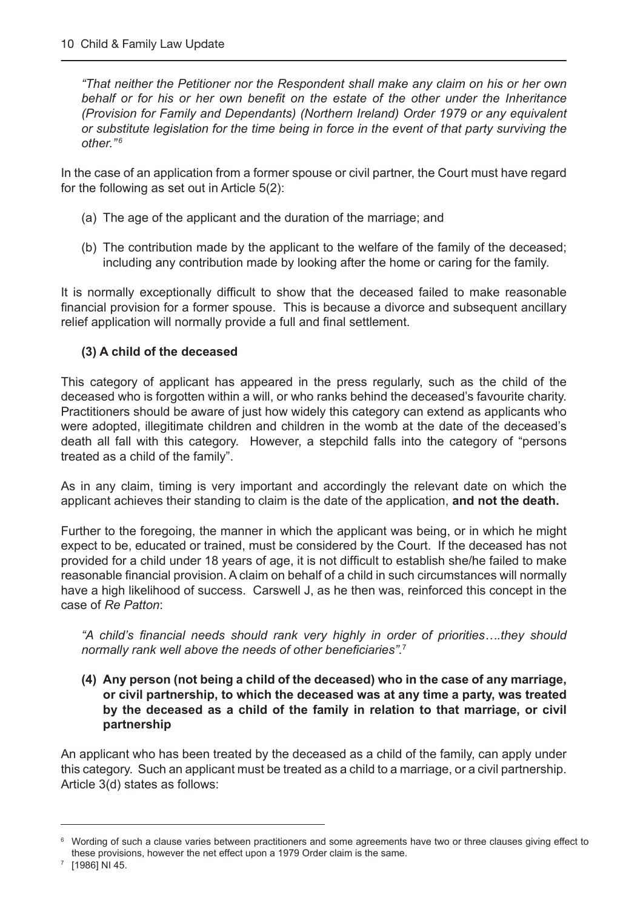*"That neither the Petitioner nor the Respondent shall make any claim on his or her own behalf or for his or her own benefit on the estate of the other under the Inheritance (Provision for Family and Dependants) (Northern Ireland) Order 1979 or any equivalent or substitute legislation for the time being in force in the event of that party surviving the other."*[6]

In the case of an application from a former spouse or civil partner, the Court must have regard for the following as set out in Article 5(2):

(a) The age of the applicant and the duration of the marriage; and

(b) The contribution made by the applicant to the welfare of the family of the deceased; including any contribution made by looking after the home or caring for the family.

It is normally exceptionally difficult to show that the deceased failed to make reasonable financial provision for a former spouse. This is because a divorce and subsequent ancillary relief application will normally provide a full and final settlement.

**(3) A child of the deceased**

This category of applicant has appeared in the press regularly, such as the child of the deceased who is forgotten within a will, or who ranks behind the deceased's favourite charity. Practitioners should be aware of just how widely this category can extend as applicants who were adopted, illegitimate children and children in the womb at the date of the deceased's death all fall with this category. However, a stepchild falls into the category of "persons treated as a child of the family".

As in any claim, timing is very important and accordingly the relevant date on which the applicant achieves their standing to claim is the date of the application, **and not the death.**

Further to the foregoing, the manner in which the applicant was being, or in which he might expect to be, educated or trained, must be considered by the Court. If the deceased has not provided for a child under 18 years of age, it is not difficult to establish she/he failed to make reasonable financial provision. A claim on behalf of a child in such circumstances will normally have a high likelihood of success. Carswell J, as he then was, reinforced this concept in the case of *Re Patton*:

*"A child's financial needs should rank very highly in order of priorities….they should normally rank well above the needs of other beneficiaries".*[7]

**(4) Any person (not being a child of the deceased) who in the case of any marriage, or civil partnership, to which the deceased was at any time a party, was treated by the deceased as a child of the family in relation to that marriage, or civil partnership**

An applicant who has been treated by the deceased as a child of the family, can apply under this category. Such an applicant must be treated as a child to a marriage, or a civil partnership. Article 3(d) states as follows:

---

[6] Wording of such a clause varies between practitioners and some agreements have two or three clauses giving effect to these provisions, however the net effect upon a 1979 Order claim is the same.

[7] [1986] NI 45.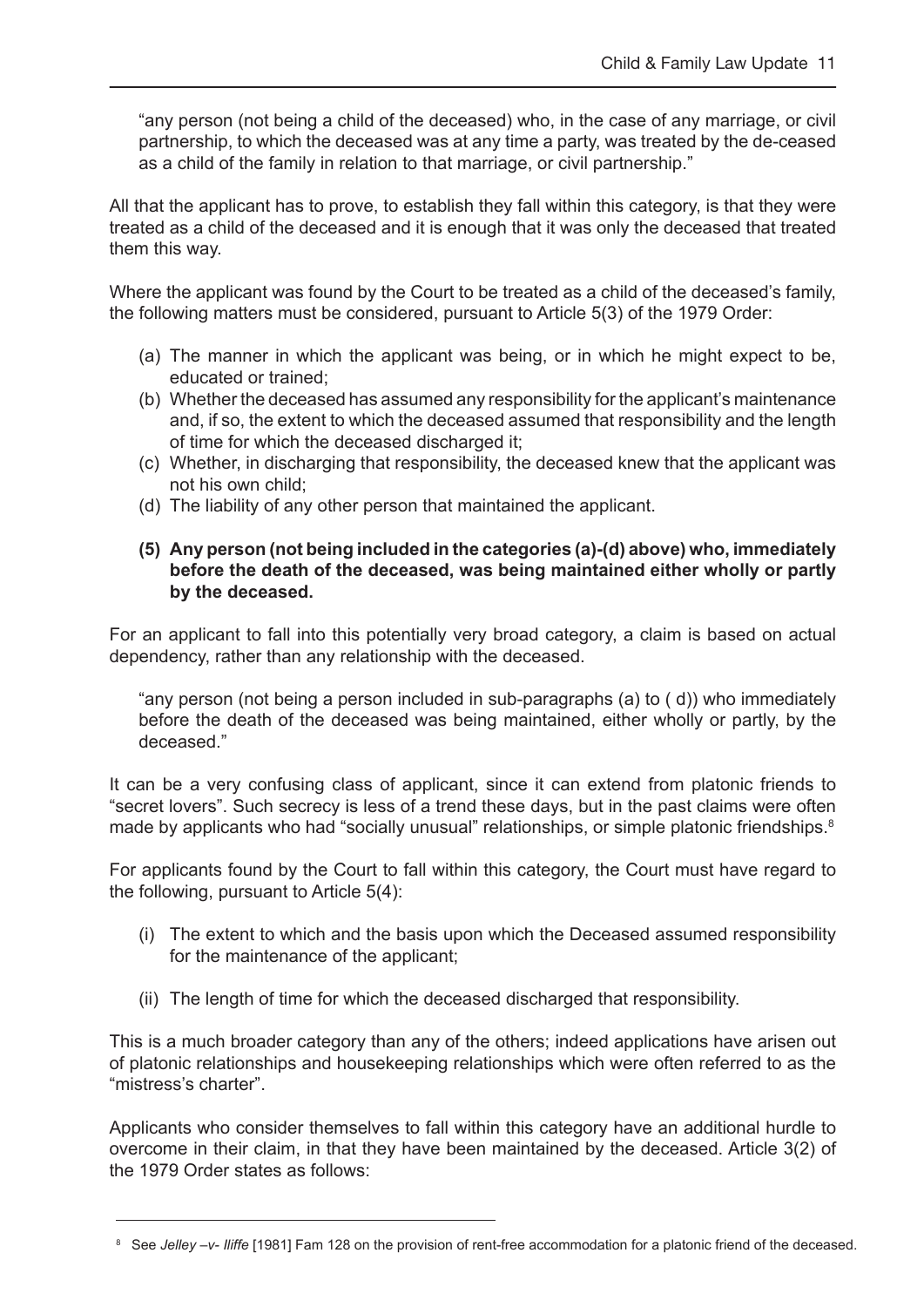"any person (not being a child of the deceased) who, in the case of any marriage, or civil partnership, to which the deceased was at any time a party, was treated by the de-ceased as a child of the family in relation to that marriage, or civil partnership."

All that the applicant has to prove, to establish they fall within this category, is that they were treated as a child of the deceased and it is enough that it was only the deceased that treated them this way.

Where the applicant was found by the Court to be treated as a child of the deceased's family, the following matters must be considered, pursuant to Article 5(3) of the 1979 Order:

(a) The manner in which the applicant was being, or in which he might expect to be, educated or trained;
(b) Whether the deceased has assumed any responsibility for the applicant's maintenance and, if so, the extent to which the deceased assumed that responsibility and the length of time for which the deceased discharged it;
(c) Whether, in discharging that responsibility, the deceased knew that the applicant was not his own child;
(d) The liability of any other person that maintained the applicant.

**(5) Any person (not being included in the categories (a)-(d) above) who, immediately before the death of the deceased, was being maintained either wholly or partly by the deceased.**

For an applicant to fall into this potentially very broad category, a claim is based on actual dependency, rather than any relationship with the deceased.

"any person (not being a person included in sub-paragraphs (a) to ( d)) who immediately before the death of the deceased was being maintained, either wholly or partly, by the deceased."

It can be a very confusing class of applicant, since it can extend from platonic friends to "secret lovers". Such secrecy is less of a trend these days, but in the past claims were often made by applicants who had "socially unusual" relationships, or simple platonic friendships.[8]

For applicants found by the Court to fall within this category, the Court must have regard to the following, pursuant to Article 5(4):

(i) The extent to which and the basis upon which the Deceased assumed responsibility for the maintenance of the applicant;

(ii) The length of time for which the deceased discharged that responsibility.

This is a much broader category than any of the others; indeed applications have arisen out of platonic relationships and housekeeping relationships which were often referred to as the "mistress's charter".

Applicants who consider themselves to fall within this category have an additional hurdle to overcome in their claim, in that they have been maintained by the deceased. Article 3(2) of the 1979 Order states as follows:

[8] See *Jelley –v- Iliffe* [1981] Fam 128 on the provision of rent-free accommodation for a platonic friend of the deceased.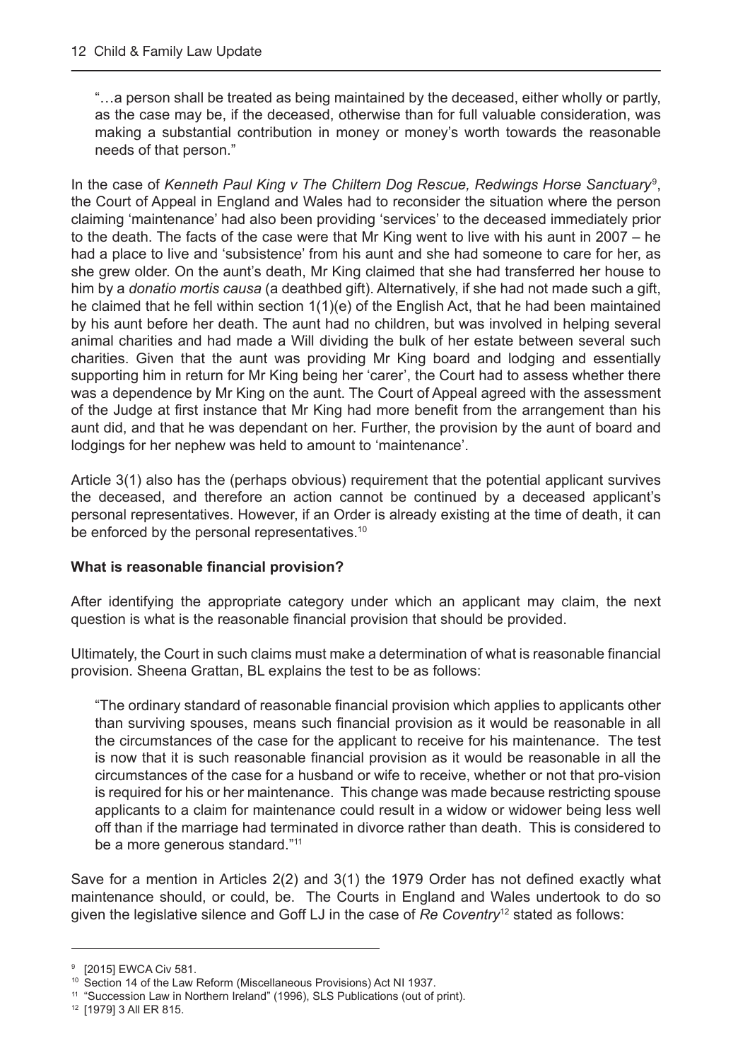"…a person shall be treated as being maintained by the deceased, either wholly or partly, as the case may be, if the deceased, otherwise than for full valuable consideration, was making a substantial contribution in money or money's worth towards the reasonable needs of that person."

In the case of *Kenneth Paul King v The Chiltern Dog Rescue, Redwings Horse Sanctuary*[9], the Court of Appeal in England and Wales had to reconsider the situation where the person claiming 'maintenance' had also been providing 'services' to the deceased immediately prior to the death. The facts of the case were that Mr King went to live with his aunt in 2007 – he had a place to live and 'subsistence' from his aunt and she had someone to care for her, as she grew older. On the aunt's death, Mr King claimed that she had transferred her house to him by a *donatio mortis causa* (a deathbed gift). Alternatively, if she had not made such a gift, he claimed that he fell within section 1(1)(e) of the English Act, that he had been maintained by his aunt before her death. The aunt had no children, but was involved in helping several animal charities and had made a Will dividing the bulk of her estate between several such charities. Given that the aunt was providing Mr King board and lodging and essentially supporting him in return for Mr King being her 'carer', the Court had to assess whether there was a dependence by Mr King on the aunt. The Court of Appeal agreed with the assessment of the Judge at first instance that Mr King had more benefit from the arrangement than his aunt did, and that he was dependant on her. Further, the provision by the aunt of board and lodgings for her nephew was held to amount to 'maintenance'.

Article 3(1) also has the (perhaps obvious) requirement that the potential applicant survives the deceased, and therefore an action cannot be continued by a deceased applicant's personal representatives. However, if an Order is already existing at the time of death, it can be enforced by the personal representatives.[10]

**What is reasonable financial provision?**

After identifying the appropriate category under which an applicant may claim, the next question is what is the reasonable financial provision that should be provided.

Ultimately, the Court in such claims must make a determination of what is reasonable financial provision. Sheena Grattan, BL explains the test to be as follows:

"The ordinary standard of reasonable financial provision which applies to applicants other than surviving spouses, means such financial provision as it would be reasonable in all the circumstances of the case for the applicant to receive for his maintenance. The test is now that it is such reasonable financial provision as it would be reasonable in all the circumstances of the case for a husband or wife to receive, whether or not that pro-vision is required for his or her maintenance. This change was made because restricting spouse applicants to a claim for maintenance could result in a widow or widower being less well off than if the marriage had terminated in divorce rather than death. This is considered to be a more generous standard."[11]

Save for a mention in Articles 2(2) and 3(1) the 1979 Order has not defined exactly what maintenance should, or could, be. The Courts in England and Wales undertook to do so given the legislative silence and Goff LJ in the case of *Re Coventry*[12] stated as follows:

---

[9] [2015] EWCA Civ 581.

[10] Section 14 of the Law Reform (Miscellaneous Provisions) Act NI 1937.

[11] "Succession Law in Northern Ireland" (1996), SLS Publications (out of print).

[12] [1979] 3 All ER 815.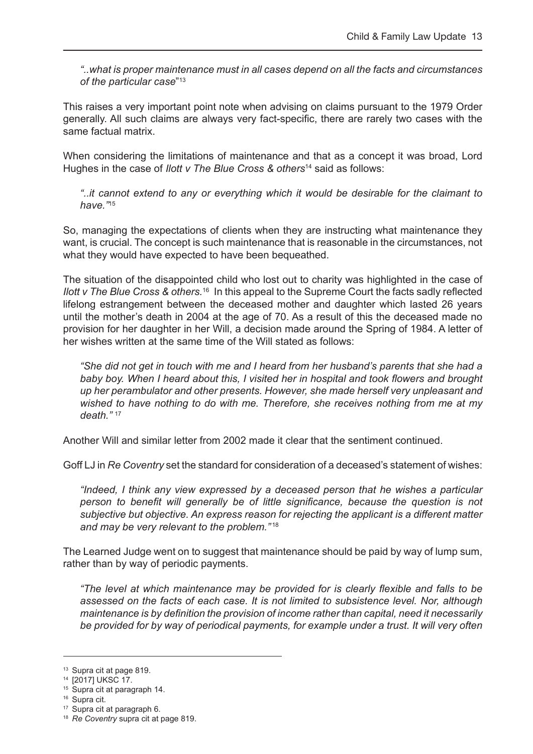*"..what is proper maintenance must in all cases depend on all the facts and circumstances of the particular case"*[13]

This raises a very important point note when advising on claims pursuant to the 1979 Order generally. All such claims are always very fact-specific, there are rarely two cases with the same factual matrix.

When considering the limitations of maintenance and that as a concept it was broad, Lord Hughes in the case of *Ilott v The Blue Cross & others*[14] said as follows:

> *"..it cannot extend to any or everything which it would be desirable for the claimant to have."*[15]

So, managing the expectations of clients when they are instructing what maintenance they want, is crucial. The concept is such maintenance that is reasonable in the circumstances, not what they would have expected to have been bequeathed.

The situation of the disappointed child who lost out to charity was highlighted in the case of *Ilott v The Blue Cross & others.*[16] In this appeal to the Supreme Court the facts sadly reflected lifelong estrangement between the deceased mother and daughter which lasted 26 years until the mother's death in 2004 at the age of 70. As a result of this the deceased made no provision for her daughter in her Will, a decision made around the Spring of 1984. A letter of her wishes written at the same time of the Will stated as follows:

> *"She did not get in touch with me and I heard from her husband's parents that she had a baby boy. When I heard about this, I visited her in hospital and took flowers and brought up her perambulator and other presents. However, she made herself very unpleasant and wished to have nothing to do with me. Therefore, she receives nothing from me at my death."* [17]

Another Will and similar letter from 2002 made it clear that the sentiment continued.

Goff LJ in *Re Coventry* set the standard for consideration of a deceased's statement of wishes:

> *"Indeed, I think any view expressed by a deceased person that he wishes a particular person to benefit will generally be of little significance, because the question is not subjective but objective. An express reason for rejecting the applicant is a different matter and may be very relevant to the problem."* [18]

The Learned Judge went on to suggest that maintenance should be paid by way of lump sum, rather than by way of periodic payments.

> *"The level at which maintenance may be provided for is clearly flexible and falls to be assessed on the facts of each case. It is not limited to subsistence level. Nor, although maintenance is by definition the provision of income rather than capital, need it necessarily be provided for by way of periodical payments, for example under a trust. It will very often*

---

[13] Supra cit at page 819.

[14] [2017] UKSC 17.

[15] Supra cit at paragraph 14.

[16] Supra cit.

[17] Supra cit at paragraph 6.

[18] *Re Coventry* supra cit at page 819.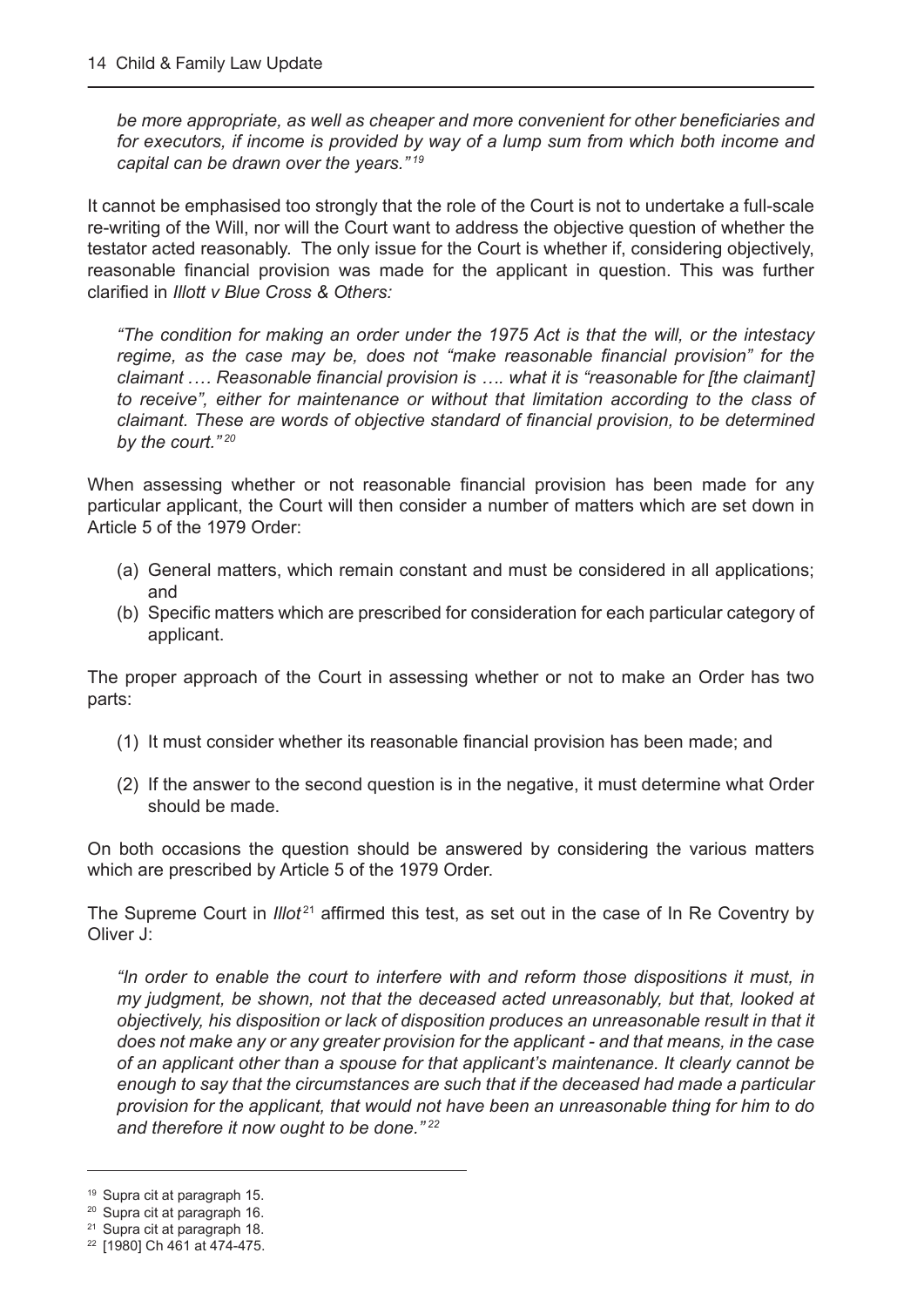*be more appropriate, as well as cheaper and more convenient for other beneficiaries and for executors, if income is provided by way of a lump sum from which both income and capital can be drawn over the years."*[19]

It cannot be emphasised too strongly that the role of the Court is not to undertake a full-scale re-writing of the Will, nor will the Court want to address the objective question of whether the testator acted reasonably. The only issue for the Court is whether if, considering objectively, reasonable financial provision was made for the applicant in question. This was further clarified in *Illott v Blue Cross & Others:*

> *"The condition for making an order under the 1975 Act is that the will, or the intestacy regime, as the case may be, does not "make reasonable financial provision" for the claimant …. Reasonable financial provision is …. what it is "reasonable for [the claimant] to receive", either for maintenance or without that limitation according to the class of claimant. These are words of objective standard of financial provision, to be determined by the court."*[20]

When assessing whether or not reasonable financial provision has been made for any particular applicant, the Court will then consider a number of matters which are set down in Article 5 of the 1979 Order:

(a) General matters, which remain constant and must be considered in all applications; and
(b) Specific matters which are prescribed for consideration for each particular category of applicant.

The proper approach of the Court in assessing whether or not to make an Order has two parts:

(1) It must consider whether its reasonable financial provision has been made; and

(2) If the answer to the second question is in the negative, it must determine what Order should be made.

On both occasions the question should be answered by considering the various matters which are prescribed by Article 5 of the 1979 Order.

The Supreme Court in *Illot*[21] affirmed this test, as set out in the case of In Re Coventry by Oliver J:

> *"In order to enable the court to interfere with and reform those dispositions it must, in my judgment, be shown, not that the deceased acted unreasonably, but that, looked at objectively, his disposition or lack of disposition produces an unreasonable result in that it does not make any or any greater provision for the applicant - and that means, in the case of an applicant other than a spouse for that applicant's maintenance. It clearly cannot be enough to say that the circumstances are such that if the deceased had made a particular provision for the applicant, that would not have been an unreasonable thing for him to do and therefore it now ought to be done."*[22]

---

[19] Supra cit at paragraph 15.
[20] Supra cit at paragraph 16.
[21] Supra cit at paragraph 18.
[22] [1980] Ch 461 at 474-475.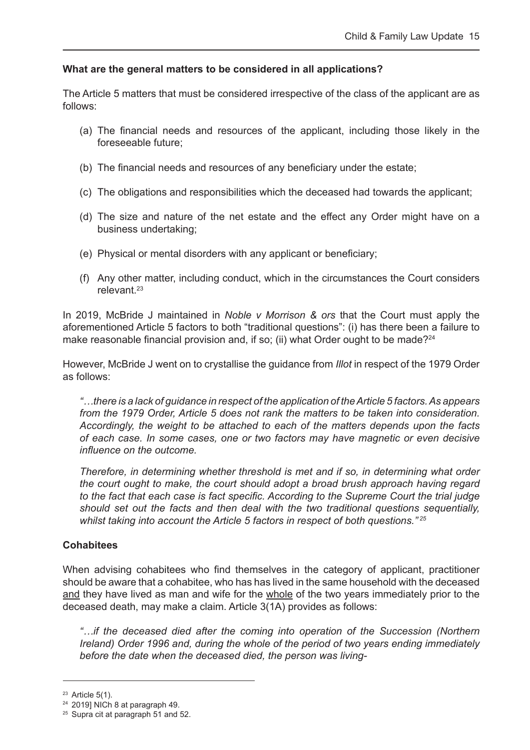**What are the general matters to be considered in all applications?**

The Article 5 matters that must be considered irrespective of the class of the applicant are as follows:

(a) The financial needs and resources of the applicant, including those likely in the foreseeable future;

(b) The financial needs and resources of any beneficiary under the estate;

(c) The obligations and responsibilities which the deceased had towards the applicant;

(d) The size and nature of the net estate and the effect any Order might have on a business undertaking;

(e) Physical or mental disorders with any applicant or beneficiary;

(f) Any other matter, including conduct, which in the circumstances the Court considers relevant.[23]

In 2019, McBride J maintained in *Noble v Morrison & ors* that the Court must apply the aforementioned Article 5 factors to both "traditional questions": (i) has there been a failure to make reasonable financial provision and, if so; (ii) what Order ought to be made?[24]

However, McBride J went on to crystallise the guidance from *Illot* in respect of the 1979 Order as follows:

> *"…there is a lack of guidance in respect of the application of the Article 5 factors. As appears from the 1979 Order, Article 5 does not rank the matters to be taken into consideration. Accordingly, the weight to be attached to each of the matters depends upon the facts of each case. In some cases, one or two factors may have magnetic or even decisive influence on the outcome.*
>
> *Therefore, in determining whether threshold is met and if so, in determining what order the court ought to make, the court should adopt a broad brush approach having regard to the fact that each case is fact specific. According to the Supreme Court the trial judge should set out the facts and then deal with the two traditional questions sequentially, whilst taking into account the Article 5 factors in respect of both questions."*[25]

**Cohabitees**

When advising cohabitees who find themselves in the category of applicant, practitioner should be aware that a cohabitee, who has has lived in the same household with the deceased <u>and</u> they have lived as man and wife for the <u>whole</u> of the two years immediately prior to the deceased death, may make a claim. Article 3(1A) provides as follows:

> *"…if the deceased died after the coming into operation of the Succession (Northern Ireland) Order 1996 and, during the whole of the period of two years ending immediately before the date when the deceased died, the person was living-*

---

[23] Article 5(1).

[24] 2019] NICh 8 at paragraph 49.

[25] Supra cit at paragraph 51 and 52.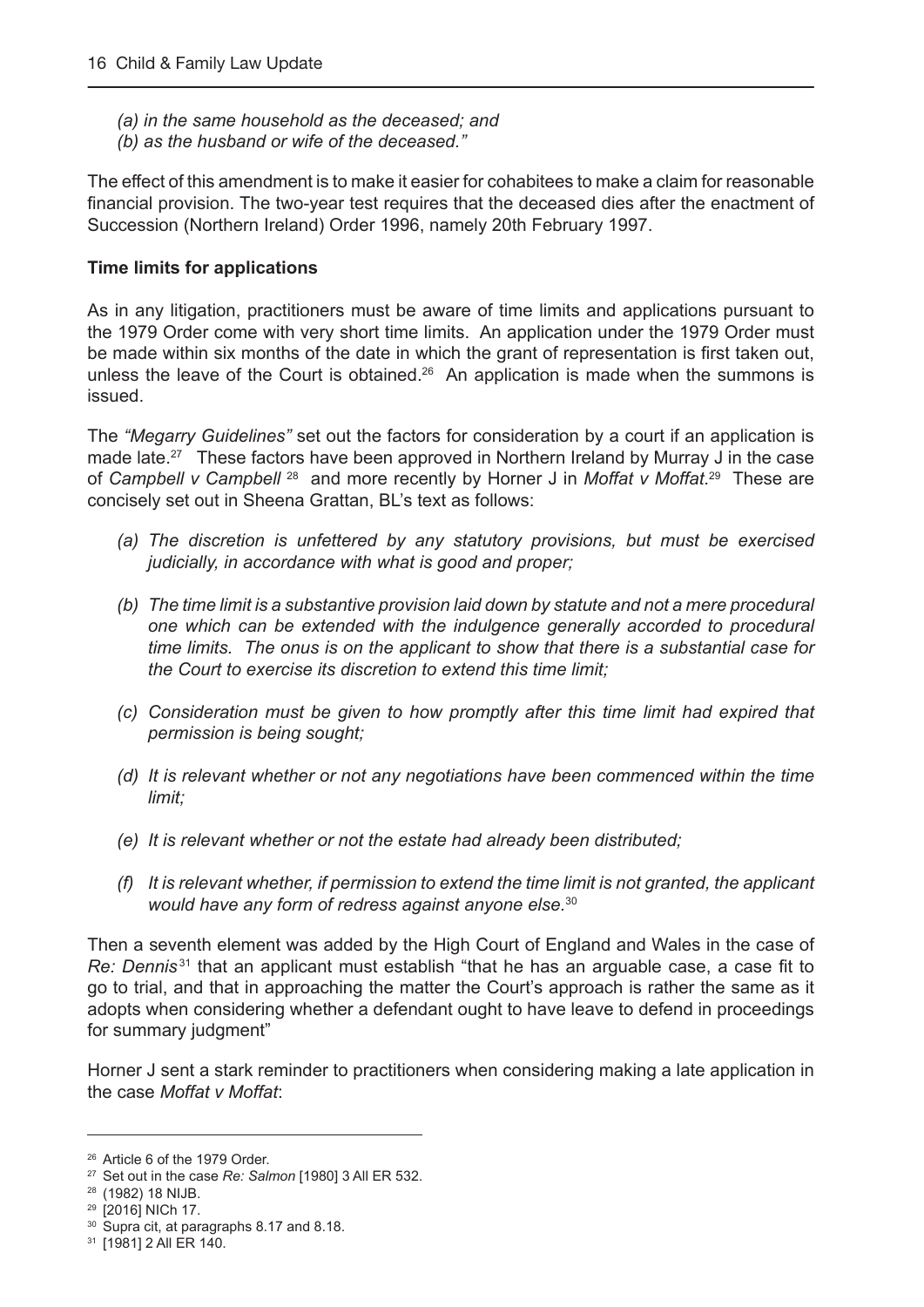*(a) in the same household as the deceased; and*
*(b) as the husband or wife of the deceased."*

The effect of this amendment is to make it easier for cohabitees to make a claim for reasonable financial provision. The two-year test requires that the deceased dies after the enactment of Succession (Northern Ireland) Order 1996, namely 20th February 1997.

**Time limits for applications**

As in any litigation, practitioners must be aware of time limits and applications pursuant to the 1979 Order come with very short time limits. An application under the 1979 Order must be made within six months of the date in which the grant of representation is first taken out, unless the leave of the Court is obtained.[26] An application is made when the summons is issued.

The *"Megarry Guidelines"* set out the factors for consideration by a court if an application is made late.[27] These factors have been approved in Northern Ireland by Murray J in the case of *Campbell v Campbell* [28] and more recently by Horner J in *Moffat v Moffat*.[29] These are concisely set out in Sheena Grattan, BL's text as follows:

*(a) The discretion is unfettered by any statutory provisions, but must be exercised judicially, in accordance with what is good and proper;*

*(b) The time limit is a substantive provision laid down by statute and not a mere procedural one which can be extended with the indulgence generally accorded to procedural time limits. The onus is on the applicant to show that there is a substantial case for the Court to exercise its discretion to extend this time limit;*

*(c) Consideration must be given to how promptly after this time limit had expired that permission is being sought;*

*(d) It is relevant whether or not any negotiations have been commenced within the time limit;*

*(e) It is relevant whether or not the estate had already been distributed;*

*(f) It is relevant whether, if permission to extend the time limit is not granted, the applicant would have any form of redress against anyone else.*[30]

Then a seventh element was added by the High Court of England and Wales in the case of *Re: Dennis*[31] that an applicant must establish "that he has an arguable case, a case fit to go to trial, and that in approaching the matter the Court's approach is rather the same as it adopts when considering whether a defendant ought to have leave to defend in proceedings for summary judgment"

Horner J sent a stark reminder to practitioners when considering making a late application in the case *Moffat v Moffat*:

---

[26] Article 6 of the 1979 Order.
[27] Set out in the case *Re: Salmon* [1980] 3 All ER 532.
[28] (1982) 18 NIJB.
[29] [2016] NICh 17.
[30] Supra cit, at paragraphs 8.17 and 8.18.
[31] [1981] 2 All ER 140.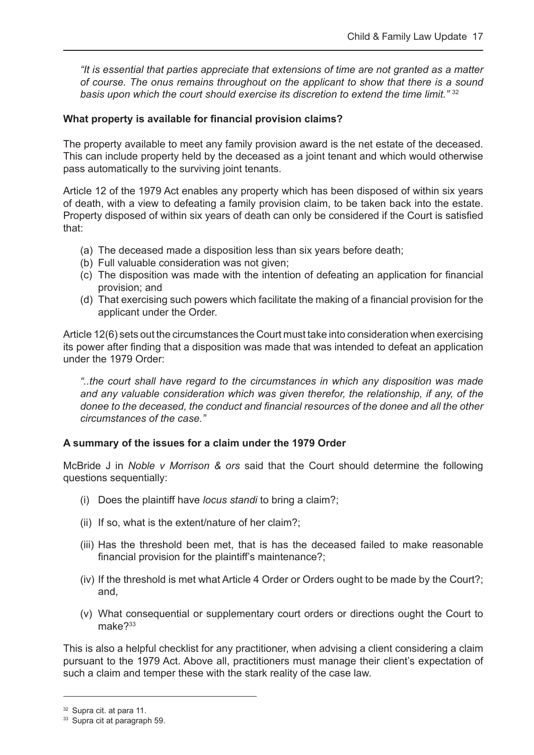*"It is essential that parties appreciate that extensions of time are not granted as a matter of course. The onus remains throughout on the applicant to show that there is a sound basis upon which the court should exercise its discretion to extend the time limit."* [32]

**What property is available for financial provision claims?**

The property available to meet any family provision award is the net estate of the deceased. This can include property held by the deceased as a joint tenant and which would otherwise pass automatically to the surviving joint tenants.

Article 12 of the 1979 Act enables any property which has been disposed of within six years of death, with a view to defeating a family provision claim, to be taken back into the estate. Property disposed of within six years of death can only be considered if the Court is satisfied that:

(a) The deceased made a disposition less than six years before death;
(b) Full valuable consideration was not given;
(c) The disposition was made with the intention of defeating an application for financial provision; and
(d) That exercising such powers which facilitate the making of a financial provision for the applicant under the Order.

Article 12(6) sets out the circumstances the Court must take into consideration when exercising its power after finding that a disposition was made that was intended to defeat an application under the 1979 Order:

*"..the court shall have regard to the circumstances in which any disposition was made and any valuable consideration which was given therefor, the relationship, if any, of the donee to the deceased, the conduct and financial resources of the donee and all the other circumstances of the case."*

**A summary of the issues for a claim under the 1979 Order**

McBride J in *Noble v Morrison & ors* said that the Court should determine the following questions sequentially:

(i) Does the plaintiff have *locus standi* to bring a claim?;

(ii) If so, what is the extent/nature of her claim?;

(iii) Has the threshold been met, that is has the deceased failed to make reasonable financial provision for the plaintiff's maintenance?;

(iv) If the threshold is met what Article 4 Order or Orders ought to be made by the Court?; and,

(v) What consequential or supplementary court orders or directions ought the Court to make?[33]

This is also a helpful checklist for any practitioner, when advising a client considering a claim pursuant to the 1979 Act. Above all, practitioners must manage their client's expectation of such a claim and temper these with the stark reality of the case law.

---

[32] Supra cit. at para 11.

[33] Supra cit at paragraph 59.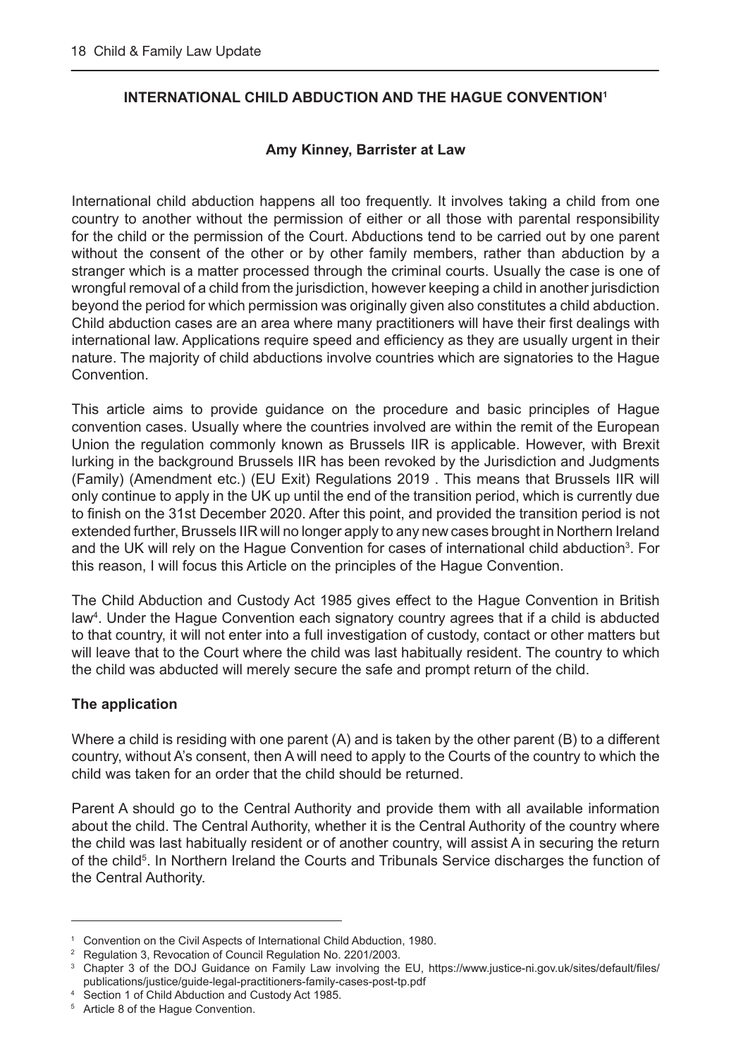## INTERNATIONAL CHILD ABDUCTION AND THE HAGUE CONVENTION[1]

**Amy Kinney, Barrister at Law**

International child abduction happens all too frequently. It involves taking a child from one country to another without the permission of either or all those with parental responsibility for the child or the permission of the Court. Abductions tend to be carried out by one parent without the consent of the other or by other family members, rather than abduction by a stranger which is a matter processed through the criminal courts. Usually the case is one of wrongful removal of a child from the jurisdiction, however keeping a child in another jurisdiction beyond the period for which permission was originally given also constitutes a child abduction. Child abduction cases are an area where many practitioners will have their first dealings with international law. Applications require speed and efficiency as they are usually urgent in their nature. The majority of child abductions involve countries which are signatories to the Hague Convention.

This article aims to provide guidance on the procedure and basic principles of Hague convention cases. Usually where the countries involved are within the remit of the European Union the regulation commonly known as Brussels IIR is applicable. However, with Brexit lurking in the background Brussels IIR has been revoked by the Jurisdiction and Judgments (Family) (Amendment etc.) (EU Exit) Regulations 2019 . This means that Brussels IIR will only continue to apply in the UK up until the end of the transition period, which is currently due to finish on the 31st December 2020. After this point, and provided the transition period is not extended further, Brussels IIR will no longer apply to any new cases brought in Northern Ireland and the UK will rely on the Hague Convention for cases of international child abduction[3]. For this reason, I will focus this Article on the principles of the Hague Convention.

The Child Abduction and Custody Act 1985 gives effect to the Hague Convention in British law[4]. Under the Hague Convention each signatory country agrees that if a child is abducted to that country, it will not enter into a full investigation of custody, contact or other matters but will leave that to the Court where the child was last habitually resident. The country to which the child was abducted will merely secure the safe and prompt return of the child.

### The application

Where a child is residing with one parent (A) and is taken by the other parent (B) to a different country, without A's consent, then A will need to apply to the Courts of the country to which the child was taken for an order that the child should be returned.

Parent A should go to the Central Authority and provide them with all available information about the child. The Central Authority, whether it is the Central Authority of the country where the child was last habitually resident or of another country, will assist A in securing the return of the child[5]. In Northern Ireland the Courts and Tribunals Service discharges the function of the Central Authority.

---

[1] Convention on the Civil Aspects of International Child Abduction, 1980.

[2] Regulation 3, Revocation of Council Regulation No. 2201/2003.

[3] Chapter 3 of the DOJ Guidance on Family Law involving the EU, https://www.justice-ni.gov.uk/sites/default/files/publications/justice/guide-legal-practitioners-family-cases-post-tp.pdf

[4] Section 1 of Child Abduction and Custody Act 1985.

[5] Article 8 of the Hague Convention.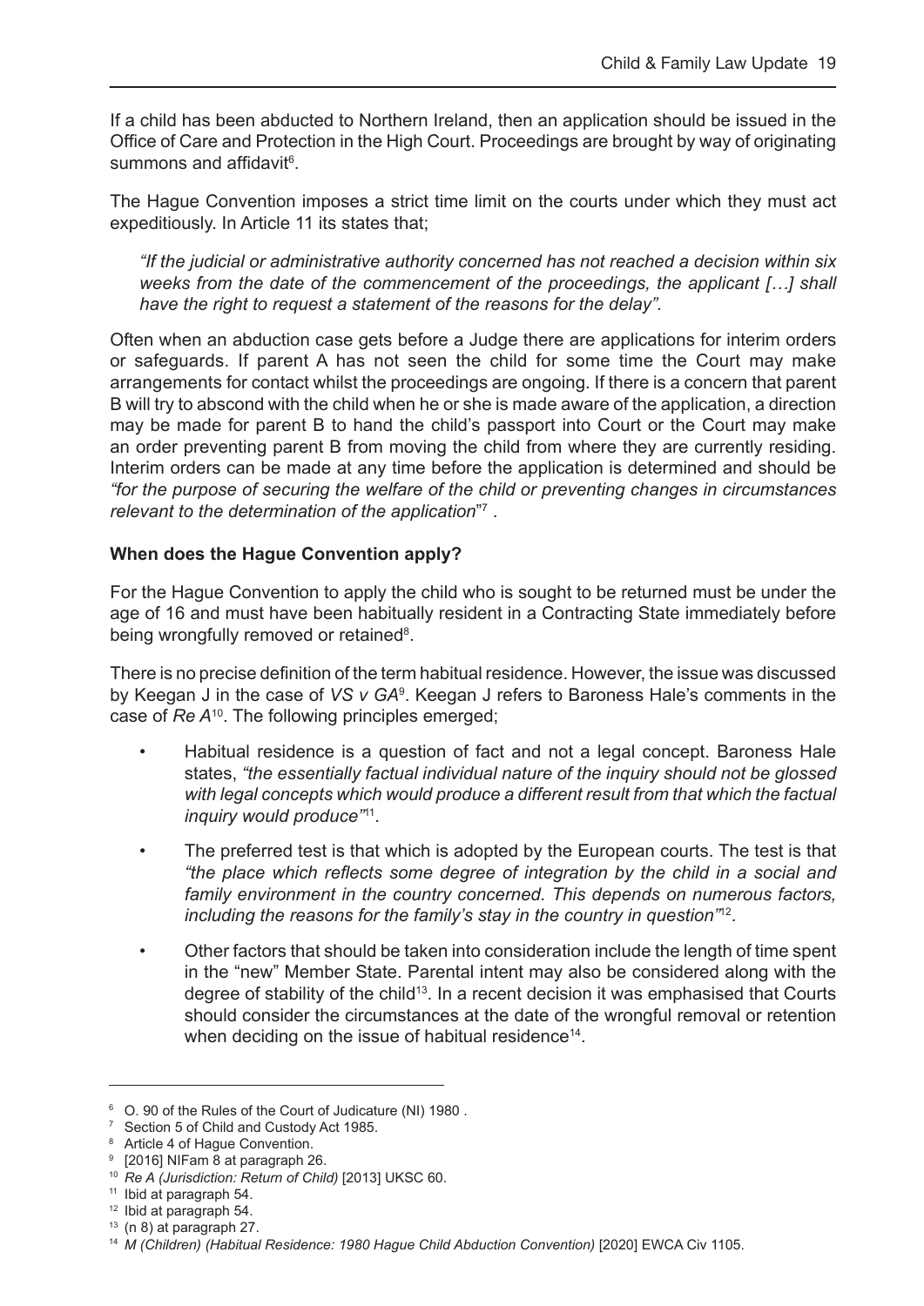If a child has been abducted to Northern Ireland, then an application should be issued in the Office of Care and Protection in the High Court. Proceedings are brought by way of originating summons and affidavit[6].

The Hague Convention imposes a strict time limit on the courts under which they must act expeditiously. In Article 11 its states that;

> *"If the judicial or administrative authority concerned has not reached a decision within six weeks from the date of the commencement of the proceedings, the applicant […] shall have the right to request a statement of the reasons for the delay".*

Often when an abduction case gets before a Judge there are applications for interim orders or safeguards. If parent A has not seen the child for some time the Court may make arrangements for contact whilst the proceedings are ongoing. If there is a concern that parent B will try to abscond with the child when he or she is made aware of the application, a direction may be made for parent B to hand the child's passport into Court or the Court may make an order preventing parent B from moving the child from where they are currently residing. Interim orders can be made at any time before the application is determined and should be *"for the purpose of securing the welfare of the child or preventing changes in circumstances relevant to the determination of the application*"[7] .

**When does the Hague Convention apply?**

For the Hague Convention to apply the child who is sought to be returned must be under the age of 16 and must have been habitually resident in a Contracting State immediately before being wrongfully removed or retained[8].

There is no precise definition of the term habitual residence. However, the issue was discussed by Keegan J in the case of *VS v GA*[9]. Keegan J refers to Baroness Hale's comments in the case of *Re A*[10]. The following principles emerged;

- Habitual residence is a question of fact and not a legal concept. Baroness Hale states, *"the essentially factual individual nature of the inquiry should not be glossed with legal concepts which would produce a different result from that which the factual inquiry would produce"*[11].
- The preferred test is that which is adopted by the European courts. The test is that *"the place which reflects some degree of integration by the child in a social and family environment in the country concerned. This depends on numerous factors, including the reasons for the family's stay in the country in question"*[12].
- Other factors that should be taken into consideration include the length of time spent in the "new" Member State. Parental intent may also be considered along with the degree of stability of the child[13]. In a recent decision it was emphasised that Courts should consider the circumstances at the date of the wrongful removal or retention when deciding on the issue of habitual residence[14].

---

[6] O. 90 of the Rules of the Court of Judicature (NI) 1980 .

[7] Section 5 of Child and Custody Act 1985.

[8] Article 4 of Hague Convention.

[9] [2016] NIFam 8 at paragraph 26.

[10] *Re A (Jurisdiction: Return of Child)* [2013] UKSC 60.

[11] Ibid at paragraph 54.

[12] Ibid at paragraph 54.

[13] (n 8) at paragraph 27.

[14] *M (Children) (Habitual Residence: 1980 Hague Child Abduction Convention)* [2020] EWCA Civ 1105.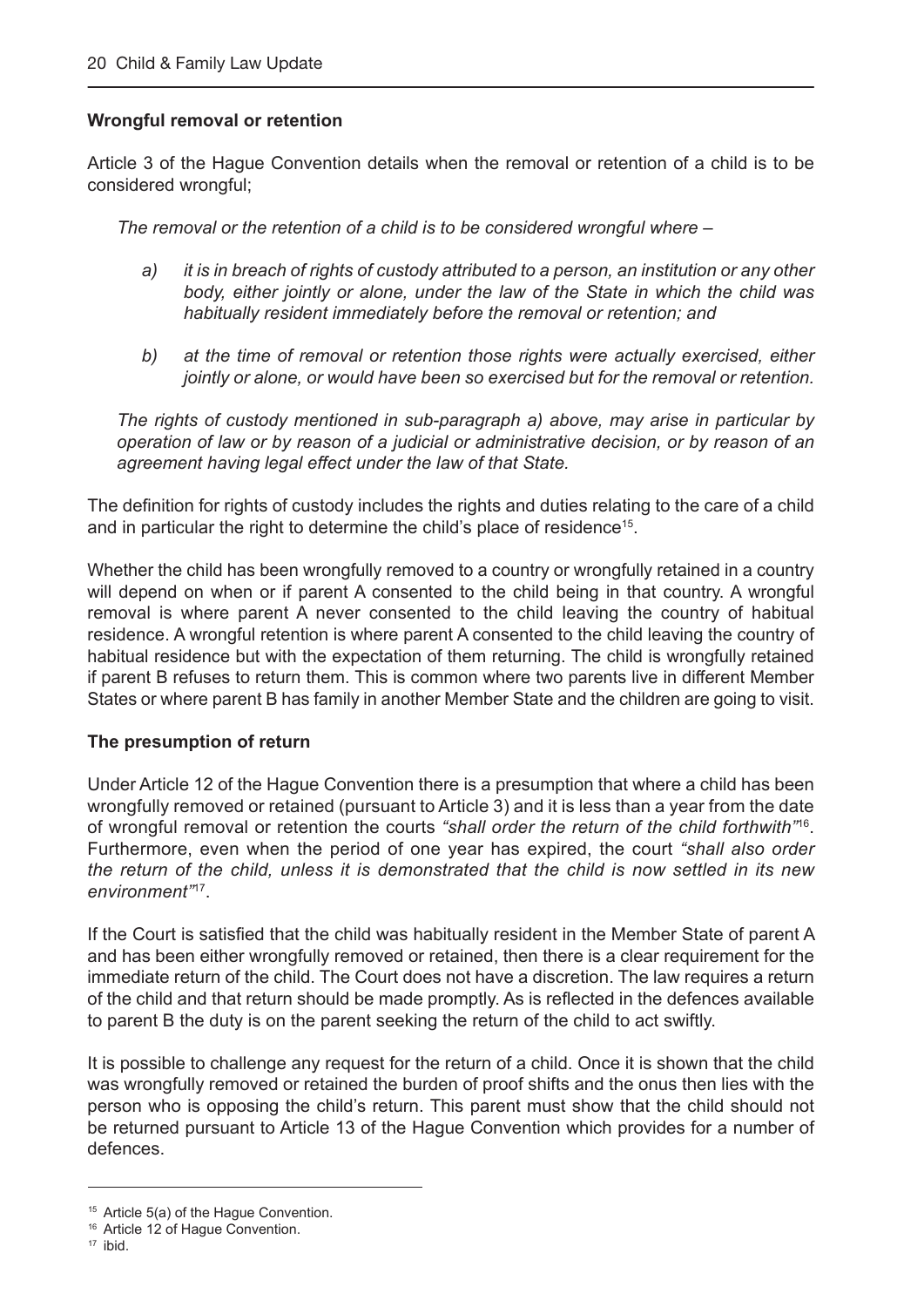**Wrongful removal or retention**

Article 3 of the Hague Convention details when the removal or retention of a child is to be considered wrongful;

> *The removal or the retention of a child is to be considered wrongful where –*
>
> *a) it is in breach of rights of custody attributed to a person, an institution or any other body, either jointly or alone, under the law of the State in which the child was habitually resident immediately before the removal or retention; and*
>
> *b) at the time of removal or retention those rights were actually exercised, either jointly or alone, or would have been so exercised but for the removal or retention.*
>
> *The rights of custody mentioned in sub-paragraph a) above, may arise in particular by operation of law or by reason of a judicial or administrative decision, or by reason of an agreement having legal effect under the law of that State.*

The definition for rights of custody includes the rights and duties relating to the care of a child and in particular the right to determine the child's place of residence[15].

Whether the child has been wrongfully removed to a country or wrongfully retained in a country will depend on when or if parent A consented to the child being in that country. A wrongful removal is where parent A never consented to the child leaving the country of habitual residence. A wrongful retention is where parent A consented to the child leaving the country of habitual residence but with the expectation of them returning. The child is wrongfully retained if parent B refuses to return them. This is common where two parents live in different Member States or where parent B has family in another Member State and the children are going to visit.

**The presumption of return**

Under Article 12 of the Hague Convention there is a presumption that where a child has been wrongfully removed or retained (pursuant to Article 3) and it is less than a year from the date of wrongful removal or retention the courts *"shall order the return of the child forthwith"*[16]. Furthermore, even when the period of one year has expired, the court *"shall also order the return of the child, unless it is demonstrated that the child is now settled in its new environment"*[17].

If the Court is satisfied that the child was habitually resident in the Member State of parent A and has been either wrongfully removed or retained, then there is a clear requirement for the immediate return of the child. The Court does not have a discretion. The law requires a return of the child and that return should be made promptly. As is reflected in the defences available to parent B the duty is on the parent seeking the return of the child to act swiftly.

It is possible to challenge any request for the return of a child. Once it is shown that the child was wrongfully removed or retained the burden of proof shifts and the onus then lies with the person who is opposing the child's return. This parent must show that the child should not be returned pursuant to Article 13 of the Hague Convention which provides for a number of defences.

---

[15] Article 5(a) of the Hague Convention.

[16] Article 12 of Hague Convention.

[17] ibid.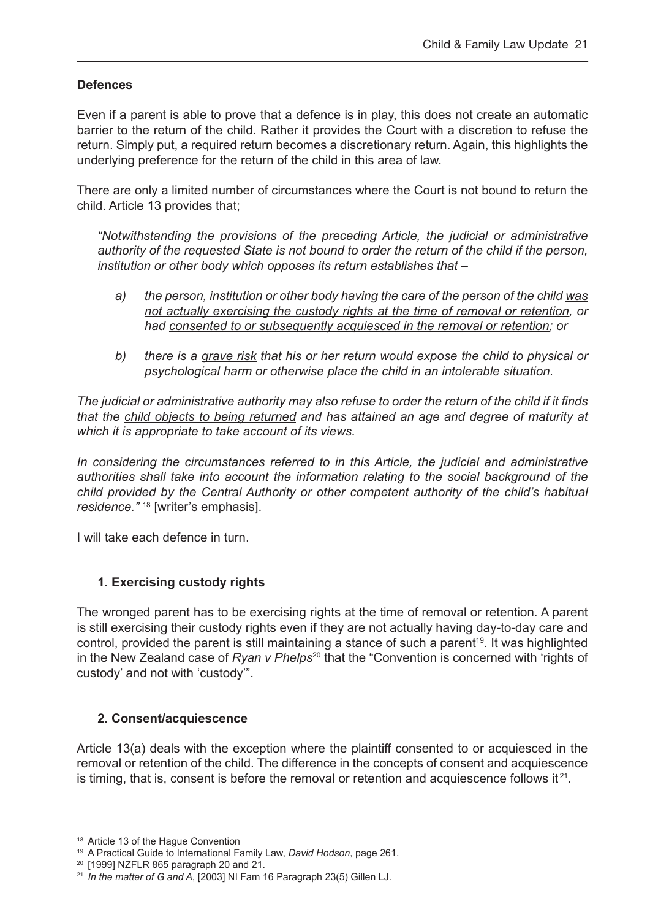**Defences**

Even if a parent is able to prove that a defence is in play, this does not create an automatic barrier to the return of the child. Rather it provides the Court with a discretion to refuse the return. Simply put, a required return becomes a discretionary return. Again, this highlights the underlying preference for the return of the child in this area of law.

There are only a limited number of circumstances where the Court is not bound to return the child. Article 13 provides that;

> *"Notwithstanding the provisions of the preceding Article, the judicial or administrative authority of the requested State is not bound to order the return of the child if the person, institution or other body which opposes its return establishes that –*
>
> *a) the person, institution or other body having the care of the person of the child <u>was not actually exercising the custody rights at the time of removal or retention</u>, or had <u>consented to or subsequently acquiesced in the removal or retention</u>; or*
>
> *b) there is a <u>grave risk</u> that his or her return would expose the child to physical or psychological harm or otherwise place the child in an intolerable situation.*

*The judicial or administrative authority may also refuse to order the return of the child if it finds that the <u>child objects to being returned</u> and has attained an age and degree of maturity at which it is appropriate to take account of its views.*

*In considering the circumstances referred to in this Article, the judicial and administrative authorities shall take into account the information relating to the social background of the child provided by the Central Authority or other competent authority of the child's habitual residence."* [18] [writer's emphasis].

I will take each defence in turn.

### 1. Exercising custody rights

The wronged parent has to be exercising rights at the time of removal or retention. A parent is still exercising their custody rights even if they are not actually having day-to-day care and control, provided the parent is still maintaining a stance of such a parent[19]. It was highlighted in the New Zealand case of *Ryan v Phelps*[20] that the "Convention is concerned with 'rights of custody' and not with 'custody'".

### 2. Consent/acquiescence

Article 13(a) deals with the exception where the plaintiff consented to or acquiesced in the removal or retention of the child. The difference in the concepts of consent and acquiescence is timing, that is, consent is before the removal or retention and acquiescence follows it[21].

---

[18] Article 13 of the Hague Convention

[19] A Practical Guide to International Family Law, *David Hodson*, page 261.

[20] [1999] NZFLR 865 paragraph 20 and 21.

[21] *In the matter of G and A*, [2003] NI Fam 16 Paragraph 23(5) Gillen LJ.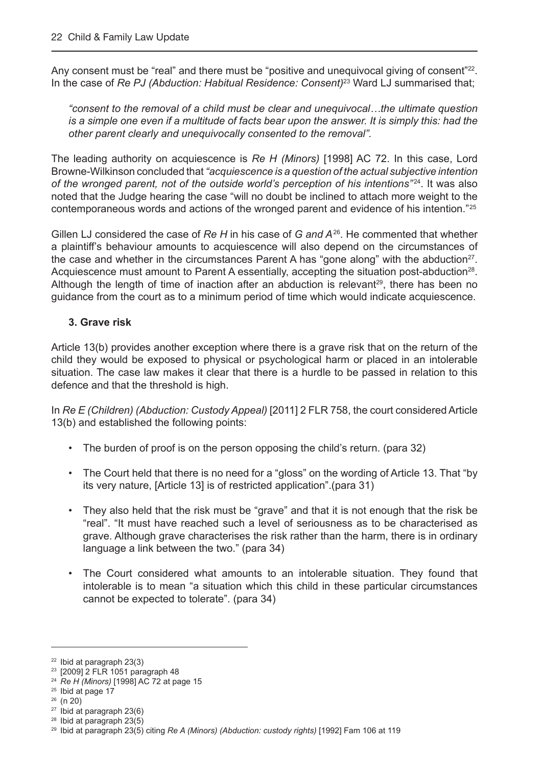Any consent must be "real" and there must be "positive and unequivocal giving of consent"[22]. In the case of *Re PJ (Abduction: Habitual Residence: Consent)*[23] Ward LJ summarised that;

> *"consent to the removal of a child must be clear and unequivocal…the ultimate question is a simple one even if a multitude of facts bear upon the answer. It is simply this: had the other parent clearly and unequivocally consented to the removal".*

The leading authority on acquiescence is *Re H (Minors)* [1998] AC 72. In this case, Lord Browne-Wilkinson concluded that *"acquiescence is a question of the actual subjective intention of the wronged parent, not of the outside world's perception of his intentions"*[24]. It was also noted that the Judge hearing the case "will no doubt be inclined to attach more weight to the contemporaneous words and actions of the wronged parent and evidence of his intention."[25]

Gillen LJ considered the case of *Re H* in his case of *G and A*[26]. He commented that whether a plaintiff's behaviour amounts to acquiescence will also depend on the circumstances of the case and whether in the circumstances Parent A has "gone along" with the abduction[27]. Acquiescence must amount to Parent A essentially, accepting the situation post-abduction[28]. Although the length of time of inaction after an abduction is relevant[29], there has been no guidance from the court as to a minimum period of time which would indicate acquiescence.

### 3. Grave risk

Article 13(b) provides another exception where there is a grave risk that on the return of the child they would be exposed to physical or psychological harm or placed in an intolerable situation. The case law makes it clear that there is a hurdle to be passed in relation to this defence and that the threshold is high.

In *Re E (Children) (Abduction: Custody Appeal)* [2011] 2 FLR 758, the court considered Article 13(b) and established the following points:

- The burden of proof is on the person opposing the child's return. (para 32)
- The Court held that there is no need for a "gloss" on the wording of Article 13. That "by its very nature, [Article 13] is of restricted application".(para 31)
- They also held that the risk must be "grave" and that it is not enough that the risk be "real". "It must have reached such a level of seriousness as to be characterised as grave. Although grave characterises the risk rather than the harm, there is in ordinary language a link between the two." (para 34)
- The Court considered what amounts to an intolerable situation. They found that intolerable is to mean "a situation which this child in these particular circumstances cannot be expected to tolerate". (para 34)

---

[22] Ibid at paragraph 23(3)
[23] [2009] 2 FLR 1051 paragraph 48
[24] *Re H (Minors)* [1998] AC 72 at page 15
[25] Ibid at page 17
[26] (n 20)
[27] Ibid at paragraph 23(6)
[28] Ibid at paragraph 23(5)
[29] Ibid at paragraph 23(5) citing *Re A (Minors) (Abduction: custody rights)* [1992] Fam 106 at 119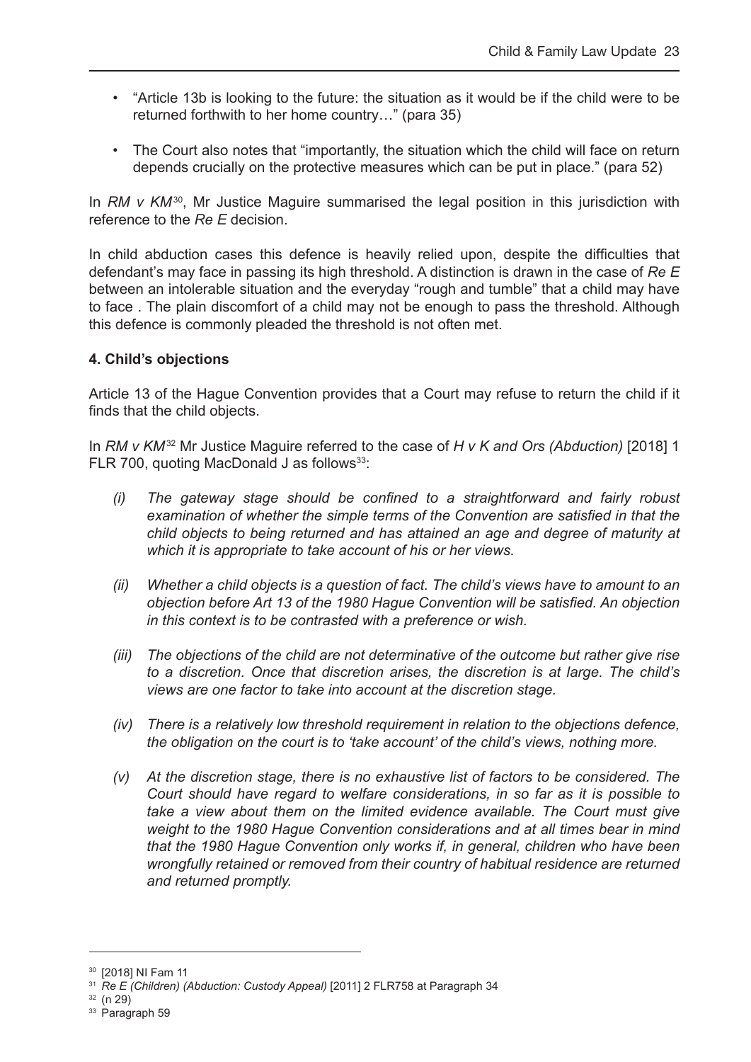- "Article 13b is looking to the future: the situation as it would be if the child were to be returned forthwith to her home country…" (para 35)
- The Court also notes that "importantly, the situation which the child will face on return depends crucially on the protective measures which can be put in place." (para 52)

In *RM v KM*[30], Mr Justice Maguire summarised the legal position in this jurisdiction with reference to the *Re E* decision.

In child abduction cases this defence is heavily relied upon, despite the difficulties that defendant's may face in passing its high threshold. A distinction is drawn in the case of *Re E* between an intolerable situation and the everyday "rough and tumble" that a child may have to face . The plain discomfort of a child may not be enough to pass the threshold. Although this defence is commonly pleaded the threshold is not often met.

**4. Child's objections**

Article 13 of the Hague Convention provides that a Court may refuse to return the child if it finds that the child objects.

In *RM v KM*[32] Mr Justice Maguire referred to the case of *H v K and Ors (Abduction)* [2018] 1 FLR 700, quoting MacDonald J as follows[33]:

*(i) The gateway stage should be confined to a straightforward and fairly robust examination of whether the simple terms of the Convention are satisfied in that the child objects to being returned and has attained an age and degree of maturity at which it is appropriate to take account of his or her views.*

*(ii) Whether a child objects is a question of fact. The child's views have to amount to an objection before Art 13 of the 1980 Hague Convention will be satisfied. An objection in this context is to be contrasted with a preference or wish.*

*(iii) The objections of the child are not determinative of the outcome but rather give rise to a discretion. Once that discretion arises, the discretion is at large. The child's views are one factor to take into account at the discretion stage.*

*(iv) There is a relatively low threshold requirement in relation to the objections defence, the obligation on the court is to 'take account' of the child's views, nothing more.*

*(v) At the discretion stage, there is no exhaustive list of factors to be considered. The Court should have regard to welfare considerations, in so far as it is possible to take a view about them on the limited evidence available. The Court must give weight to the 1980 Hague Convention considerations and at all times bear in mind that the 1980 Hague Convention only works if, in general, children who have been wrongfully retained or removed from their country of habitual residence are returned and returned promptly.*

---

[30] [2018] NI Fam 11

[31] *Re E (Children) (Abduction: Custody Appeal)* [2011] 2 FLR758 at Paragraph 34

[32] (n 29)

[33] Paragraph 59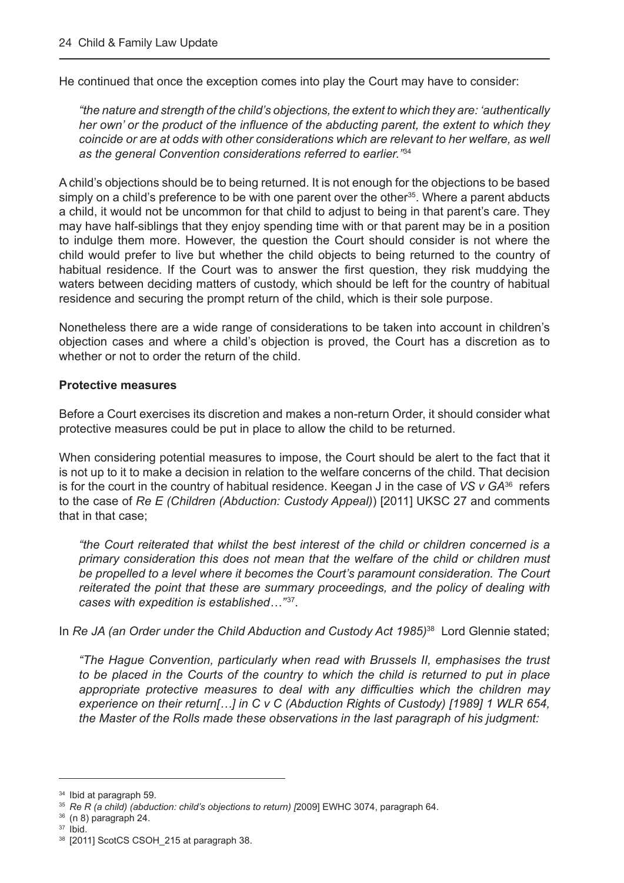He continued that once the exception comes into play the Court may have to consider:

> *"the nature and strength of the child's objections, the extent to which they are: 'authentically her own' or the product of the influence of the abducting parent, the extent to which they coincide or are at odds with other considerations which are relevant to her welfare, as well as the general Convention considerations referred to earlier."*[34]

A child's objections should be to being returned. It is not enough for the objections to be based simply on a child's preference to be with one parent over the other[35]. Where a parent abducts a child, it would not be uncommon for that child to adjust to being in that parent's care. They may have half-siblings that they enjoy spending time with or that parent may be in a position to indulge them more. However, the question the Court should consider is not where the child would prefer to live but whether the child objects to being returned to the country of habitual residence. If the Court was to answer the first question, they risk muddying the waters between deciding matters of custody, which should be left for the country of habitual residence and securing the prompt return of the child, which is their sole purpose.

Nonetheless there are a wide range of considerations to be taken into account in children's objection cases and where a child's objection is proved, the Court has a discretion as to whether or not to order the return of the child.

**Protective measures**

Before a Court exercises its discretion and makes a non-return Order, it should consider what protective measures could be put in place to allow the child to be returned.

When considering potential measures to impose, the Court should be alert to the fact that it is not up to it to make a decision in relation to the welfare concerns of the child. That decision is for the court in the country of habitual residence. Keegan J in the case of *VS v GA*[36] refers to the case of *Re E (Children (Abduction: Custody Appeal)*) [2011] UKSC 27 and comments that in that case;

> *"the Court reiterated that whilst the best interest of the child or children concerned is a primary consideration this does not mean that the welfare of the child or children must be propelled to a level where it becomes the Court's paramount consideration. The Court reiterated the point that these are summary proceedings, and the policy of dealing with cases with expedition is established…"*[37].

In *Re JA (an Order under the Child Abduction and Custody Act 1985)*[38] Lord Glennie stated;

> *"The Hague Convention, particularly when read with Brussels II, emphasises the trust to be placed in the Courts of the country to which the child is returned to put in place appropriate protective measures to deal with any difficulties which the children may experience on their return[…] in C v C (Abduction Rights of Custody) [1989] 1 WLR 654, the Master of the Rolls made these observations in the last paragraph of his judgment:*

---

[34] Ibid at paragraph 59.

[35] *Re R (a child) (abduction: child's objections to return) [*2009] EWHC 3074, paragraph 64.

[36] (n 8) paragraph 24.

[37] Ibid.

[38] [2011] ScotCS CSOH_215 at paragraph 38.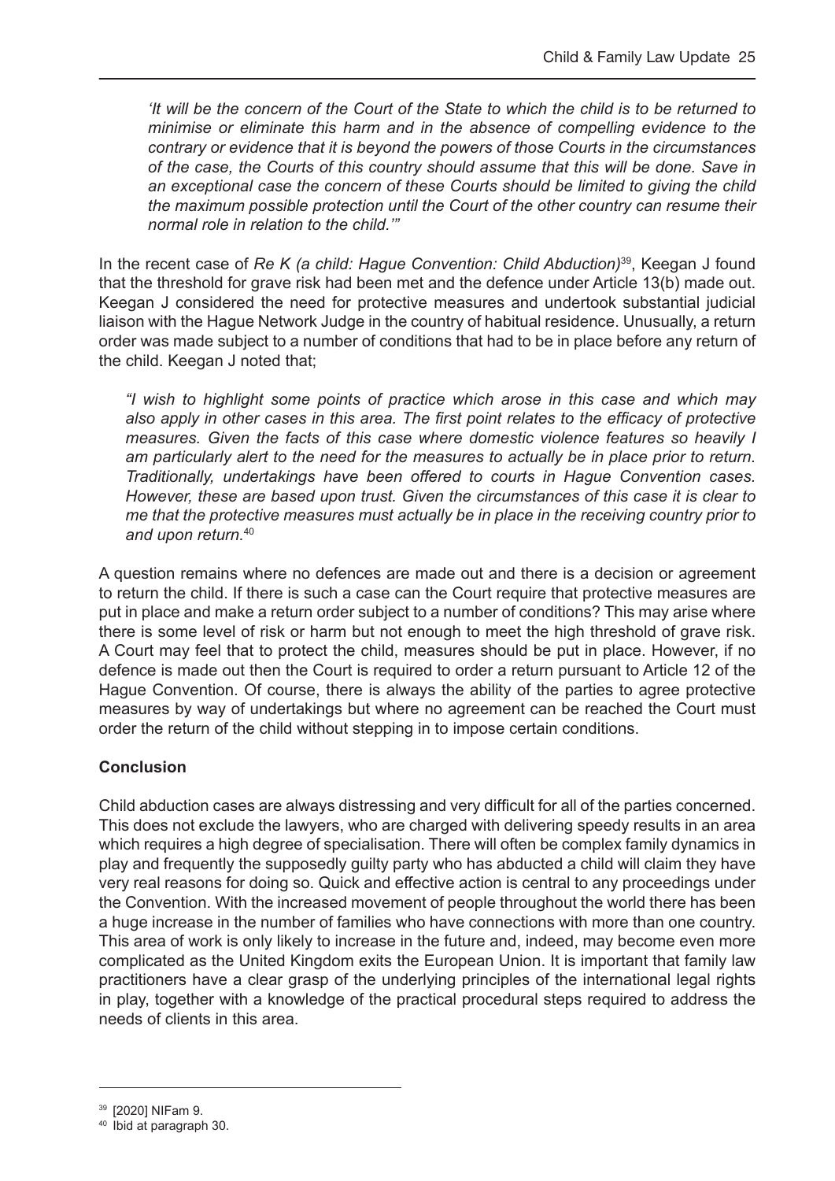*'It will be the concern of the Court of the State to which the child is to be returned to minimise or eliminate this harm and in the absence of compelling evidence to the contrary or evidence that it is beyond the powers of those Courts in the circumstances of the case, the Courts of this country should assume that this will be done. Save in an exceptional case the concern of these Courts should be limited to giving the child the maximum possible protection until the Court of the other country can resume their normal role in relation to the child.'"*

In the recent case of *Re K (a child: Hague Convention: Child Abduction)*[39], Keegan J found that the threshold for grave risk had been met and the defence under Article 13(b) made out. Keegan J considered the need for protective measures and undertook substantial judicial liaison with the Hague Network Judge in the country of habitual residence. Unusually, a return order was made subject to a number of conditions that had to be in place before any return of the child. Keegan J noted that;

*"I wish to highlight some points of practice which arose in this case and which may also apply in other cases in this area. The first point relates to the efficacy of protective measures. Given the facts of this case where domestic violence features so heavily I am particularly alert to the need for the measures to actually be in place prior to return. Traditionally, undertakings have been offered to courts in Hague Convention cases. However, these are based upon trust. Given the circumstances of this case it is clear to me that the protective measures must actually be in place in the receiving country prior to and upon return.*[40]

A question remains where no defences are made out and there is a decision or agreement to return the child. If there is such a case can the Court require that protective measures are put in place and make a return order subject to a number of conditions? This may arise where there is some level of risk or harm but not enough to meet the high threshold of grave risk. A Court may feel that to protect the child, measures should be put in place. However, if no defence is made out then the Court is required to order a return pursuant to Article 12 of the Hague Convention. Of course, there is always the ability of the parties to agree protective measures by way of undertakings but where no agreement can be reached the Court must order the return of the child without stepping in to impose certain conditions.

**Conclusion**

Child abduction cases are always distressing and very difficult for all of the parties concerned. This does not exclude the lawyers, who are charged with delivering speedy results in an area which requires a high degree of specialisation. There will often be complex family dynamics in play and frequently the supposedly guilty party who has abducted a child will claim they have very real reasons for doing so. Quick and effective action is central to any proceedings under the Convention. With the increased movement of people throughout the world there has been a huge increase in the number of families who have connections with more than one country. This area of work is only likely to increase in the future and, indeed, may become even more complicated as the United Kingdom exits the European Union. It is important that family law practitioners have a clear grasp of the underlying principles of the international legal rights in play, together with a knowledge of the practical procedural steps required to address the needs of clients in this area.

---

[39] [2020] NIFam 9.

[40] Ibid at paragraph 30.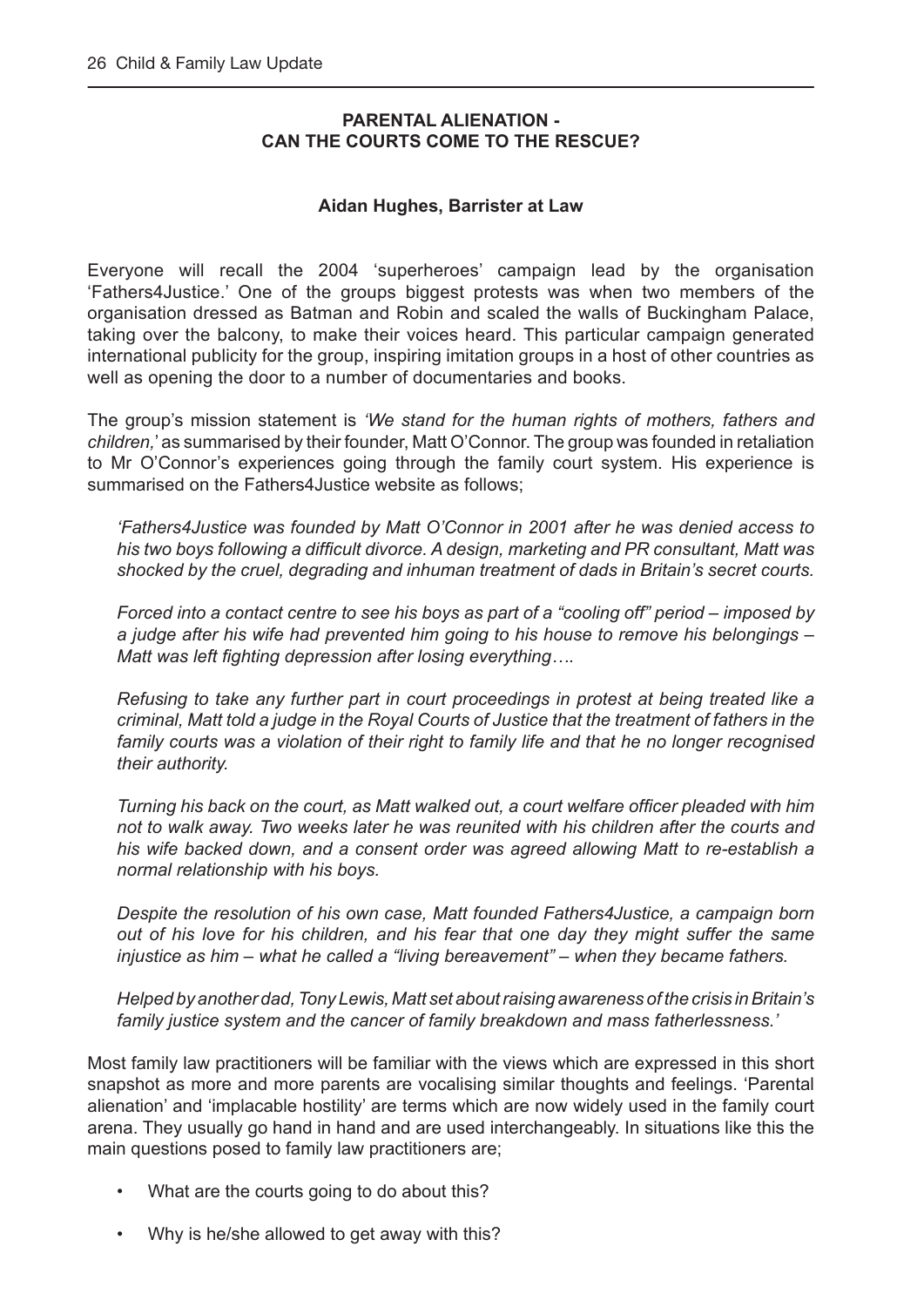## PARENTAL ALIENATION - CAN THE COURTS COME TO THE RESCUE?

**Aidan Hughes, Barrister at Law**

Everyone will recall the 2004 'superheroes' campaign lead by the organisation 'Fathers4Justice.' One of the groups biggest protests was when two members of the organisation dressed as Batman and Robin and scaled the walls of Buckingham Palace, taking over the balcony, to make their voices heard. This particular campaign generated international publicity for the group, inspiring imitation groups in a host of other countries as well as opening the door to a number of documentaries and books.

The group's mission statement is *'We stand for the human rights of mothers, fathers and children,'* as summarised by their founder, Matt O'Connor. The group was founded in retaliation to Mr O'Connor's experiences going through the family court system. His experience is summarised on the Fathers4Justice website as follows;

> *'Fathers4Justice was founded by Matt O'Connor in 2001 after he was denied access to his two boys following a difficult divorce. A design, marketing and PR consultant, Matt was shocked by the cruel, degrading and inhuman treatment of dads in Britain's secret courts.*
>
> *Forced into a contact centre to see his boys as part of a "cooling off" period – imposed by a judge after his wife had prevented him going to his house to remove his belongings – Matt was left fighting depression after losing everything….*
>
> *Refusing to take any further part in court proceedings in protest at being treated like a criminal, Matt told a judge in the Royal Courts of Justice that the treatment of fathers in the family courts was a violation of their right to family life and that he no longer recognised their authority.*
>
> *Turning his back on the court, as Matt walked out, a court welfare officer pleaded with him not to walk away. Two weeks later he was reunited with his children after the courts and his wife backed down, and a consent order was agreed allowing Matt to re-establish a normal relationship with his boys.*
>
> *Despite the resolution of his own case, Matt founded Fathers4Justice, a campaign born out of his love for his children, and his fear that one day they might suffer the same injustice as him – what he called a "living bereavement" – when they became fathers.*
>
> *Helped by another dad, Tony Lewis, Matt set about raising awareness of the crisis in Britain's family justice system and the cancer of family breakdown and mass fatherlessness.'*

Most family law practitioners will be familiar with the views which are expressed in this short snapshot as more and more parents are vocalising similar thoughts and feelings. 'Parental alienation' and 'implacable hostility' are terms which are now widely used in the family court arena. They usually go hand in hand and are used interchangeably. In situations like this the main questions posed to family law practitioners are;

- What are the courts going to do about this?
- Why is he/she allowed to get away with this?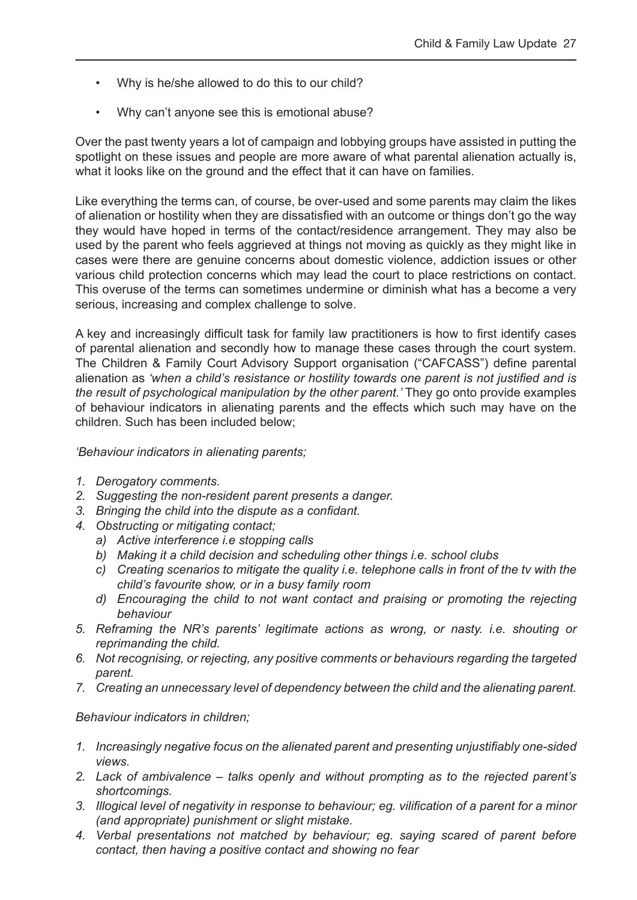- Why is he/she allowed to do this to our child?
- Why can't anyone see this is emotional abuse?

Over the past twenty years a lot of campaign and lobbying groups have assisted in putting the spotlight on these issues and people are more aware of what parental alienation actually is, what it looks like on the ground and the effect that it can have on families.

Like everything the terms can, of course, be over-used and some parents may claim the likes of alienation or hostility when they are dissatisfied with an outcome or things don't go the way they would have hoped in terms of the contact/residence arrangement. They may also be used by the parent who feels aggrieved at things not moving as quickly as they might like in cases were there are genuine concerns about domestic violence, addiction issues or other various child protection concerns which may lead the court to place restrictions on contact. This overuse of the terms can sometimes undermine or diminish what has a become a very serious, increasing and complex challenge to solve.

A key and increasingly difficult task for family law practitioners is how to first identify cases of parental alienation and secondly how to manage these cases through the court system. The Children & Family Court Advisory Support organisation ("CAFCASS") define parental alienation as *'when a child's resistance or hostility towards one parent is not justified and is the result of psychological manipulation by the other parent.'* They go onto provide examples of behaviour indicators in alienating parents and the effects which such may have on the children. Such has been included below;

*'Behaviour indicators in alienating parents;*

1. *Derogatory comments.*
2. *Suggesting the non-resident parent presents a danger.*
3. *Bringing the child into the dispute as a confidant.*
4. *Obstructing or mitigating contact;*
   a) *Active interference i.e stopping calls*
   b) *Making it a child decision and scheduling other things i.e. school clubs*
   c) *Creating scenarios to mitigate the quality i.e. telephone calls in front of the tv with the child's favourite show, or in a busy family room*
   d) *Encouraging the child to not want contact and praising or promoting the rejecting behaviour*
5. *Reframing the NR's parents' legitimate actions as wrong, or nasty. i.e. shouting or reprimanding the child.*
6. *Not recognising, or rejecting, any positive comments or behaviours regarding the targeted parent.*
7. *Creating an unnecessary level of dependency between the child and the alienating parent.*

*Behaviour indicators in children;*

1. *Increasingly negative focus on the alienated parent and presenting unjustifiably one-sided views.*
2. *Lack of ambivalence – talks openly and without prompting as to the rejected parent's shortcomings.*
3. *Illogical level of negativity in response to behaviour; eg. vilification of a parent for a minor (and appropriate) punishment or slight mistake.*
4. *Verbal presentations not matched by behaviour; eg. saying scared of parent before contact, then having a positive contact and showing no fear*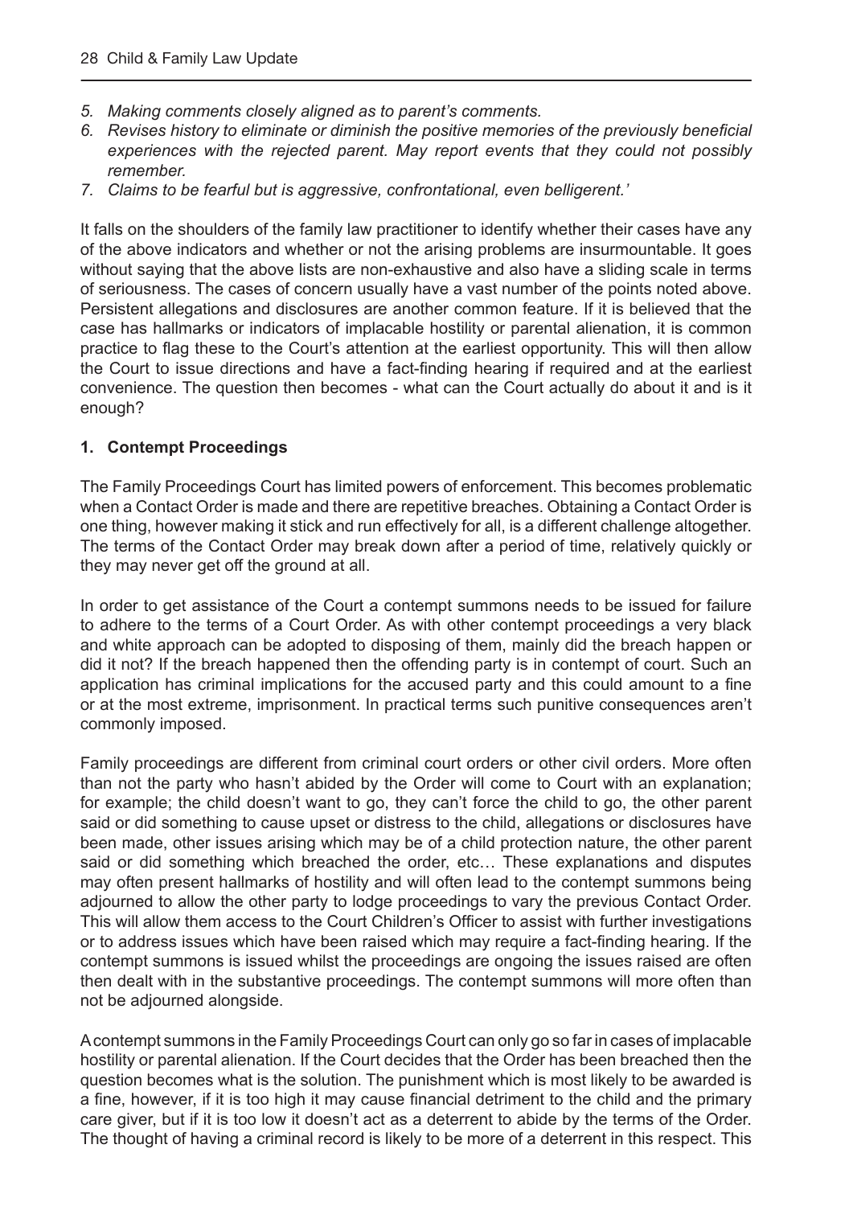5. *Making comments closely aligned as to parent's comments.*
6. *Revises history to eliminate or diminish the positive memories of the previously beneficial experiences with the rejected parent. May report events that they could not possibly remember.*
7. *Claims to be fearful but is aggressive, confrontational, even belligerent.'*

It falls on the shoulders of the family law practitioner to identify whether their cases have any of the above indicators and whether or not the arising problems are insurmountable. It goes without saying that the above lists are non-exhaustive and also have a sliding scale in terms of seriousness. The cases of concern usually have a vast number of the points noted above. Persistent allegations and disclosures are another common feature. If it is believed that the case has hallmarks or indicators of implacable hostility or parental alienation, it is common practice to flag these to the Court's attention at the earliest opportunity. This will then allow the Court to issue directions and have a fact-finding hearing if required and at the earliest convenience. The question then becomes - what can the Court actually do about it and is it enough?

**1. Contempt Proceedings**

The Family Proceedings Court has limited powers of enforcement. This becomes problematic when a Contact Order is made and there are repetitive breaches. Obtaining a Contact Order is one thing, however making it stick and run effectively for all, is a different challenge altogether. The terms of the Contact Order may break down after a period of time, relatively quickly or they may never get off the ground at all.

In order to get assistance of the Court a contempt summons needs to be issued for failure to adhere to the terms of a Court Order. As with other contempt proceedings a very black and white approach can be adopted to disposing of them, mainly did the breach happen or did it not? If the breach happened then the offending party is in contempt of court. Such an application has criminal implications for the accused party and this could amount to a fine or at the most extreme, imprisonment. In practical terms such punitive consequences aren't commonly imposed.

Family proceedings are different from criminal court orders or other civil orders. More often than not the party who hasn't abided by the Order will come to Court with an explanation; for example; the child doesn't want to go, they can't force the child to go, the other parent said or did something to cause upset or distress to the child, allegations or disclosures have been made, other issues arising which may be of a child protection nature, the other parent said or did something which breached the order, etc… These explanations and disputes may often present hallmarks of hostility and will often lead to the contempt summons being adjourned to allow the other party to lodge proceedings to vary the previous Contact Order. This will allow them access to the Court Children's Officer to assist with further investigations or to address issues which have been raised which may require a fact-finding hearing. If the contempt summons is issued whilst the proceedings are ongoing the issues raised are often then dealt with in the substantive proceedings. The contempt summons will more often than not be adjourned alongside.

A contempt summons in the Family Proceedings Court can only go so far in cases of implacable hostility or parental alienation. If the Court decides that the Order has been breached then the question becomes what is the solution. The punishment which is most likely to be awarded is a fine, however, if it is too high it may cause financial detriment to the child and the primary care giver, but if it is too low it doesn't act as a deterrent to abide by the terms of the Order. The thought of having a criminal record is likely to be more of a deterrent in this respect. This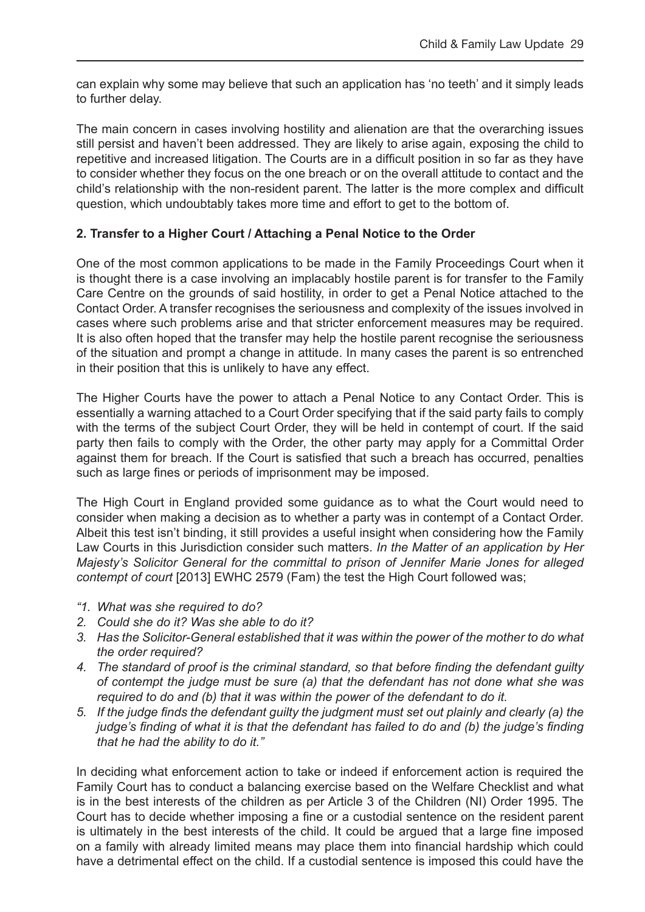can explain why some may believe that such an application has 'no teeth' and it simply leads to further delay.

The main concern in cases involving hostility and alienation are that the overarching issues still persist and haven't been addressed. They are likely to arise again, exposing the child to repetitive and increased litigation. The Courts are in a difficult position in so far as they have to consider whether they focus on the one breach or on the overall attitude to contact and the child's relationship with the non-resident parent. The latter is the more complex and difficult question, which undoubtably takes more time and effort to get to the bottom of.

**2. Transfer to a Higher Court / Attaching a Penal Notice to the Order**

One of the most common applications to be made in the Family Proceedings Court when it is thought there is a case involving an implacably hostile parent is for transfer to the Family Care Centre on the grounds of said hostility, in order to get a Penal Notice attached to the Contact Order. A transfer recognises the seriousness and complexity of the issues involved in cases where such problems arise and that stricter enforcement measures may be required. It is also often hoped that the transfer may help the hostile parent recognise the seriousness of the situation and prompt a change in attitude. In many cases the parent is so entrenched in their position that this is unlikely to have any effect.

The Higher Courts have the power to attach a Penal Notice to any Contact Order. This is essentially a warning attached to a Court Order specifying that if the said party fails to comply with the terms of the subject Court Order, they will be held in contempt of court. If the said party then fails to comply with the Order, the other party may apply for a Committal Order against them for breach. If the Court is satisfied that such a breach has occurred, penalties such as large fines or periods of imprisonment may be imposed.

The High Court in England provided some guidance as to what the Court would need to consider when making a decision as to whether a party was in contempt of a Contact Order. Albeit this test isn't binding, it still provides a useful insight when considering how the Family Law Courts in this Jurisdiction consider such matters. *In the Matter of an application by Her Majesty's Solicitor General for the committal to prison of Jennifer Marie Jones for alleged contempt of court* [2013] EWHC 2579 (Fam) the test the High Court followed was;

*"1. What was she required to do?*
*2. Could she do it? Was she able to do it?*
*3. Has the Solicitor-General established that it was within the power of the mother to do what the order required?*
*4. The standard of proof is the criminal standard, so that before finding the defendant guilty of contempt the judge must be sure (a) that the defendant has not done what she was required to do and (b) that it was within the power of the defendant to do it.*
*5. If the judge finds the defendant guilty the judgment must set out plainly and clearly (a) the judge's finding of what it is that the defendant has failed to do and (b) the judge's finding that he had the ability to do it."*

In deciding what enforcement action to take or indeed if enforcement action is required the Family Court has to conduct a balancing exercise based on the Welfare Checklist and what is in the best interests of the children as per Article 3 of the Children (NI) Order 1995. The Court has to decide whether imposing a fine or a custodial sentence on the resident parent is ultimately in the best interests of the child. It could be argued that a large fine imposed on a family with already limited means may place them into financial hardship which could have a detrimental effect on the child. If a custodial sentence is imposed this could have the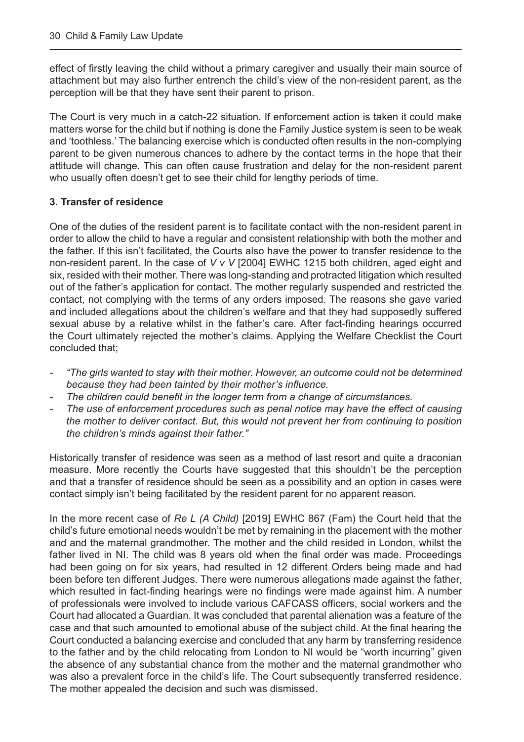effect of firstly leaving the child without a primary caregiver and usually their main source of attachment but may also further entrench the child's view of the non-resident parent, as the perception will be that they have sent their parent to prison.

The Court is very much in a catch-22 situation. If enforcement action is taken it could make matters worse for the child but if nothing is done the Family Justice system is seen to be weak and 'toothless.' The balancing exercise which is conducted often results in the non-complying parent to be given numerous chances to adhere by the contact terms in the hope that their attitude will change. This can often cause frustration and delay for the non-resident parent who usually often doesn't get to see their child for lengthy periods of time.

**3. Transfer of residence**

One of the duties of the resident parent is to facilitate contact with the non-resident parent in order to allow the child to have a regular and consistent relationship with both the mother and the father. If this isn't facilitated, the Courts also have the power to transfer residence to the non-resident parent. In the case of *V v V* [2004] EWHC 1215 both children, aged eight and six, resided with their mother. There was long-standing and protracted litigation which resulted out of the father's application for contact. The mother regularly suspended and restricted the contact, not complying with the terms of any orders imposed. The reasons she gave varied and included allegations about the children's welfare and that they had supposedly suffered sexual abuse by a relative whilst in the father's care. After fact-finding hearings occurred the Court ultimately rejected the mother's claims. Applying the Welfare Checklist the Court concluded that;

- *"The girls wanted to stay with their mother. However, an outcome could not be determined because they had been tainted by their mother's influence.*
- *The children could benefit in the longer term from a change of circumstances.*
- *The use of enforcement procedures such as penal notice may have the effect of causing the mother to deliver contact. But, this would not prevent her from continuing to position the children's minds against their father."*

Historically transfer of residence was seen as a method of last resort and quite a draconian measure. More recently the Courts have suggested that this shouldn't be the perception and that a transfer of residence should be seen as a possibility and an option in cases were contact simply isn't being facilitated by the resident parent for no apparent reason.

In the more recent case of *Re L (A Child)* [2019] EWHC 867 (Fam) the Court held that the child's future emotional needs wouldn't be met by remaining in the placement with the mother and and the maternal grandmother. The mother and the child resided in London, whilst the father lived in NI. The child was 8 years old when the final order was made. Proceedings had been going on for six years, had resulted in 12 different Orders being made and had been before ten different Judges. There were numerous allegations made against the father, which resulted in fact-finding hearings were no findings were made against him. A number of professionals were involved to include various CAFCASS officers, social workers and the Court had allocated a Guardian. It was concluded that parental alienation was a feature of the case and that such amounted to emotional abuse of the subject child. At the final hearing the Court conducted a balancing exercise and concluded that any harm by transferring residence to the father and by the child relocating from London to NI would be "worth incurring" given the absence of any substantial chance from the mother and the maternal grandmother who was also a prevalent force in the child's life. The Court subsequently transferred residence. The mother appealed the decision and such was dismissed.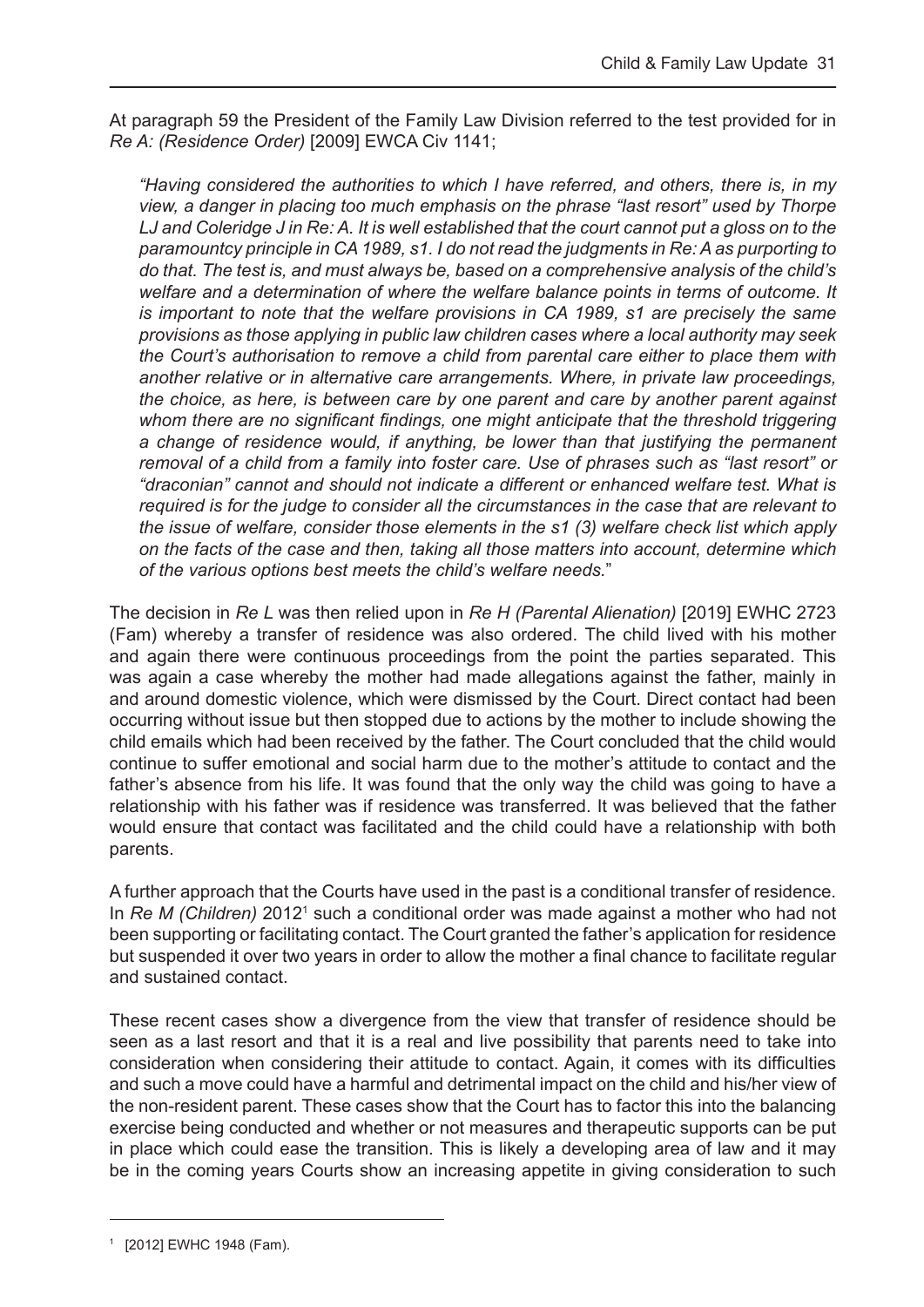At paragraph 59 the President of the Family Law Division referred to the test provided for in *Re A: (Residence Order)* [2009] EWCA Civ 1141;

> *"Having considered the authorities to which I have referred, and others, there is, in my view, a danger in placing too much emphasis on the phrase "last resort" used by Thorpe LJ and Coleridge J in Re: A. It is well established that the court cannot put a gloss on to the paramountcy principle in CA 1989, s1. I do not read the judgments in Re: A as purporting to do that. The test is, and must always be, based on a comprehensive analysis of the child's welfare and a determination of where the welfare balance points in terms of outcome. It is important to note that the welfare provisions in CA 1989, s1 are precisely the same provisions as those applying in public law children cases where a local authority may seek the Court's authorisation to remove a child from parental care either to place them with another relative or in alternative care arrangements. Where, in private law proceedings, the choice, as here, is between care by one parent and care by another parent against whom there are no significant findings, one might anticipate that the threshold triggering a change of residence would, if anything, be lower than that justifying the permanent removal of a child from a family into foster care. Use of phrases such as "last resort" or "draconian" cannot and should not indicate a different or enhanced welfare test. What is required is for the judge to consider all the circumstances in the case that are relevant to the issue of welfare, consider those elements in the s1 (3) welfare check list which apply on the facts of the case and then, taking all those matters into account, determine which of the various options best meets the child's welfare needs.*"

The decision in *Re L* was then relied upon in *Re H (Parental Alienation)* [2019] EWHC 2723 (Fam) whereby a transfer of residence was also ordered. The child lived with his mother and again there were continuous proceedings from the point the parties separated. This was again a case whereby the mother had made allegations against the father, mainly in and around domestic violence, which were dismissed by the Court. Direct contact had been occurring without issue but then stopped due to actions by the mother to include showing the child emails which had been received by the father. The Court concluded that the child would continue to suffer emotional and social harm due to the mother's attitude to contact and the father's absence from his life. It was found that the only way the child was going to have a relationship with his father was if residence was transferred. It was believed that the father would ensure that contact was facilitated and the child could have a relationship with both parents.

A further approach that the Courts have used in the past is a conditional transfer of residence. In *Re M (Children)* 2012[1] such a conditional order was made against a mother who had not been supporting or facilitating contact. The Court granted the father's application for residence but suspended it over two years in order to allow the mother a final chance to facilitate regular and sustained contact.

These recent cases show a divergence from the view that transfer of residence should be seen as a last resort and that it is a real and live possibility that parents need to take into consideration when considering their attitude to contact. Again, it comes with its difficulties and such a move could have a harmful and detrimental impact on the child and his/her view of the non-resident parent. These cases show that the Court has to factor this into the balancing exercise being conducted and whether or not measures and therapeutic supports can be put in place which could ease the transition. This is likely a developing area of law and it may be in the coming years Courts show an increasing appetite in giving consideration to such

[1] [2012] EWHC 1948 (Fam).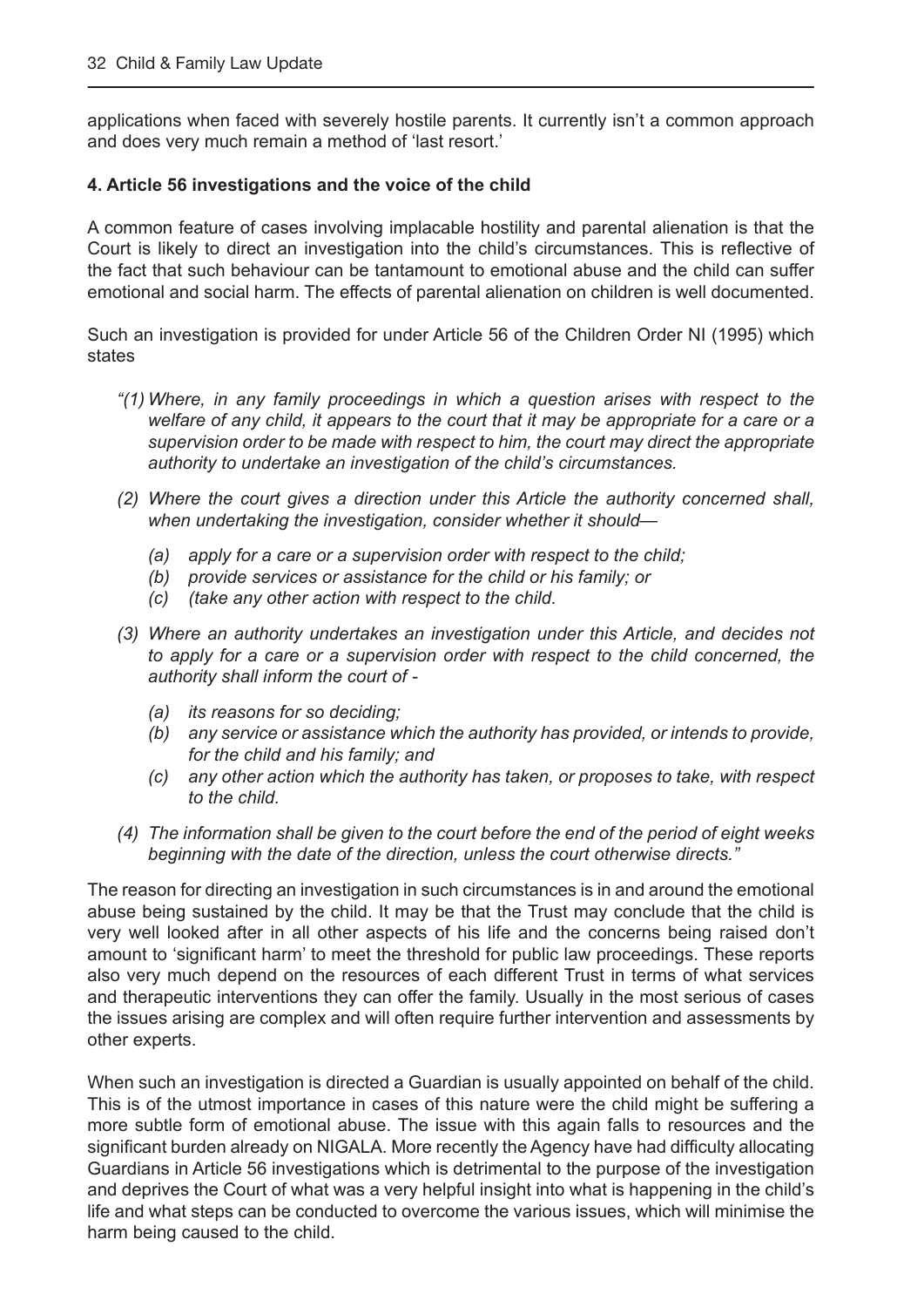applications when faced with severely hostile parents. It currently isn't a common approach and does very much remain a method of 'last resort.'

**4. Article 56 investigations and the voice of the child**

A common feature of cases involving implacable hostility and parental alienation is that the Court is likely to direct an investigation into the child's circumstances. This is reflective of the fact that such behaviour can be tantamount to emotional abuse and the child can suffer emotional and social harm. The effects of parental alienation on children is well documented.

Such an investigation is provided for under Article 56 of the Children Order NI (1995) which states

*"(1) Where, in any family proceedings in which a question arises with respect to the welfare of any child, it appears to the court that it may be appropriate for a care or a supervision order to be made with respect to him, the court may direct the appropriate authority to undertake an investigation of the child's circumstances.*

*(2) Where the court gives a direction under this Article the authority concerned shall, when undertaking the investigation, consider whether it should—*

*(a) apply for a care or a supervision order with respect to the child;*
*(b) provide services or assistance for the child or his family; or*
*(c) (take any other action with respect to the child.*

*(3) Where an authority undertakes an investigation under this Article, and decides not to apply for a care or a supervision order with respect to the child concerned, the authority shall inform the court of -*

*(a) its reasons for so deciding;*
*(b) any service or assistance which the authority has provided, or intends to provide, for the child and his family; and*
*(c) any other action which the authority has taken, or proposes to take, with respect to the child.*

*(4) The information shall be given to the court before the end of the period of eight weeks beginning with the date of the direction, unless the court otherwise directs."*

The reason for directing an investigation in such circumstances is in and around the emotional abuse being sustained by the child. It may be that the Trust may conclude that the child is very well looked after in all other aspects of his life and the concerns being raised don't amount to 'significant harm' to meet the threshold for public law proceedings. These reports also very much depend on the resources of each different Trust in terms of what services and therapeutic interventions they can offer the family. Usually in the most serious of cases the issues arising are complex and will often require further intervention and assessments by other experts.

When such an investigation is directed a Guardian is usually appointed on behalf of the child. This is of the utmost importance in cases of this nature were the child might be suffering a more subtle form of emotional abuse. The issue with this again falls to resources and the significant burden already on NIGALA. More recently the Agency have had difficulty allocating Guardians in Article 56 investigations which is detrimental to the purpose of the investigation and deprives the Court of what was a very helpful insight into what is happening in the child's life and what steps can be conducted to overcome the various issues, which will minimise the harm being caused to the child.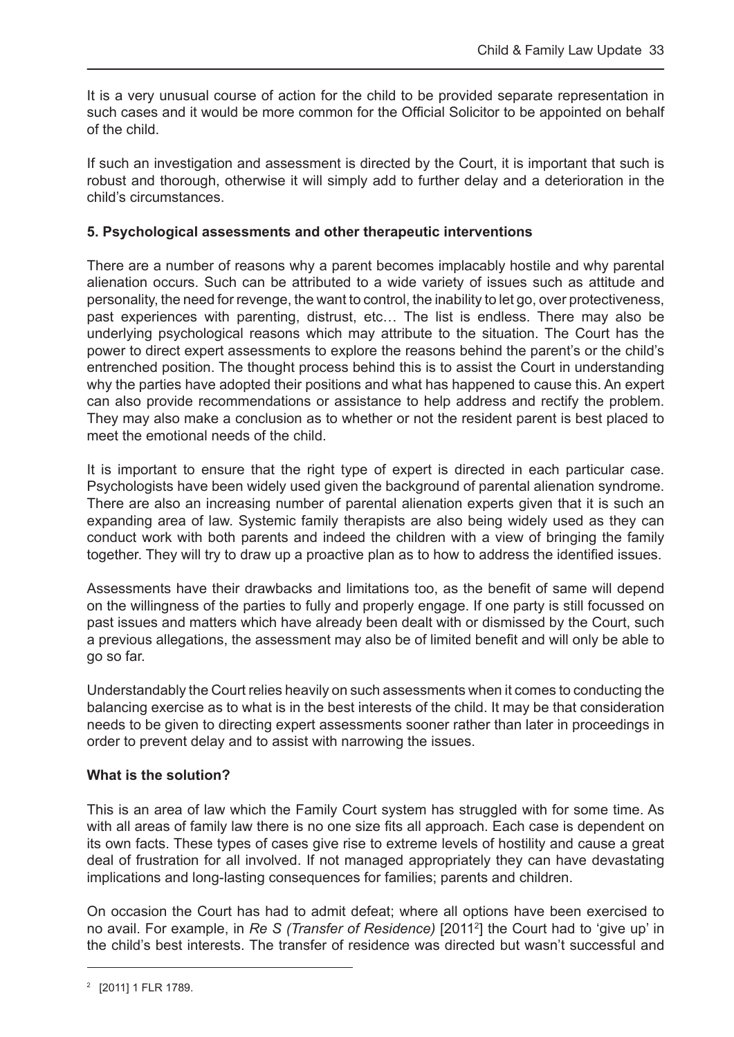It is a very unusual course of action for the child to be provided separate representation in such cases and it would be more common for the Official Solicitor to be appointed on behalf of the child.

If such an investigation and assessment is directed by the Court, it is important that such is robust and thorough, otherwise it will simply add to further delay and a deterioration in the child's circumstances.

**5. Psychological assessments and other therapeutic interventions**

There are a number of reasons why a parent becomes implacably hostile and why parental alienation occurs. Such can be attributed to a wide variety of issues such as attitude and personality, the need for revenge, the want to control, the inability to let go, over protectiveness, past experiences with parenting, distrust, etc… The list is endless. There may also be underlying psychological reasons which may attribute to the situation. The Court has the power to direct expert assessments to explore the reasons behind the parent's or the child's entrenched position. The thought process behind this is to assist the Court in understanding why the parties have adopted their positions and what has happened to cause this. An expert can also provide recommendations or assistance to help address and rectify the problem. They may also make a conclusion as to whether or not the resident parent is best placed to meet the emotional needs of the child.

It is important to ensure that the right type of expert is directed in each particular case. Psychologists have been widely used given the background of parental alienation syndrome. There are also an increasing number of parental alienation experts given that it is such an expanding area of law. Systemic family therapists are also being widely used as they can conduct work with both parents and indeed the children with a view of bringing the family together. They will try to draw up a proactive plan as to how to address the identified issues.

Assessments have their drawbacks and limitations too, as the benefit of same will depend on the willingness of the parties to fully and properly engage. If one party is still focussed on past issues and matters which have already been dealt with or dismissed by the Court, such a previous allegations, the assessment may also be of limited benefit and will only be able to go so far.

Understandably the Court relies heavily on such assessments when it comes to conducting the balancing exercise as to what is in the best interests of the child. It may be that consideration needs to be given to directing expert assessments sooner rather than later in proceedings in order to prevent delay and to assist with narrowing the issues.

**What is the solution?**

This is an area of law which the Family Court system has struggled with for some time. As with all areas of family law there is no one size fits all approach. Each case is dependent on its own facts. These types of cases give rise to extreme levels of hostility and cause a great deal of frustration for all involved. If not managed appropriately they can have devastating implications and long-lasting consequences for families; parents and children.

On occasion the Court has had to admit defeat; where all options have been exercised to no avail. For example, in *Re S (Transfer of Residence)* [2011[2]] the Court had to 'give up' in the child's best interests. The transfer of residence was directed but wasn't successful and

[2] [2011] 1 FLR 1789.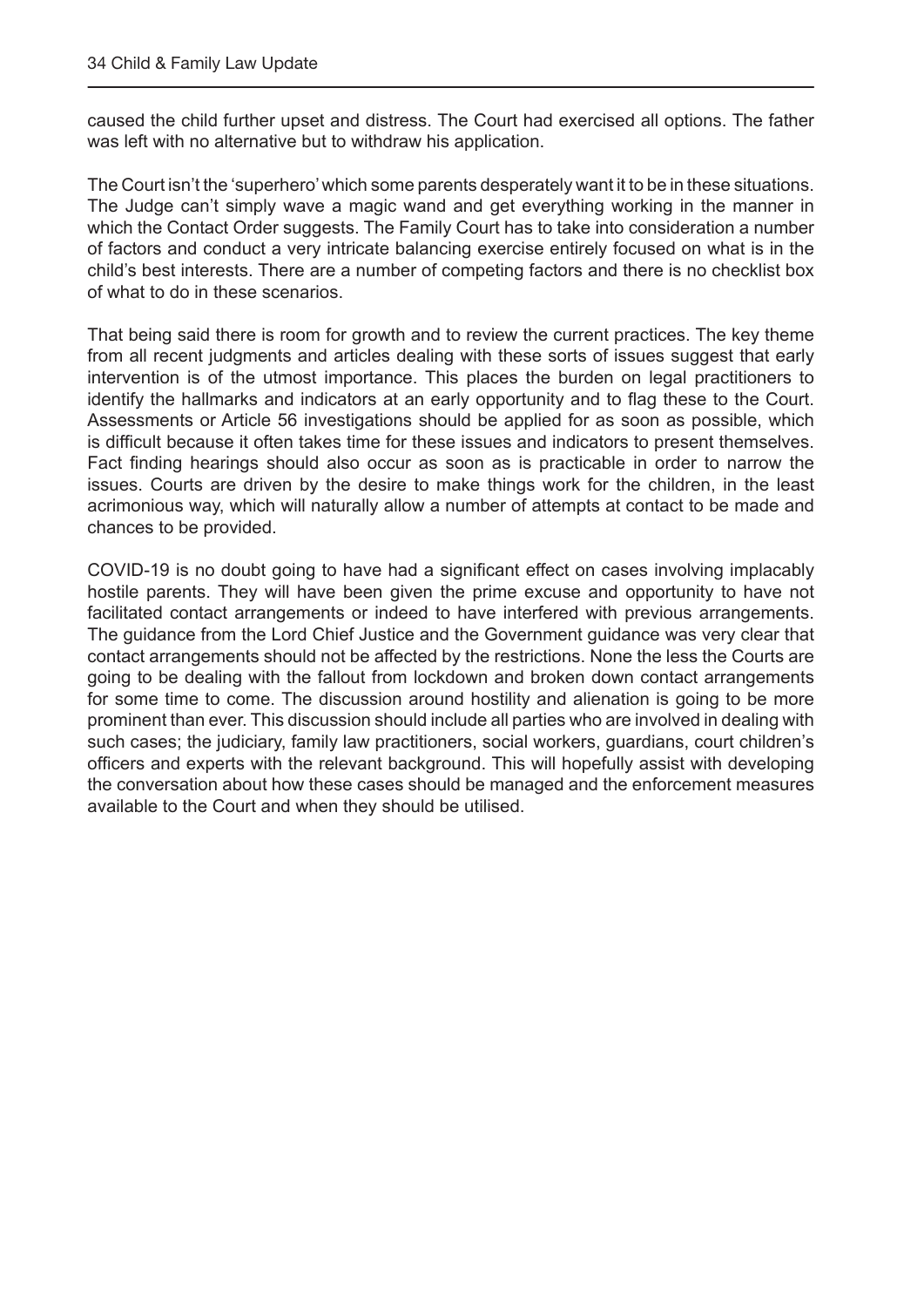caused the child further upset and distress. The Court had exercised all options. The father was left with no alternative but to withdraw his application.

The Court isn't the 'superhero' which some parents desperately want it to be in these situations. The Judge can't simply wave a magic wand and get everything working in the manner in which the Contact Order suggests. The Family Court has to take into consideration a number of factors and conduct a very intricate balancing exercise entirely focused on what is in the child's best interests. There are a number of competing factors and there is no checklist box of what to do in these scenarios.

That being said there is room for growth and to review the current practices. The key theme from all recent judgments and articles dealing with these sorts of issues suggest that early intervention is of the utmost importance. This places the burden on legal practitioners to identify the hallmarks and indicators at an early opportunity and to flag these to the Court. Assessments or Article 56 investigations should be applied for as soon as possible, which is difficult because it often takes time for these issues and indicators to present themselves. Fact finding hearings should also occur as soon as is practicable in order to narrow the issues. Courts are driven by the desire to make things work for the children, in the least acrimonious way, which will naturally allow a number of attempts at contact to be made and chances to be provided.

COVID-19 is no doubt going to have had a significant effect on cases involving implacably hostile parents. They will have been given the prime excuse and opportunity to have not facilitated contact arrangements or indeed to have interfered with previous arrangements. The guidance from the Lord Chief Justice and the Government guidance was very clear that contact arrangements should not be affected by the restrictions. None the less the Courts are going to be dealing with the fallout from lockdown and broken down contact arrangements for some time to come. The discussion around hostility and alienation is going to be more prominent than ever. This discussion should include all parties who are involved in dealing with such cases; the judiciary, family law practitioners, social workers, guardians, court children's officers and experts with the relevant background. This will hopefully assist with developing the conversation about how these cases should be managed and the enforcement measures available to the Court and when they should be utilised.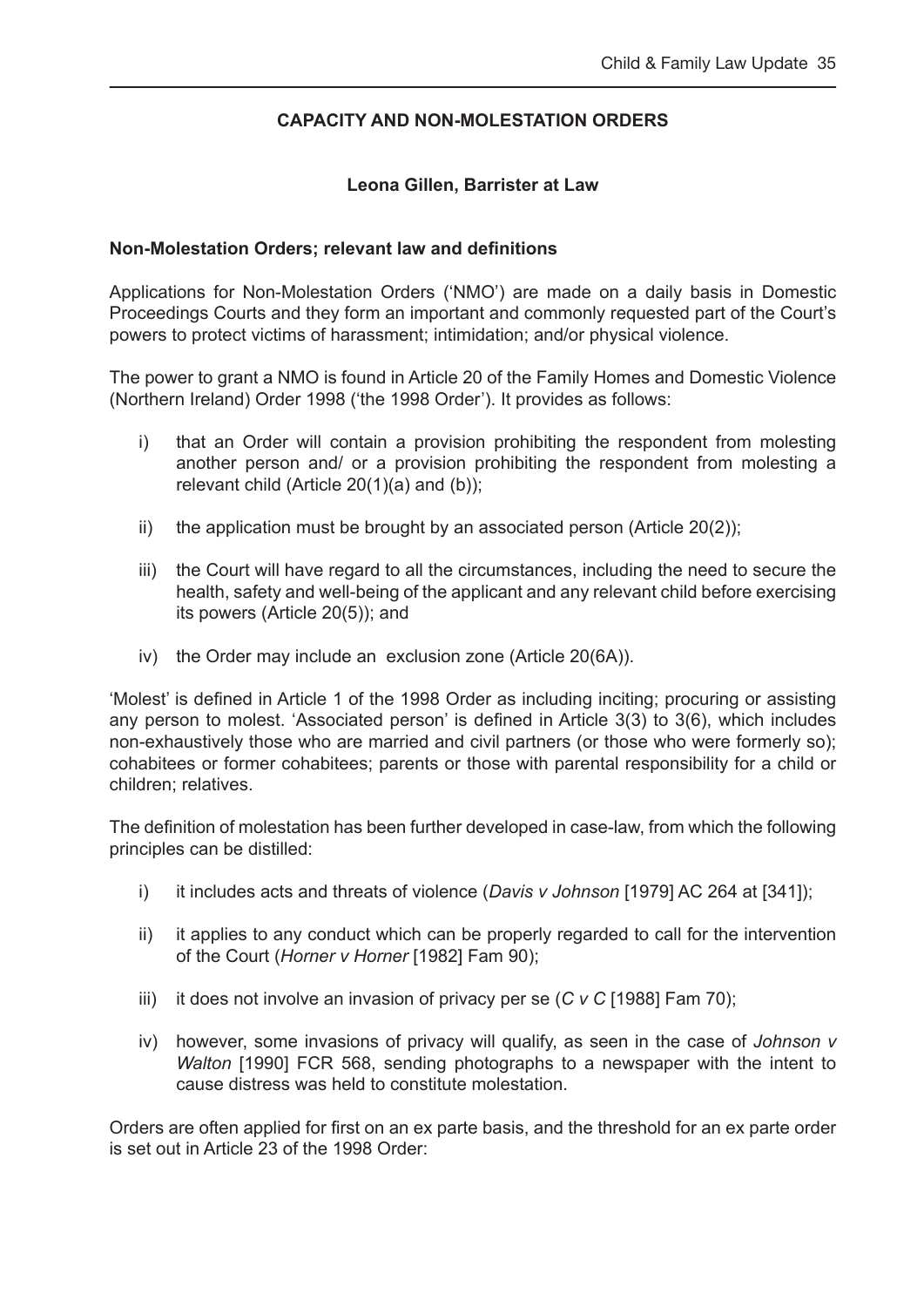## CAPACITY AND NON-MOLESTATION ORDERS

**Leona Gillen, Barrister at Law**

### Non-Molestation Orders; relevant law and definitions

Applications for Non-Molestation Orders ('NMO') are made on a daily basis in Domestic Proceedings Courts and they form an important and commonly requested part of the Court's powers to protect victims of harassment; intimidation; and/or physical violence.

The power to grant a NMO is found in Article 20 of the Family Homes and Domestic Violence (Northern Ireland) Order 1998 ('the 1998 Order'). It provides as follows:

i) that an Order will contain a provision prohibiting the respondent from molesting another person and/ or a provision prohibiting the respondent from molesting a relevant child (Article 20(1)(a) and (b));

ii) the application must be brought by an associated person (Article 20(2));

iii) the Court will have regard to all the circumstances, including the need to secure the health, safety and well-being of the applicant and any relevant child before exercising its powers (Article 20(5)); and

iv) the Order may include an exclusion zone (Article 20(6A)).

'Molest' is defined in Article 1 of the 1998 Order as including inciting; procuring or assisting any person to molest. 'Associated person' is defined in Article 3(3) to 3(6), which includes non-exhaustively those who are married and civil partners (or those who were formerly so); cohabitees or former cohabitees; parents or those with parental responsibility for a child or children; relatives.

The definition of molestation has been further developed in case-law, from which the following principles can be distilled:

i) it includes acts and threats of violence (*Davis v Johnson* [1979] AC 264 at [341]);

ii) it applies to any conduct which can be properly regarded to call for the intervention of the Court (*Horner v Horner* [1982] Fam 90);

iii) it does not involve an invasion of privacy per se (*C v C* [1988] Fam 70);

iv) however, some invasions of privacy will qualify, as seen in the case of *Johnson v Walton* [1990] FCR 568, sending photographs to a newspaper with the intent to cause distress was held to constitute molestation.

Orders are often applied for first on an ex parte basis, and the threshold for an ex parte order is set out in Article 23 of the 1998 Order: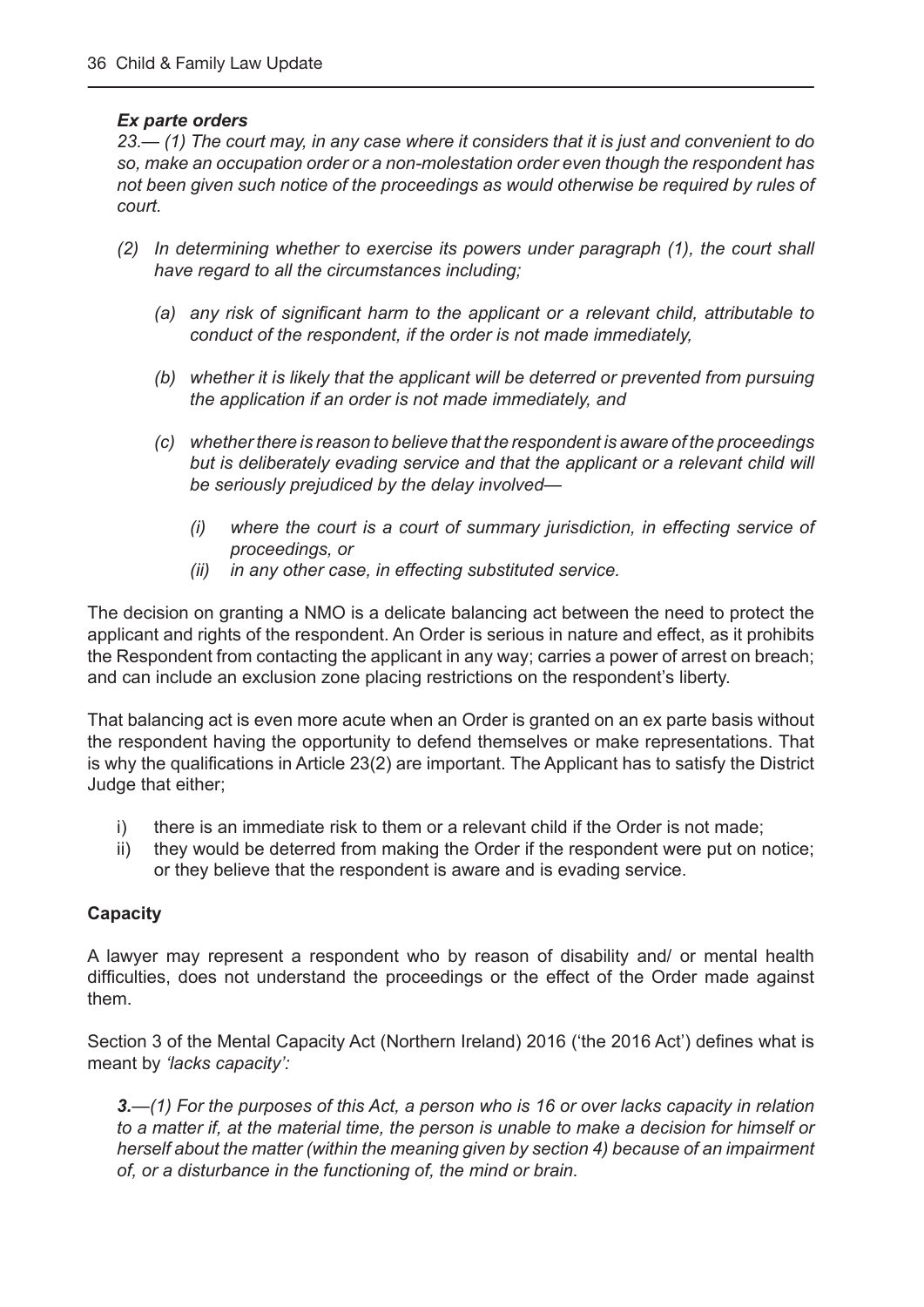### *Ex parte orders*

*23.— (1) The court may, in any case where it considers that it is just and convenient to do so, make an occupation order or a non-molestation order even though the respondent has not been given such notice of the proceedings as would otherwise be required by rules of court.*

*(2) In determining whether to exercise its powers under paragraph (1), the court shall have regard to all the circumstances including;*

> *(a) any risk of significant harm to the applicant or a relevant child, attributable to conduct of the respondent, if the order is not made immediately,*
>
> *(b) whether it is likely that the applicant will be deterred or prevented from pursuing the application if an order is not made immediately, and*
>
> *(c) whether there is reason to believe that the respondent is aware of the proceedings but is deliberately evading service and that the applicant or a relevant child will be seriously prejudiced by the delay involved—*
>
> > *(i) where the court is a court of summary jurisdiction, in effecting service of proceedings, or*
> >
> > *(ii) in any other case, in effecting substituted service.*

The decision on granting a NMO is a delicate balancing act between the need to protect the applicant and rights of the respondent. An Order is serious in nature and effect, as it prohibits the Respondent from contacting the applicant in any way; carries a power of arrest on breach; and can include an exclusion zone placing restrictions on the respondent's liberty.

That balancing act is even more acute when an Order is granted on an ex parte basis without the respondent having the opportunity to defend themselves or make representations. That is why the qualifications in Article 23(2) are important. The Applicant has to satisfy the District Judge that either;

i) there is an immediate risk to them or a relevant child if the Order is not made;
ii) they would be deterred from making the Order if the respondent were put on notice; or they believe that the respondent is aware and is evading service.

### **Capacity**

A lawyer may represent a respondent who by reason of disability and/ or mental health difficulties, does not understand the proceedings or the effect of the Order made against them.

Section 3 of the Mental Capacity Act (Northern Ireland) 2016 ('the 2016 Act') defines what is meant by *'lacks capacity':*

> ***3.****—(1) For the purposes of this Act, a person who is 16 or over lacks capacity in relation to a matter if, at the material time, the person is unable to make a decision for himself or herself about the matter (within the meaning given by section 4) because of an impairment of, or a disturbance in the functioning of, the mind or brain.*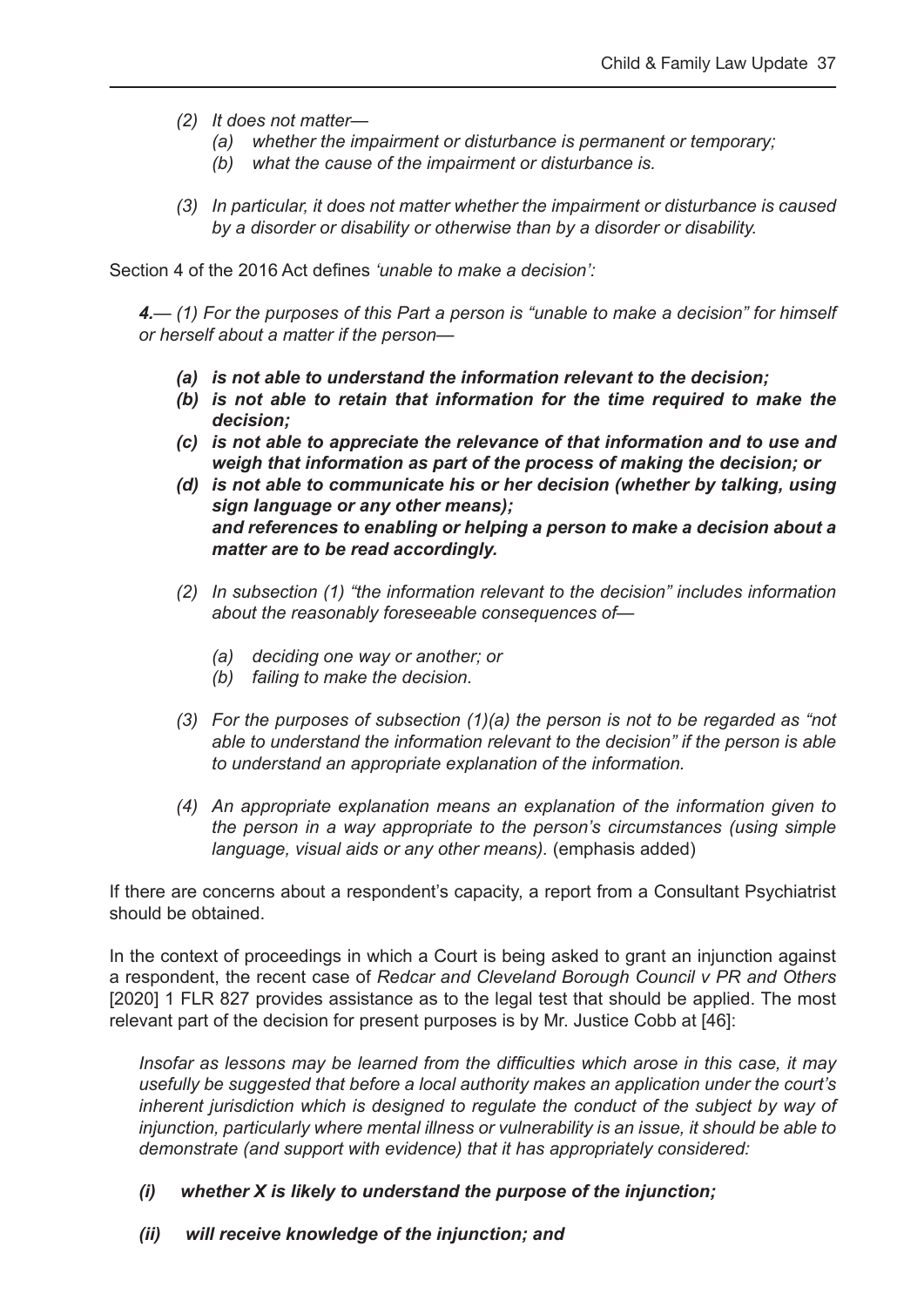> *(2) It does not matter—*
>
> > *(a) whether the impairment or disturbance is permanent or temporary;*
> >
> > *(b) what the cause of the impairment or disturbance is.*
>
> *(3) In particular, it does not matter whether the impairment or disturbance is caused by a disorder or disability or otherwise than by a disorder or disability.*

Section 4 of the 2016 Act defines *'unable to make a decision':*

> ***4.****— (1) For the purposes of this Part a person is "unable to make a decision" for himself or herself about a matter if the person—*
>
> > ***(a) is not able to understand the information relevant to the decision;***
> >
> > ***(b) is not able to retain that information for the time required to make the decision;***
> >
> > ***(c) is not able to appreciate the relevance of that information and to use and weigh that information as part of the process of making the decision; or***
> >
> > ***(d) is not able to communicate his or her decision (whether by talking, using sign language or any other means);***
> >
> > ***and references to enabling or helping a person to make a decision about a matter are to be read accordingly.***
>
> *(2) In subsection (1) "the information relevant to the decision" includes information about the reasonably foreseeable consequences of—*
>
> > *(a) deciding one way or another; or*
> >
> > *(b) failing to make the decision.*
>
> *(3) For the purposes of subsection (1)(a) the person is not to be regarded as "not able to understand the information relevant to the decision" if the person is able to understand an appropriate explanation of the information.*
>
> *(4) An appropriate explanation means an explanation of the information given to the person in a way appropriate to the person's circumstances (using simple language, visual aids or any other means).* (emphasis added)

If there are concerns about a respondent's capacity, a report from a Consultant Psychiatrist should be obtained.

In the context of proceedings in which a Court is being asked to grant an injunction against a respondent, the recent case of *Redcar and Cleveland Borough Council v PR and Others* [2020] 1 FLR 827 provides assistance as to the legal test that should be applied. The most relevant part of the decision for present purposes is by Mr. Justice Cobb at [46]:

> *Insofar as lessons may be learned from the difficulties which arose in this case, it may usefully be suggested that before a local authority makes an application under the court's inherent jurisdiction which is designed to regulate the conduct of the subject by way of injunction, particularly where mental illness or vulnerability is an issue, it should be able to demonstrate (and support with evidence) that it has appropriately considered:*
>
> ***(i) whether X is likely to understand the purpose of the injunction;***
>
> ***(ii) will receive knowledge of the injunction; and***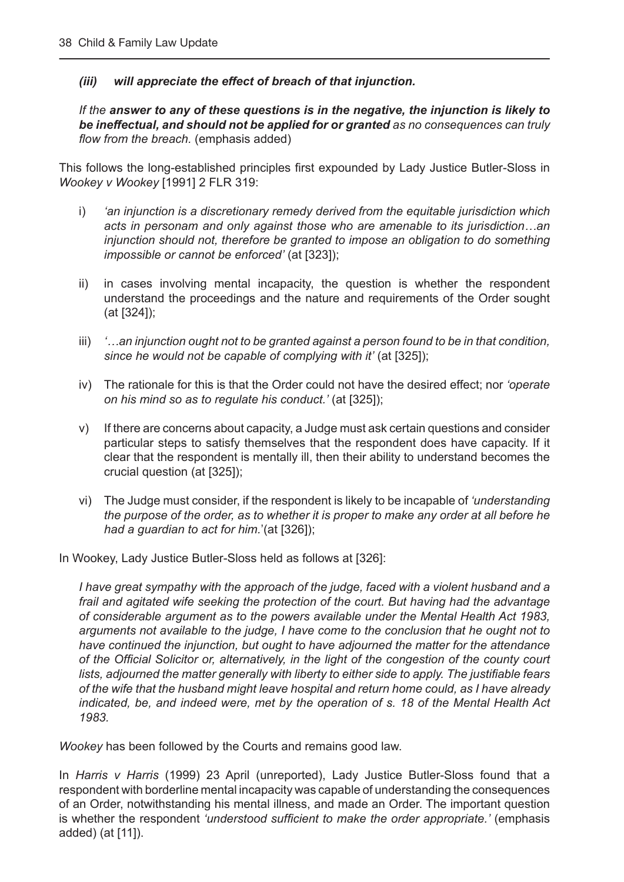*(iii) will appreciate the effect of breach of that injunction.*

*If the* ***answer to any of these questions is in the negative, the injunction is likely to be ineffectual, and should not be applied for or granted*** *as no consequences can truly flow from the breach.* (emphasis added)

This follows the long-established principles first expounded by Lady Justice Butler-Sloss in *Wookey v Wookey* [1991] 2 FLR 319:

i) *'an injunction is a discretionary remedy derived from the equitable jurisdiction which acts in personam and only against those who are amenable to its jurisdiction…an injunction should not, therefore be granted to impose an obligation to do something impossible or cannot be enforced'* (at [323]);

ii) in cases involving mental incapacity, the question is whether the respondent understand the proceedings and the nature and requirements of the Order sought (at [324]);

iii) *'…an injunction ought not to be granted against a person found to be in that condition, since he would not be capable of complying with it'* (at [325]);

iv) The rationale for this is that the Order could not have the desired effect; nor *'operate on his mind so as to regulate his conduct.'* (at [325]);

v) If there are concerns about capacity, a Judge must ask certain questions and consider particular steps to satisfy themselves that the respondent does have capacity. If it clear that the respondent is mentally ill, then their ability to understand becomes the crucial question (at [325]);

vi) The Judge must consider, if the respondent is likely to be incapable of *'understanding the purpose of the order, as to whether it is proper to make any order at all before he had a guardian to act for him.'*(at [326]);

In Wookey, Lady Justice Butler-Sloss held as follows at [326]:

> *I have great sympathy with the approach of the judge, faced with a violent husband and a frail and agitated wife seeking the protection of the court. But having had the advantage of considerable argument as to the powers available under the Mental Health Act 1983, arguments not available to the judge, I have come to the conclusion that he ought not to have continued the injunction, but ought to have adjourned the matter for the attendance of the Official Solicitor or, alternatively, in the light of the congestion of the county court lists, adjourned the matter generally with liberty to either side to apply. The justifiable fears of the wife that the husband might leave hospital and return home could, as I have already indicated, be, and indeed were, met by the operation of s. 18 of the Mental Health Act 1983.*

*Wookey* has been followed by the Courts and remains good law.

In *Harris v Harris* (1999) 23 April (unreported), Lady Justice Butler-Sloss found that a respondent with borderline mental incapacity was capable of understanding the consequences of an Order, notwithstanding his mental illness, and made an Order. The important question is whether the respondent *'understood sufficient to make the order appropriate.'* (emphasis added) (at [11]).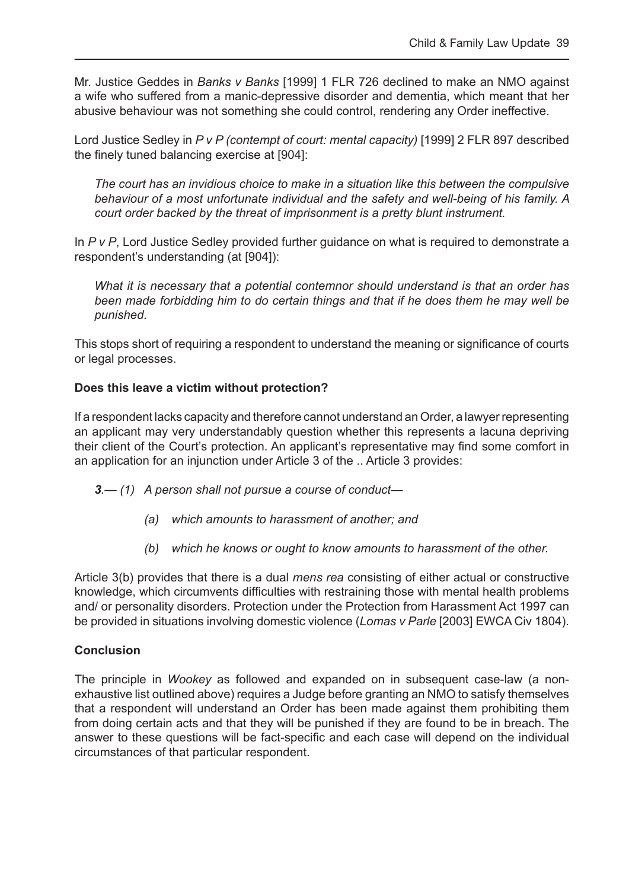Mr. Justice Geddes in *Banks v Banks* [1999] 1 FLR 726 declined to make an NMO against a wife who suffered from a manic-depressive disorder and dementia, which meant that her abusive behaviour was not something she could control, rendering any Order ineffective.

Lord Justice Sedley in *P v P (contempt of court: mental capacity)* [1999] 2 FLR 897 described the finely tuned balancing exercise at [904]:

> *The court has an invidious choice to make in a situation like this between the compulsive behaviour of a most unfortunate individual and the safety and well-being of his family. A court order backed by the threat of imprisonment is a pretty blunt instrument.*

In *P v P*, Lord Justice Sedley provided further guidance on what is required to demonstrate a respondent's understanding (at [904]):

> *What it is necessary that a potential contemnor should understand is that an order has been made forbidding him to do certain things and that if he does them he may well be punished.*

This stops short of requiring a respondent to understand the meaning or significance of courts or legal processes.

**Does this leave a victim without protection?**

If a respondent lacks capacity and therefore cannot understand an Order, a lawyer representing an applicant may very understandably question whether this represents a lacuna depriving their client of the Court's protection. An applicant's representative may find some comfort in an application for an injunction under Article 3 of the .. Article 3 provides:

> ***3***.*— (1) A person shall not pursue a course of conduct—*
>
> *(a) which amounts to harassment of another; and*
>
> *(b) which he knows or ought to know amounts to harassment of the other.*

Article 3(b) provides that there is a dual *mens rea* consisting of either actual or constructive knowledge, which circumvents difficulties with restraining those with mental health problems and/ or personality disorders. Protection under the Protection from Harassment Act 1997 can be provided in situations involving domestic violence (*Lomas v Parle* [2003] EWCA Civ 1804).

**Conclusion**

The principle in *Wookey* as followed and expanded on in subsequent case-law (a non-exhaustive list outlined above) requires a Judge before granting an NMO to satisfy themselves that a respondent will understand an Order has been made against them prohibiting them from doing certain acts and that they will be punished if they are found to be in breach. The answer to these questions will be fact-specific and each case will depend on the individual circumstances of that particular respondent.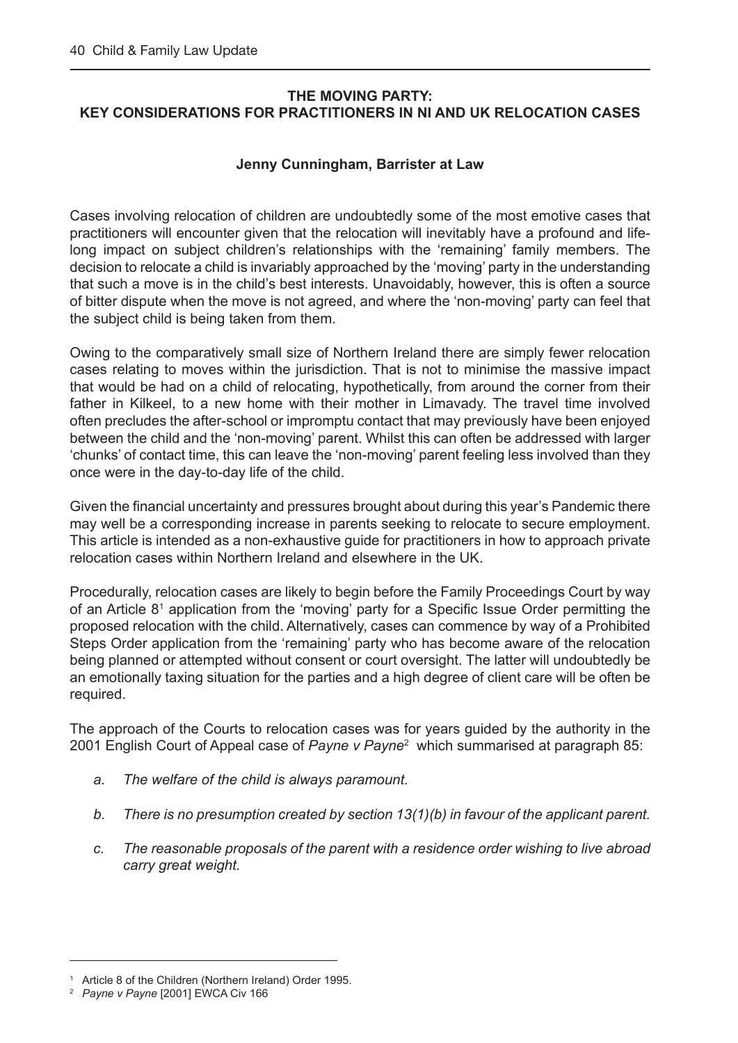## THE MOVING PARTY: KEY CONSIDERATIONS FOR PRACTITIONERS IN NI AND UK RELOCATION CASES

**Jenny Cunningham, Barrister at Law**

Cases involving relocation of children are undoubtedly some of the most emotive cases that practitioners will encounter given that the relocation will inevitably have a profound and life-long impact on subject children's relationships with the 'remaining' family members. The decision to relocate a child is invariably approached by the 'moving' party in the understanding that such a move is in the child's best interests. Unavoidably, however, this is often a source of bitter dispute when the move is not agreed, and where the 'non-moving' party can feel that the subject child is being taken from them.

Owing to the comparatively small size of Northern Ireland there are simply fewer relocation cases relating to moves within the jurisdiction. That is not to minimise the massive impact that would be had on a child of relocating, hypothetically, from around the corner from their father in Kilkeel, to a new home with their mother in Limavady. The travel time involved often precludes the after-school or impromptu contact that may previously have been enjoyed between the child and the 'non-moving' parent. Whilst this can often be addressed with larger 'chunks' of contact time, this can leave the 'non-moving' parent feeling less involved than they once were in the day-to-day life of the child.

Given the financial uncertainty and pressures brought about during this year's Pandemic there may well be a corresponding increase in parents seeking to relocate to secure employment. This article is intended as a non-exhaustive guide for practitioners in how to approach private relocation cases within Northern Ireland and elsewhere in the UK.

Procedurally, relocation cases are likely to begin before the Family Proceedings Court by way of an Article 8[1] application from the 'moving' party for a Specific Issue Order permitting the proposed relocation with the child. Alternatively, cases can commence by way of a Prohibited Steps Order application from the 'remaining' party who has become aware of the relocation being planned or attempted without consent or court oversight. The latter will undoubtedly be an emotionally taxing situation for the parties and a high degree of client care will be often be required.

The approach of the Courts to relocation cases was for years guided by the authority in the 2001 English Court of Appeal case of *Payne v Payne*[2] which summarised at paragraph 85:

- *a. The welfare of the child is always paramount.*
- *b. There is no presumption created by section 13(1)(b) in favour of the applicant parent.*
- *c. The reasonable proposals of the parent with a residence order wishing to live abroad carry great weight.*

---

[1] Article 8 of the Children (Northern Ireland) Order 1995.

[2] *Payne v Payne* [2001] EWCA Civ 166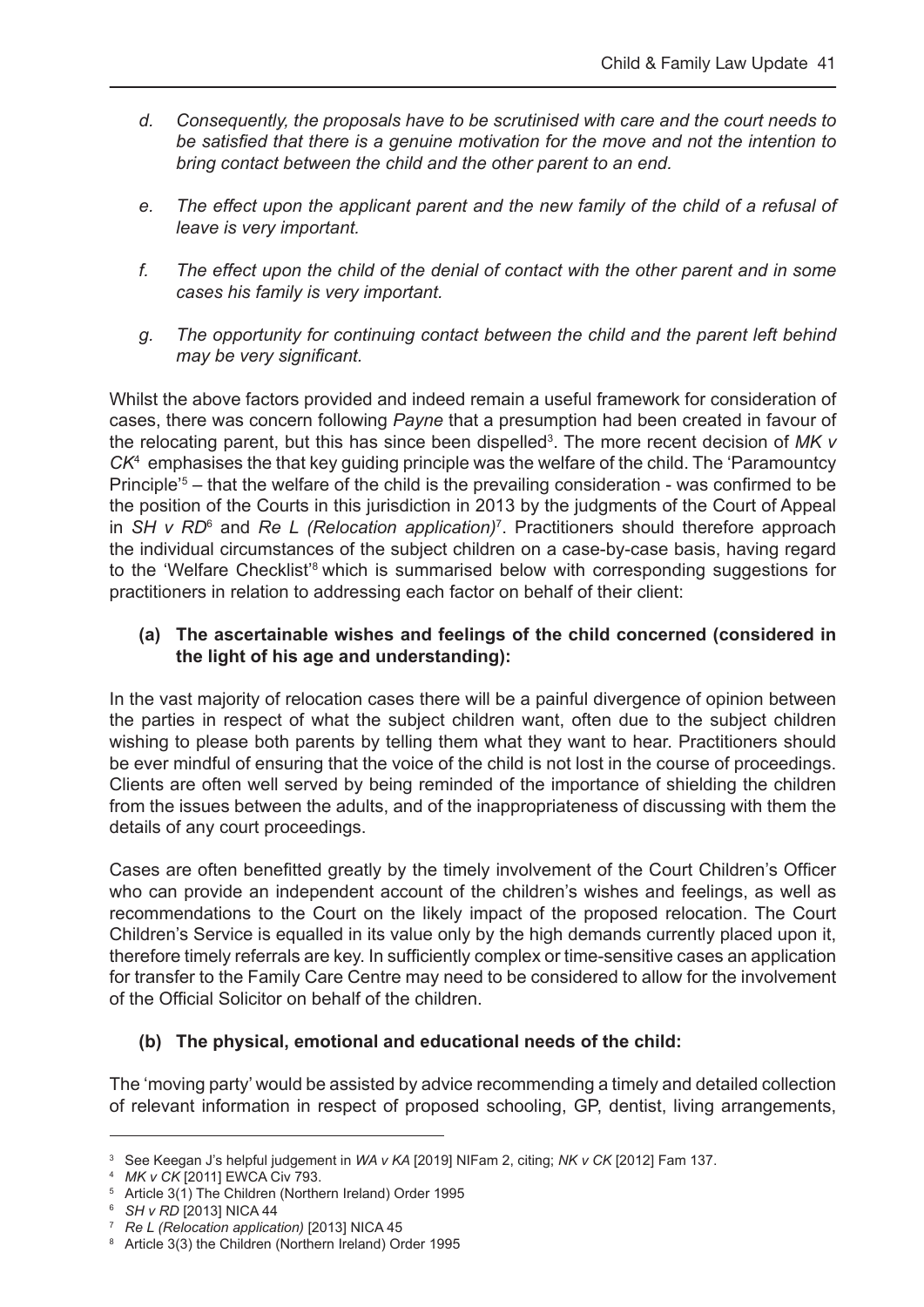*d. Consequently, the proposals have to be scrutinised with care and the court needs to be satisfied that there is a genuine motivation for the move and not the intention to bring contact between the child and the other parent to an end.*

*e. The effect upon the applicant parent and the new family of the child of a refusal of leave is very important.*

*f. The effect upon the child of the denial of contact with the other parent and in some cases his family is very important.*

*g. The opportunity for continuing contact between the child and the parent left behind may be very significant.*

Whilst the above factors provided and indeed remain a useful framework for consideration of cases, there was concern following *Payne* that a presumption had been created in favour of the relocating parent, but this has since been dispelled[3]. The more recent decision of *MK v CK*[4] emphasises the that key guiding principle was the welfare of the child. The 'Paramountcy Principle'[5] – that the welfare of the child is the prevailing consideration - was confirmed to be the position of the Courts in this jurisdiction in 2013 by the judgments of the Court of Appeal in *SH v RD*[6] and *Re L (Relocation application)*[7]. Practitioners should therefore approach the individual circumstances of the subject children on a case-by-case basis, having regard to the 'Welfare Checklist'[8] which is summarised below with corresponding suggestions for practitioners in relation to addressing each factor on behalf of their client:

**(a) The ascertainable wishes and feelings of the child concerned (considered in the light of his age and understanding):**

In the vast majority of relocation cases there will be a painful divergence of opinion between the parties in respect of what the subject children want, often due to the subject children wishing to please both parents by telling them what they want to hear. Practitioners should be ever mindful of ensuring that the voice of the child is not lost in the course of proceedings. Clients are often well served by being reminded of the importance of shielding the children from the issues between the adults, and of the inappropriateness of discussing with them the details of any court proceedings.

Cases are often benefitted greatly by the timely involvement of the Court Children's Officer who can provide an independent account of the children's wishes and feelings, as well as recommendations to the Court on the likely impact of the proposed relocation. The Court Children's Service is equalled in its value only by the high demands currently placed upon it, therefore timely referrals are key. In sufficiently complex or time-sensitive cases an application for transfer to the Family Care Centre may need to be considered to allow for the involvement of the Official Solicitor on behalf of the children.

**(b) The physical, emotional and educational needs of the child:**

The 'moving party' would be assisted by advice recommending a timely and detailed collection of relevant information in respect of proposed schooling, GP, dentist, living arrangements,

---

[3] See Keegan J's helpful judgement in *WA v KA* [2019] NIFam 2, citing; *NK v CK* [2012] Fam 137.

[4] *MK v CK* [2011] EWCA Civ 793.

[5] Article 3(1) The Children (Northern Ireland) Order 1995

[6] *SH v RD* [2013] NICA 44

[7] *Re L (Relocation application)* [2013] NICA 45

[8] Article 3(3) the Children (Northern Ireland) Order 1995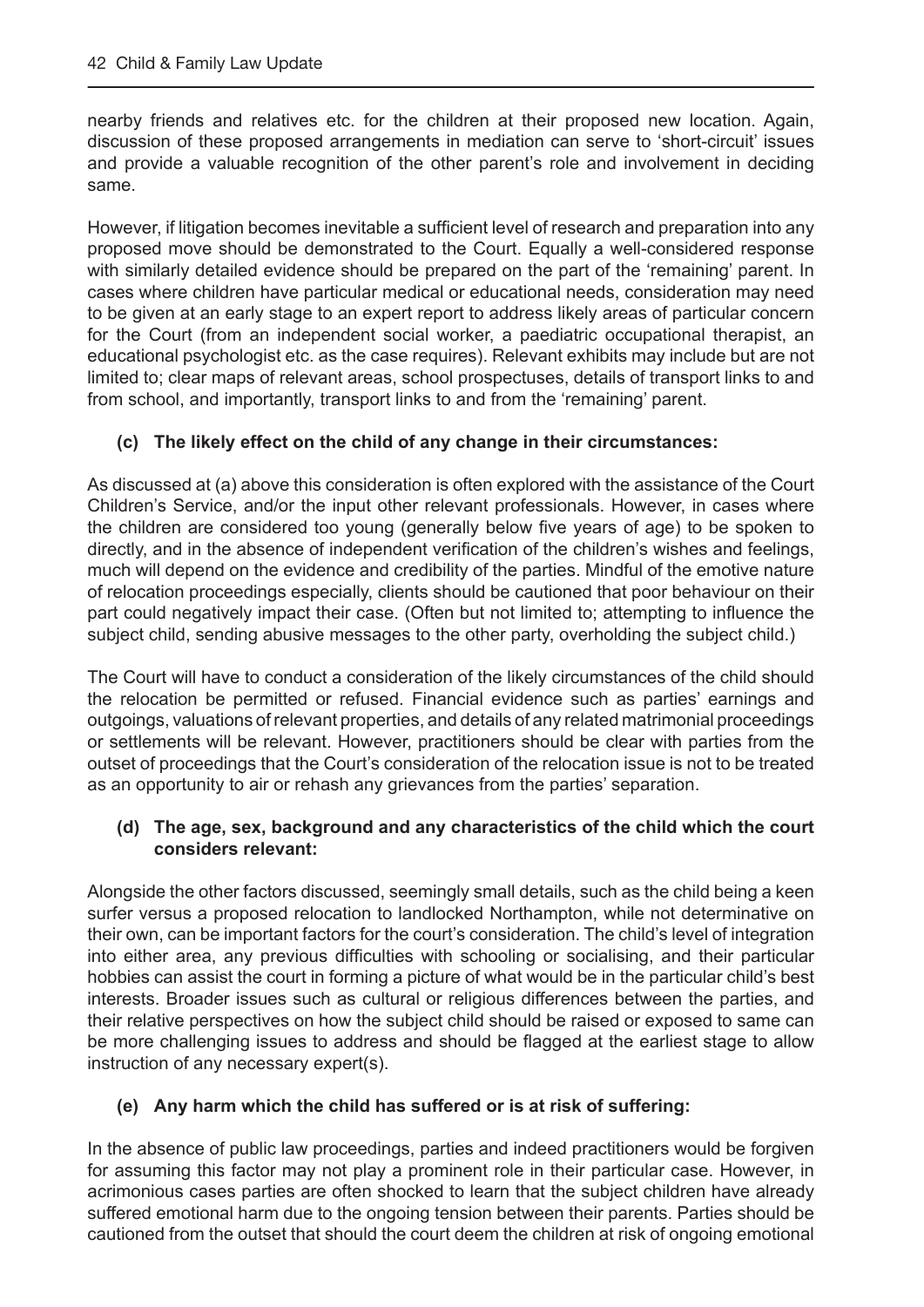nearby friends and relatives etc. for the children at their proposed new location. Again, discussion of these proposed arrangements in mediation can serve to 'short-circuit' issues and provide a valuable recognition of the other parent's role and involvement in deciding same.

However, if litigation becomes inevitable a sufficient level of research and preparation into any proposed move should be demonstrated to the Court. Equally a well-considered response with similarly detailed evidence should be prepared on the part of the 'remaining' parent. In cases where children have particular medical or educational needs, consideration may need to be given at an early stage to an expert report to address likely areas of particular concern for the Court (from an independent social worker, a paediatric occupational therapist, an educational psychologist etc. as the case requires). Relevant exhibits may include but are not limited to; clear maps of relevant areas, school prospectuses, details of transport links to and from school, and importantly, transport links to and from the 'remaining' parent.

### (c) The likely effect on the child of any change in their circumstances:

As discussed at (a) above this consideration is often explored with the assistance of the Court Children's Service, and/or the input other relevant professionals. However, in cases where the children are considered too young (generally below five years of age) to be spoken to directly, and in the absence of independent verification of the children's wishes and feelings, much will depend on the evidence and credibility of the parties. Mindful of the emotive nature of relocation proceedings especially, clients should be cautioned that poor behaviour on their part could negatively impact their case. (Often but not limited to; attempting to influence the subject child, sending abusive messages to the other party, overholding the subject child.)

The Court will have to conduct a consideration of the likely circumstances of the child should the relocation be permitted or refused. Financial evidence such as parties' earnings and outgoings, valuations of relevant properties, and details of any related matrimonial proceedings or settlements will be relevant. However, practitioners should be clear with parties from the outset of proceedings that the Court's consideration of the relocation issue is not to be treated as an opportunity to air or rehash any grievances from the parties' separation.

### (d) The age, sex, background and any characteristics of the child which the court considers relevant:

Alongside the other factors discussed, seemingly small details, such as the child being a keen surfer versus a proposed relocation to landlocked Northampton, while not determinative on their own, can be important factors for the court's consideration. The child's level of integration into either area, any previous difficulties with schooling or socialising, and their particular hobbies can assist the court in forming a picture of what would be in the particular child's best interests. Broader issues such as cultural or religious differences between the parties, and their relative perspectives on how the subject child should be raised or exposed to same can be more challenging issues to address and should be flagged at the earliest stage to allow instruction of any necessary expert(s).

### (e) Any harm which the child has suffered or is at risk of suffering:

In the absence of public law proceedings, parties and indeed practitioners would be forgiven for assuming this factor may not play a prominent role in their particular case. However, in acrimonious cases parties are often shocked to learn that the subject children have already suffered emotional harm due to the ongoing tension between their parents. Parties should be cautioned from the outset that should the court deem the children at risk of ongoing emotional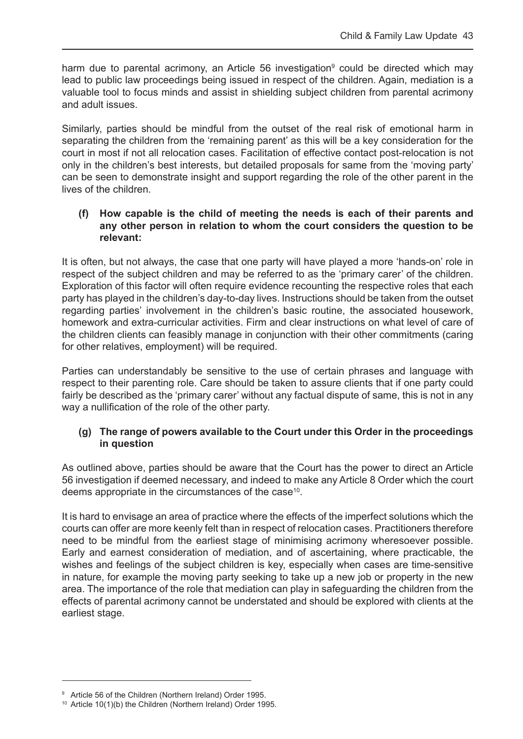harm due to parental acrimony, an Article 56 investigation[9] could be directed which may lead to public law proceedings being issued in respect of the children. Again, mediation is a valuable tool to focus minds and assist in shielding subject children from parental acrimony and adult issues.

Similarly, parties should be mindful from the outset of the real risk of emotional harm in separating the children from the 'remaining parent' as this will be a key consideration for the court in most if not all relocation cases. Facilitation of effective contact post-relocation is not only in the children's best interests, but detailed proposals for same from the 'moving party' can be seen to demonstrate insight and support regarding the role of the other parent in the lives of the children.

**(f) How capable is the child of meeting the needs is each of their parents and any other person in relation to whom the court considers the question to be relevant:**

It is often, but not always, the case that one party will have played a more 'hands-on' role in respect of the subject children and may be referred to as the 'primary carer' of the children. Exploration of this factor will often require evidence recounting the respective roles that each party has played in the children's day-to-day lives. Instructions should be taken from the outset regarding parties' involvement in the children's basic routine, the associated housework, homework and extra-curricular activities. Firm and clear instructions on what level of care of the children clients can feasibly manage in conjunction with their other commitments (caring for other relatives, employment) will be required.

Parties can understandably be sensitive to the use of certain phrases and language with respect to their parenting role. Care should be taken to assure clients that if one party could fairly be described as the 'primary carer' without any factual dispute of same, this is not in any way a nullification of the role of the other party.

**(g) The range of powers available to the Court under this Order in the proceedings in question**

As outlined above, parties should be aware that the Court has the power to direct an Article 56 investigation if deemed necessary, and indeed to make any Article 8 Order which the court deems appropriate in the circumstances of the case[10].

It is hard to envisage an area of practice where the effects of the imperfect solutions which the courts can offer are more keenly felt than in respect of relocation cases. Practitioners therefore need to be mindful from the earliest stage of minimising acrimony wheresoever possible. Early and earnest consideration of mediation, and of ascertaining, where practicable, the wishes and feelings of the subject children is key, especially when cases are time-sensitive in nature, for example the moving party seeking to take up a new job or property in the new area. The importance of the role that mediation can play in safeguarding the children from the effects of parental acrimony cannot be understated and should be explored with clients at the earliest stage.

---

[9] Article 56 of the Children (Northern Ireland) Order 1995.

[10] Article 10(1)(b) the Children (Northern Ireland) Order 1995.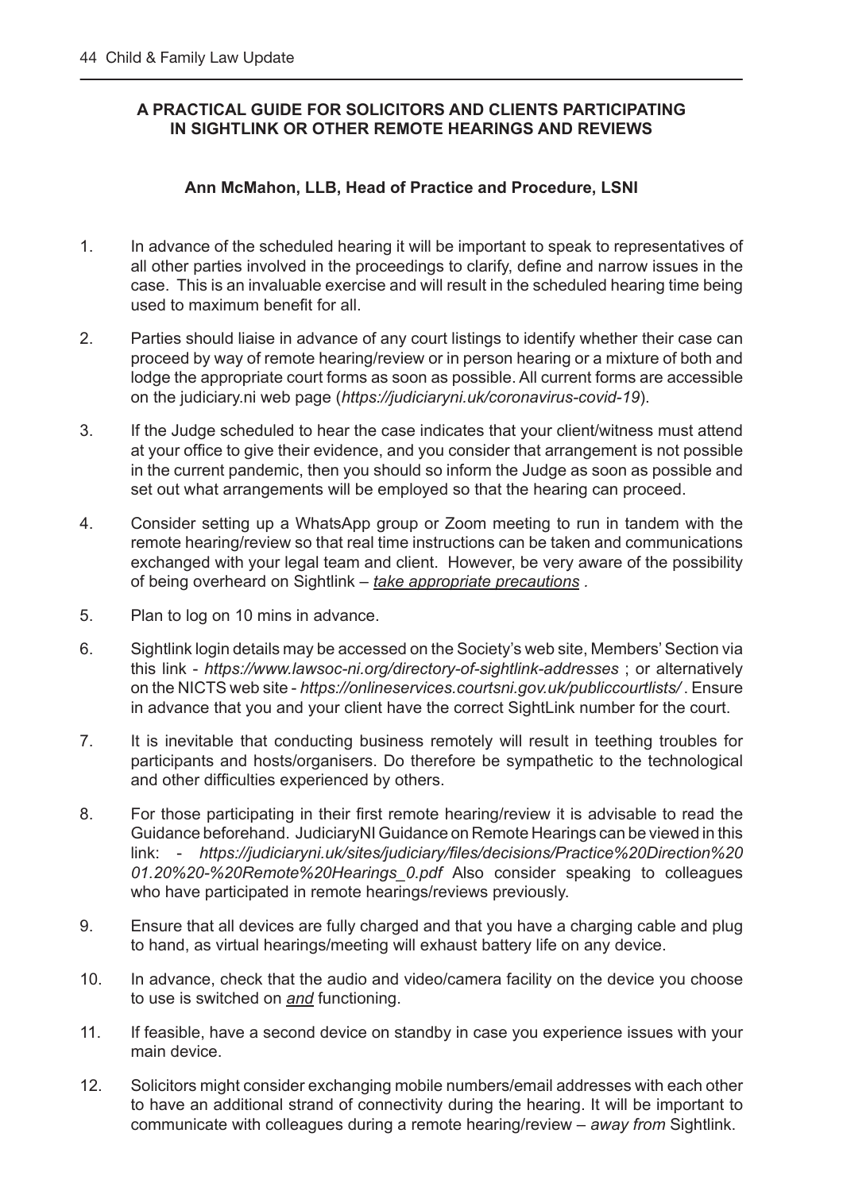## A PRACTICAL GUIDE FOR SOLICITORS AND CLIENTS PARTICIPATING IN SIGHTLINK OR OTHER REMOTE HEARINGS AND REVIEWS

**Ann McMahon, LLB, Head of Practice and Procedure, LSNI**

1. In advance of the scheduled hearing it will be important to speak to representatives of all other parties involved in the proceedings to clarify, define and narrow issues in the case. This is an invaluable exercise and will result in the scheduled hearing time being used to maximum benefit for all.

2. Parties should liaise in advance of any court listings to identify whether their case can proceed by way of remote hearing/review or in person hearing or a mixture of both and lodge the appropriate court forms as soon as possible. All current forms are accessible on the judiciary.ni web page (*https://judiciaryni.uk/coronavirus-covid-19*).

3. If the Judge scheduled to hear the case indicates that your client/witness must attend at your office to give their evidence, and you consider that arrangement is not possible in the current pandemic, then you should so inform the Judge as soon as possible and set out what arrangements will be employed so that the hearing can proceed.

4. Consider setting up a WhatsApp group or Zoom meeting to run in tandem with the remote hearing/review so that real time instructions can be taken and communications exchanged with your legal team and client. However, be very aware of the possibility of being overheard on Sightlink – *take appropriate precautions* .

5. Plan to log on 10 mins in advance.

6. Sightlink login details may be accessed on the Society's web site, Members' Section via this link - *https://www.lawsoc-ni.org/directory-of-sightlink-addresses* ; or alternatively on the NICTS web site - *https://onlineservices.courtsni.gov.uk/publiccourtlists/* . Ensure in advance that you and your client have the correct SightLink number for the court.

7. It is inevitable that conducting business remotely will result in teething troubles for participants and hosts/organisers. Do therefore be sympathetic to the technological and other difficulties experienced by others.

8. For those participating in their first remote hearing/review it is advisable to read the Guidance beforehand. JudiciaryNI Guidance on Remote Hearings can be viewed in this link: - *https://judiciaryni.uk/sites/judiciary/files/decisions/Practice%20Direction%20 01.20%20-%20Remote%20Hearings_0.pdf* Also consider speaking to colleagues who have participated in remote hearings/reviews previously.

9. Ensure that all devices are fully charged and that you have a charging cable and plug to hand, as virtual hearings/meeting will exhaust battery life on any device.

10. In advance, check that the audio and video/camera facility on the device you choose to use is switched on ***and*** functioning.

11. If feasible, have a second device on standby in case you experience issues with your main device.

12. Solicitors might consider exchanging mobile numbers/email addresses with each other to have an additional strand of connectivity during the hearing. It will be important to communicate with colleagues during a remote hearing/review – *away from* Sightlink.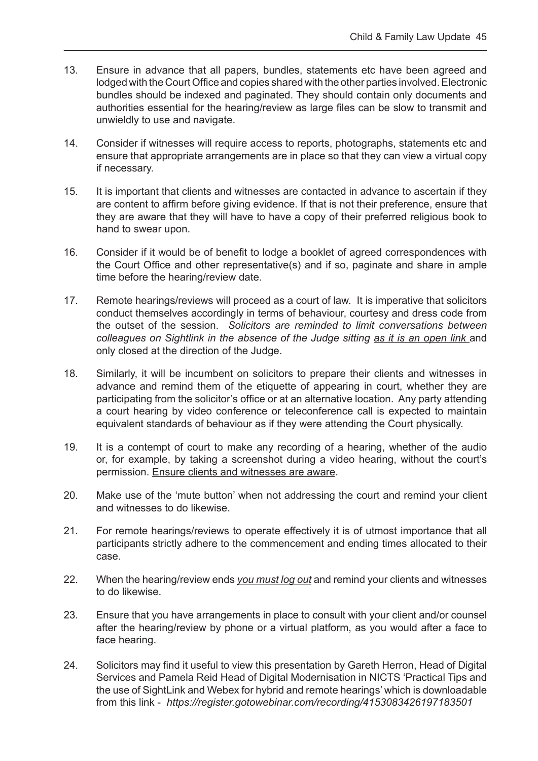13. Ensure in advance that all papers, bundles, statements etc have been agreed and lodged with the Court Office and copies shared with the other parties involved. Electronic bundles should be indexed and paginated. They should contain only documents and authorities essential for the hearing/review as large files can be slow to transmit and unwieldy to use and navigate.

14. Consider if witnesses will require access to reports, photographs, statements etc and ensure that appropriate arrangements are in place so that they can view a virtual copy if necessary.

15. It is important that clients and witnesses are contacted in advance to ascertain if they are content to affirm before giving evidence. If that is not their preference, ensure that they are aware that they will have to have a copy of their preferred religious book to hand to swear upon.

16. Consider if it would be of benefit to lodge a booklet of agreed correspondences with the Court Office and other representative(s) and if so, paginate and share in ample time before the hearing/review date.

17. Remote hearings/reviews will proceed as a court of law. It is imperative that solicitors conduct themselves accordingly in terms of behaviour, courtesy and dress code from the outset of the session. *Solicitors are reminded to limit conversations between colleagues on Sightlink in the absence of the Judge sitting* *<u>as it is an open link</u>* and only closed at the direction of the Judge.

18. Similarly, it will be incumbent on solicitors to prepare their clients and witnesses in advance and remind them of the etiquette of appearing in court, whether they are participating from the solicitor's office or at an alternative location. Any party attending a court hearing by video conference or teleconference call is expected to maintain equivalent standards of behaviour as if they were attending the Court physically.

19. It is a contempt of court to make any recording of a hearing, whether of the audio or, for example, by taking a screenshot during a video hearing, without the court's permission. <u>Ensure clients and witnesses are aware</u>.

20. Make use of the 'mute button' when not addressing the court and remind your client and witnesses to do likewise.

21. For remote hearings/reviews to operate effectively it is of utmost importance that all participants strictly adhere to the commencement and ending times allocated to their case.

22. When the hearing/review ends *<u>you must log out</u>* and remind your clients and witnesses to do likewise.

23. Ensure that you have arrangements in place to consult with your client and/or counsel after the hearing/review by phone or a virtual platform, as you would after a face to face hearing.

24. Solicitors may find it useful to view this presentation by Gareth Herron, Head of Digital Services and Pamela Reid Head of Digital Modernisation in NICTS 'Practical Tips and the use of SightLink and Webex for hybrid and remote hearings' which is downloadable from this link - *https://register.gotowebinar.com/recording/4153083426197183501*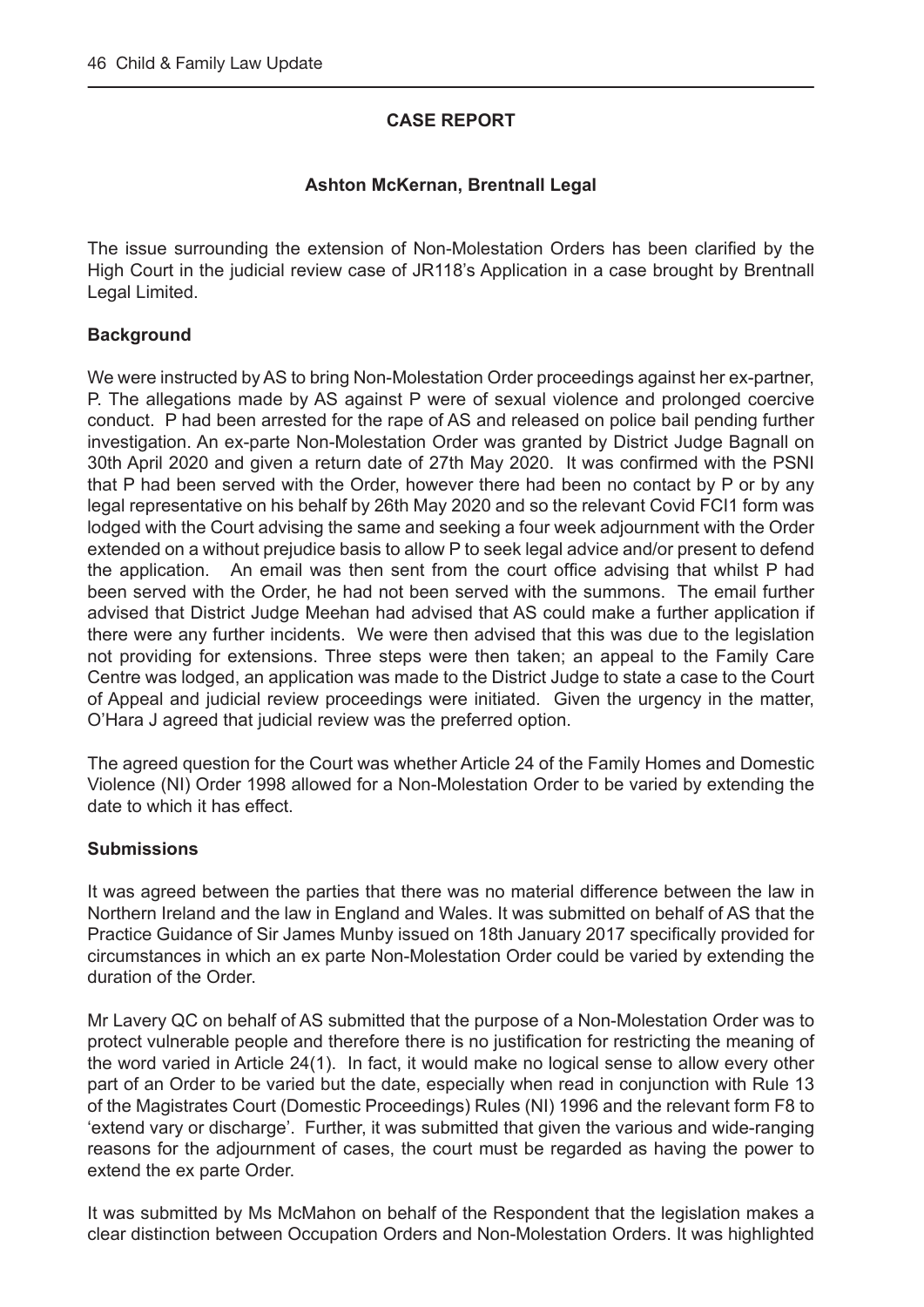## CASE REPORT

### Ashton McKernan, Brentnall Legal

The issue surrounding the extension of Non-Molestation Orders has been clarified by the High Court in the judicial review case of JR118's Application in a case brought by Brentnall Legal Limited.

### Background

We were instructed by AS to bring Non-Molestation Order proceedings against her ex-partner, P. The allegations made by AS against P were of sexual violence and prolonged coercive conduct. P had been arrested for the rape of AS and released on police bail pending further investigation. An ex-parte Non-Molestation Order was granted by District Judge Bagnall on 30th April 2020 and given a return date of 27th May 2020. It was confirmed with the PSNI that P had been served with the Order, however there had been no contact by P or by any legal representative on his behalf by 26th May 2020 and so the relevant Covid FCI1 form was lodged with the Court advising the same and seeking a four week adjournment with the Order extended on a without prejudice basis to allow P to seek legal advice and/or present to defend the application. An email was then sent from the court office advising that whilst P had been served with the Order, he had not been served with the summons. The email further advised that District Judge Meehan had advised that AS could make a further application if there were any further incidents. We were then advised that this was due to the legislation not providing for extensions. Three steps were then taken; an appeal to the Family Care Centre was lodged, an application was made to the District Judge to state a case to the Court of Appeal and judicial review proceedings were initiated. Given the urgency in the matter, O'Hara J agreed that judicial review was the preferred option.

The agreed question for the Court was whether Article 24 of the Family Homes and Domestic Violence (NI) Order 1998 allowed for a Non-Molestation Order to be varied by extending the date to which it has effect.

### Submissions

It was agreed between the parties that there was no material difference between the law in Northern Ireland and the law in England and Wales. It was submitted on behalf of AS that the Practice Guidance of Sir James Munby issued on 18th January 2017 specifically provided for circumstances in which an ex parte Non-Molestation Order could be varied by extending the duration of the Order.

Mr Lavery QC on behalf of AS submitted that the purpose of a Non-Molestation Order was to protect vulnerable people and therefore there is no justification for restricting the meaning of the word varied in Article 24(1). In fact, it would make no logical sense to allow every other part of an Order to be varied but the date, especially when read in conjunction with Rule 13 of the Magistrates Court (Domestic Proceedings) Rules (NI) 1996 and the relevant form F8 to 'extend vary or discharge'. Further, it was submitted that given the various and wide-ranging reasons for the adjournment of cases, the court must be regarded as having the power to extend the ex parte Order.

It was submitted by Ms McMahon on behalf of the Respondent that the legislation makes a clear distinction between Occupation Orders and Non-Molestation Orders. It was highlighted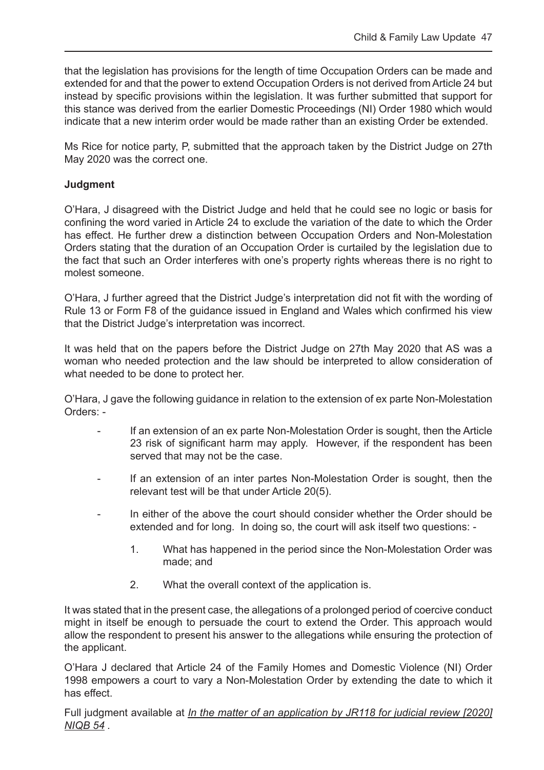that the legislation has provisions for the length of time Occupation Orders can be made and extended for and that the power to extend Occupation Orders is not derived from Article 24 but instead by specific provisions within the legislation. It was further submitted that support for this stance was derived from the earlier Domestic Proceedings (NI) Order 1980 which would indicate that a new interim order would be made rather than an existing Order be extended.

Ms Rice for notice party, P, submitted that the approach taken by the District Judge on 27th May 2020 was the correct one.

**Judgment**

O'Hara, J disagreed with the District Judge and held that he could see no logic or basis for confining the word varied in Article 24 to exclude the variation of the date to which the Order has effect. He further drew a distinction between Occupation Orders and Non-Molestation Orders stating that the duration of an Occupation Order is curtailed by the legislation due to the fact that such an Order interferes with one's property rights whereas there is no right to molest someone.

O'Hara, J further agreed that the District Judge's interpretation did not fit with the wording of Rule 13 or Form F8 of the guidance issued in England and Wales which confirmed his view that the District Judge's interpretation was incorrect.

It was held that on the papers before the District Judge on 27th May 2020 that AS was a woman who needed protection and the law should be interpreted to allow consideration of what needed to be done to protect her.

O'Hara, J gave the following guidance in relation to the extension of ex parte Non-Molestation Orders: -

- If an extension of an ex parte Non-Molestation Order is sought, then the Article 23 risk of significant harm may apply. However, if the respondent has been served that may not be the case.
- If an extension of an inter partes Non-Molestation Order is sought, then the relevant test will be that under Article 20(5).
- In either of the above the court should consider whether the Order should be extended and for long. In doing so, the court will ask itself two questions: -
    1. What has happened in the period since the Non-Molestation Order was made; and
    2. What the overall context of the application is.

It was stated that in the present case, the allegations of a prolonged period of coercive conduct might in itself be enough to persuade the court to extend the Order. This approach would allow the respondent to present his answer to the allegations while ensuring the protection of the applicant.

O'Hara J declared that Article 24 of the Family Homes and Domestic Violence (NI) Order 1998 empowers a court to vary a Non-Molestation Order by extending the date to which it has effect.

Full judgment available at *In the matter of an application by JR118 for judicial review [2020] NIQB 54* .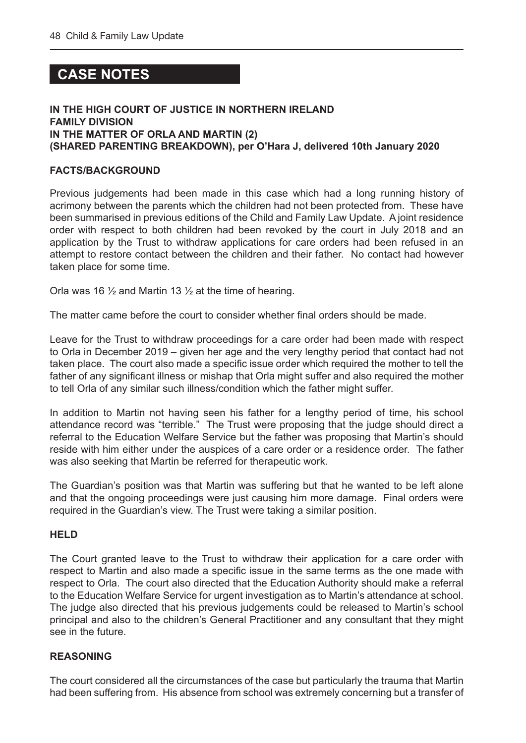## CASE NOTES

**IN THE HIGH COURT OF JUSTICE IN NORTHERN IRELAND**
**FAMILY DIVISION**
**IN THE MATTER OF ORLA AND MARTIN (2)**
**(SHARED PARENTING BREAKDOWN), per O'Hara J, delivered 10th January 2020**

### FACTS/BACKGROUND

Previous judgements had been made in this case which had a long running history of acrimony between the parents which the children had not been protected from. These have been summarised in previous editions of the Child and Family Law Update. A joint residence order with respect to both children had been revoked by the court in July 2018 and an application by the Trust to withdraw applications for care orders had been refused in an attempt to restore contact between the children and their father. No contact had however taken place for some time.

Orla was 16 ½ and Martin 13 ½ at the time of hearing.

The matter came before the court to consider whether final orders should be made.

Leave for the Trust to withdraw proceedings for a care order had been made with respect to Orla in December 2019 – given her age and the very lengthy period that contact had not taken place. The court also made a specific issue order which required the mother to tell the father of any significant illness or mishap that Orla might suffer and also required the mother to tell Orla of any similar such illness/condition which the father might suffer.

In addition to Martin not having seen his father for a lengthy period of time, his school attendance record was "terrible." The Trust were proposing that the judge should direct a referral to the Education Welfare Service but the father was proposing that Martin's should reside with him either under the auspices of a care order or a residence order. The father was also seeking that Martin be referred for therapeutic work.

The Guardian's position was that Martin was suffering but that he wanted to be left alone and that the ongoing proceedings were just causing him more damage. Final orders were required in the Guardian's view. The Trust were taking a similar position.

### HELD

The Court granted leave to the Trust to withdraw their application for a care order with respect to Martin and also made a specific issue in the same terms as the one made with respect to Orla. The court also directed that the Education Authority should make a referral to the Education Welfare Service for urgent investigation as to Martin's attendance at school. The judge also directed that his previous judgements could be released to Martin's school principal and also to the children's General Practitioner and any consultant that they might see in the future.

### REASONING

The court considered all the circumstances of the case but particularly the trauma that Martin had been suffering from. His absence from school was extremely concerning but a transfer of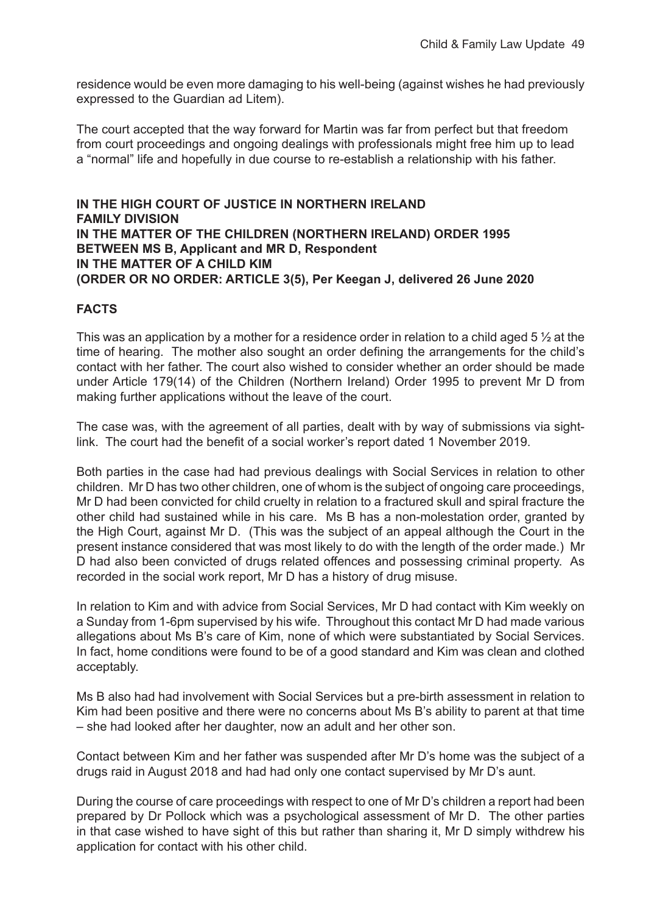residence would be even more damaging to his well-being (against wishes he had previously expressed to the Guardian ad Litem).

The court accepted that the way forward for Martin was far from perfect but that freedom from court proceedings and ongoing dealings with professionals might free him up to lead a "normal" life and hopefully in due course to re-establish a relationship with his father.

**IN THE HIGH COURT OF JUSTICE IN NORTHERN IRELAND**
**FAMILY DIVISION**
**IN THE MATTER OF THE CHILDREN (NORTHERN IRELAND) ORDER 1995**
**BETWEEN MS B, Applicant and MR D, Respondent**
**IN THE MATTER OF A CHILD KIM**
**(ORDER OR NO ORDER: ARTICLE 3(5), Per Keegan J, delivered 26 June 2020**

**FACTS**

This was an application by a mother for a residence order in relation to a child aged 5 ½ at the time of hearing. The mother also sought an order defining the arrangements for the child's contact with her father. The court also wished to consider whether an order should be made under Article 179(14) of the Children (Northern Ireland) Order 1995 to prevent Mr D from making further applications without the leave of the court.

The case was, with the agreement of all parties, dealt with by way of submissions via sight-link. The court had the benefit of a social worker's report dated 1 November 2019.

Both parties in the case had had previous dealings with Social Services in relation to other children. Mr D has two other children, one of whom is the subject of ongoing care proceedings, Mr D had been convicted for child cruelty in relation to a fractured skull and spiral fracture the other child had sustained while in his care. Ms B has a non-molestation order, granted by the High Court, against Mr D. (This was the subject of an appeal although the Court in the present instance considered that was most likely to do with the length of the order made.) Mr D had also been convicted of drugs related offences and possessing criminal property. As recorded in the social work report, Mr D has a history of drug misuse.

In relation to Kim and with advice from Social Services, Mr D had contact with Kim weekly on a Sunday from 1-6pm supervised by his wife. Throughout this contact Mr D had made various allegations about Ms B's care of Kim, none of which were substantiated by Social Services. In fact, home conditions were found to be of a good standard and Kim was clean and clothed acceptably.

Ms B also had had involvement with Social Services but a pre-birth assessment in relation to Kim had been positive and there were no concerns about Ms B's ability to parent at that time – she had looked after her daughter, now an adult and her other son.

Contact between Kim and her father was suspended after Mr D's home was the subject of a drugs raid in August 2018 and had had only one contact supervised by Mr D's aunt.

During the course of care proceedings with respect to one of Mr D's children a report had been prepared by Dr Pollock which was a psychological assessment of Mr D. The other parties in that case wished to have sight of this but rather than sharing it, Mr D simply withdrew his application for contact with his other child.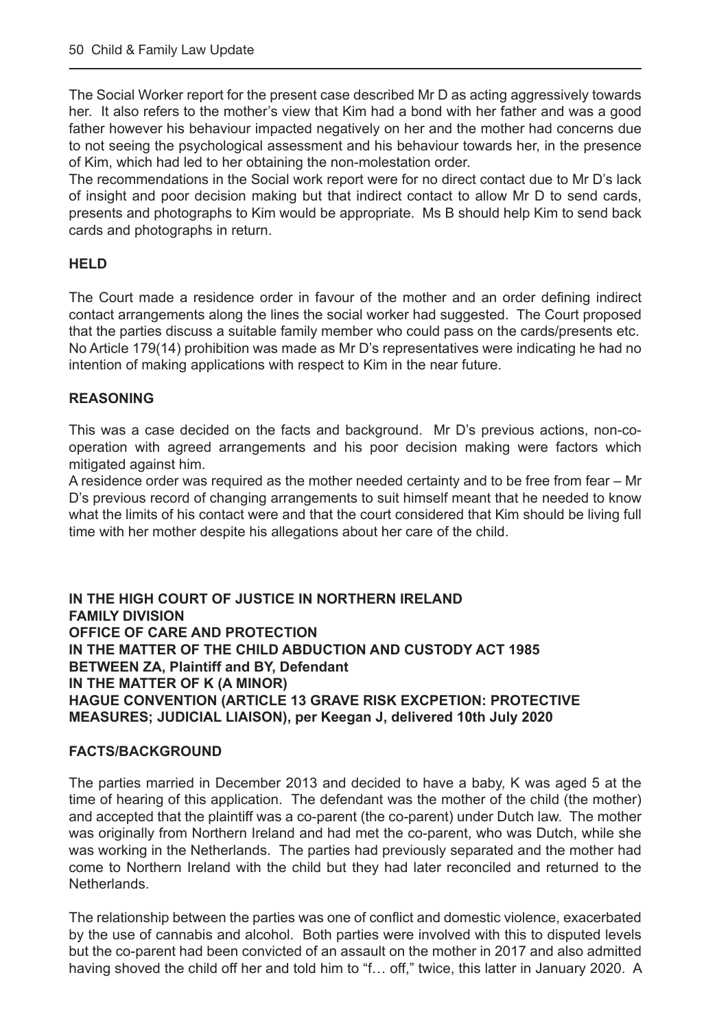The Social Worker report for the present case described Mr D as acting aggressively towards her. It also refers to the mother's view that Kim had a bond with her father and was a good father however his behaviour impacted negatively on her and the mother had concerns due to not seeing the psychological assessment and his behaviour towards her, in the presence of Kim, which had led to her obtaining the non-molestation order.

The recommendations in the Social work report were for no direct contact due to Mr D's lack of insight and poor decision making but that indirect contact to allow Mr D to send cards, presents and photographs to Kim would be appropriate. Ms B should help Kim to send back cards and photographs in return.

**HELD**

The Court made a residence order in favour of the mother and an order defining indirect contact arrangements along the lines the social worker had suggested. The Court proposed that the parties discuss a suitable family member who could pass on the cards/presents etc. No Article 179(14) prohibition was made as Mr D's representatives were indicating he had no intention of making applications with respect to Kim in the near future.

**REASONING**

This was a case decided on the facts and background. Mr D's previous actions, non-co-operation with agreed arrangements and his poor decision making were factors which mitigated against him.

A residence order was required as the mother needed certainty and to be free from fear – Mr D's previous record of changing arrangements to suit himself meant that he needed to know what the limits of his contact were and that the court considered that Kim should be living full time with her mother despite his allegations about her care of the child.

**IN THE HIGH COURT OF JUSTICE IN NORTHERN IRELAND**
**FAMILY DIVISION**
**OFFICE OF CARE AND PROTECTION**
**IN THE MATTER OF THE CHILD ABDUCTION AND CUSTODY ACT 1985**
**BETWEEN ZA, Plaintiff and BY, Defendant**
**IN THE MATTER OF K (A MINOR)**
**HAGUE CONVENTION (ARTICLE 13 GRAVE RISK EXCPETION: PROTECTIVE MEASURES; JUDICIAL LIAISON), per Keegan J, delivered 10th July 2020**

**FACTS/BACKGROUND**

The parties married in December 2013 and decided to have a baby, K was aged 5 at the time of hearing of this application. The defendant was the mother of the child (the mother) and accepted that the plaintiff was a co-parent (the co-parent) under Dutch law. The mother was originally from Northern Ireland and had met the co-parent, who was Dutch, while she was working in the Netherlands. The parties had previously separated and the mother had come to Northern Ireland with the child but they had later reconciled and returned to the Netherlands.

The relationship between the parties was one of conflict and domestic violence, exacerbated by the use of cannabis and alcohol. Both parties were involved with this to disputed levels but the co-parent had been convicted of an assault on the mother in 2017 and also admitted having shoved the child off her and told him to "f… off," twice, this latter in January 2020. A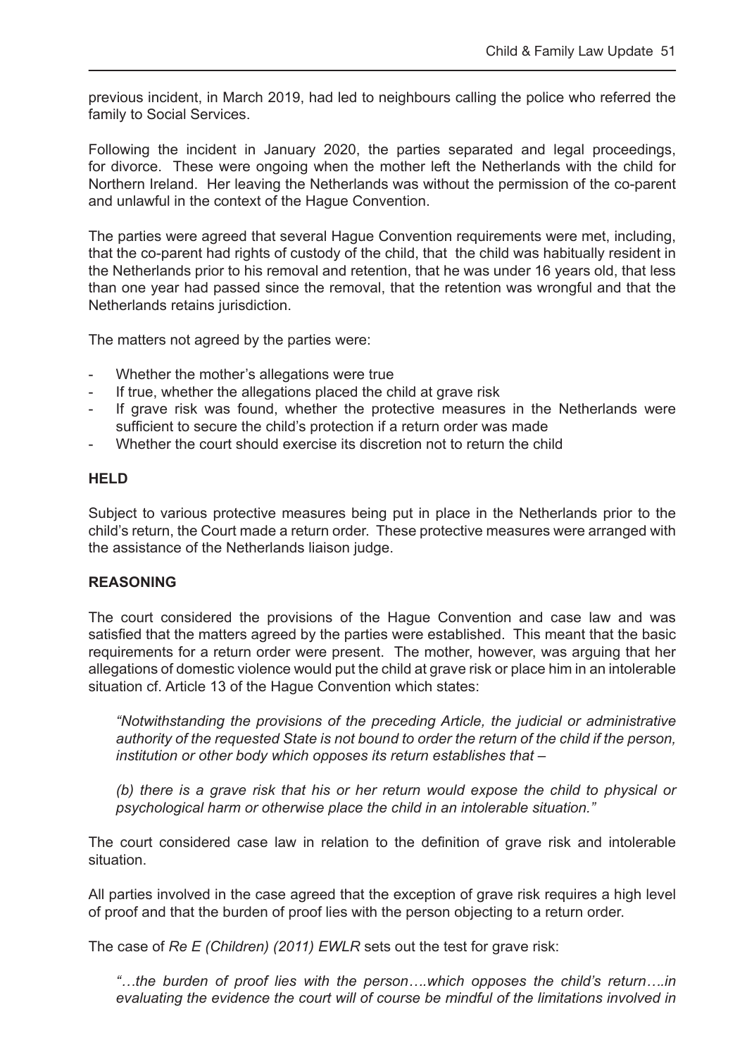previous incident, in March 2019, had led to neighbours calling the police who referred the family to Social Services.

Following the incident in January 2020, the parties separated and legal proceedings, for divorce. These were ongoing when the mother left the Netherlands with the child for Northern Ireland. Her leaving the Netherlands was without the permission of the co-parent and unlawful in the context of the Hague Convention.

The parties were agreed that several Hague Convention requirements were met, including, that the co-parent had rights of custody of the child, that the child was habitually resident in the Netherlands prior to his removal and retention, that he was under 16 years old, that less than one year had passed since the removal, that the retention was wrongful and that the Netherlands retains jurisdiction.

The matters not agreed by the parties were:

- Whether the mother's allegations were true
- If true, whether the allegations placed the child at grave risk
- If grave risk was found, whether the protective measures in the Netherlands were sufficient to secure the child's protection if a return order was made
- Whether the court should exercise its discretion not to return the child

**HELD**

Subject to various protective measures being put in place in the Netherlands prior to the child's return, the Court made a return order. These protective measures were arranged with the assistance of the Netherlands liaison judge.

**REASONING**

The court considered the provisions of the Hague Convention and case law and was satisfied that the matters agreed by the parties were established. This meant that the basic requirements for a return order were present. The mother, however, was arguing that her allegations of domestic violence would put the child at grave risk or place him in an intolerable situation cf. Article 13 of the Hague Convention which states:

> *"Notwithstanding the provisions of the preceding Article, the judicial or administrative authority of the requested State is not bound to order the return of the child if the person, institution or other body which opposes its return establishes that –*
>
> *(b) there is a grave risk that his or her return would expose the child to physical or psychological harm or otherwise place the child in an intolerable situation."*

The court considered case law in relation to the definition of grave risk and intolerable situation.

All parties involved in the case agreed that the exception of grave risk requires a high level of proof and that the burden of proof lies with the person objecting to a return order.

The case of *Re E (Children) (2011) EWLR* sets out the test for grave risk:

> *"…the burden of proof lies with the person….which opposes the child's return….in evaluating the evidence the court will of course be mindful of the limitations involved in*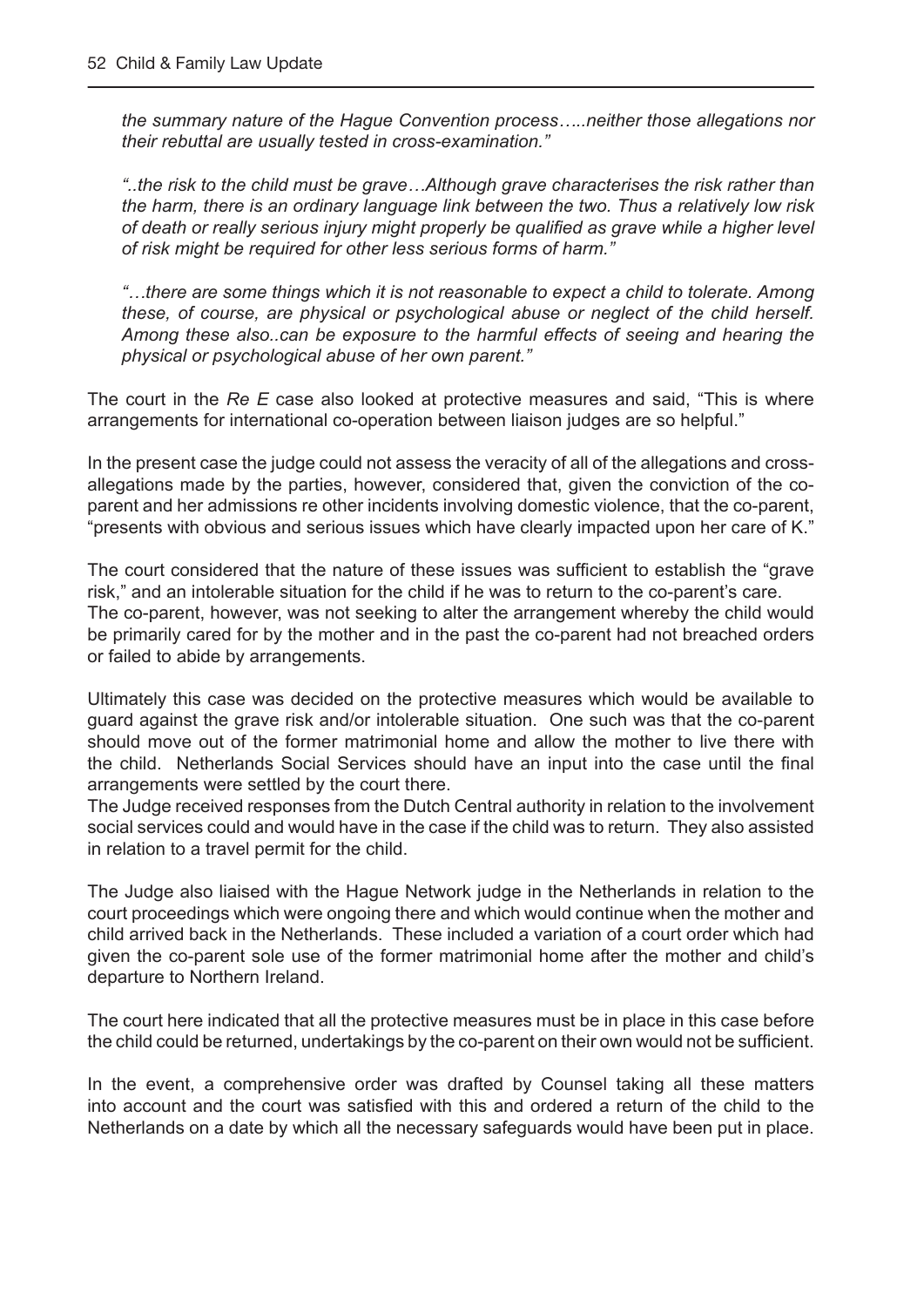*the summary nature of the Hague Convention process…..neither those allegations nor their rebuttal are usually tested in cross-examination."*

*"..the risk to the child must be grave…Although grave characterises the risk rather than the harm, there is an ordinary language link between the two. Thus a relatively low risk of death or really serious injury might properly be qualified as grave while a higher level of risk might be required for other less serious forms of harm."*

*"…there are some things which it is not reasonable to expect a child to tolerate. Among these, of course, are physical or psychological abuse or neglect of the child herself. Among these also..can be exposure to the harmful effects of seeing and hearing the physical or psychological abuse of her own parent."*

The court in the *Re E* case also looked at protective measures and said, "This is where arrangements for international co-operation between liaison judges are so helpful."

In the present case the judge could not assess the veracity of all of the allegations and cross-allegations made by the parties, however, considered that, given the conviction of the co-parent and her admissions re other incidents involving domestic violence, that the co-parent, "presents with obvious and serious issues which have clearly impacted upon her care of K."

The court considered that the nature of these issues was sufficient to establish the "grave risk," and an intolerable situation for the child if he was to return to the co-parent's care. The co-parent, however, was not seeking to alter the arrangement whereby the child would be primarily cared for by the mother and in the past the co-parent had not breached orders or failed to abide by arrangements.

Ultimately this case was decided on the protective measures which would be available to guard against the grave risk and/or intolerable situation. One such was that the co-parent should move out of the former matrimonial home and allow the mother to live there with the child. Netherlands Social Services should have an input into the case until the final arrangements were settled by the court there.
The Judge received responses from the Dutch Central authority in relation to the involvement social services could and would have in the case if the child was to return. They also assisted in relation to a travel permit for the child.

The Judge also liaised with the Hague Network judge in the Netherlands in relation to the court proceedings which were ongoing there and which would continue when the mother and child arrived back in the Netherlands. These included a variation of a court order which had given the co-parent sole use of the former matrimonial home after the mother and child's departure to Northern Ireland.

The court here indicated that all the protective measures must be in place in this case before the child could be returned, undertakings by the co-parent on their own would not be sufficient.

In the event, a comprehensive order was drafted by Counsel taking all these matters into account and the court was satisfied with this and ordered a return of the child to the Netherlands on a date by which all the necessary safeguards would have been put in place.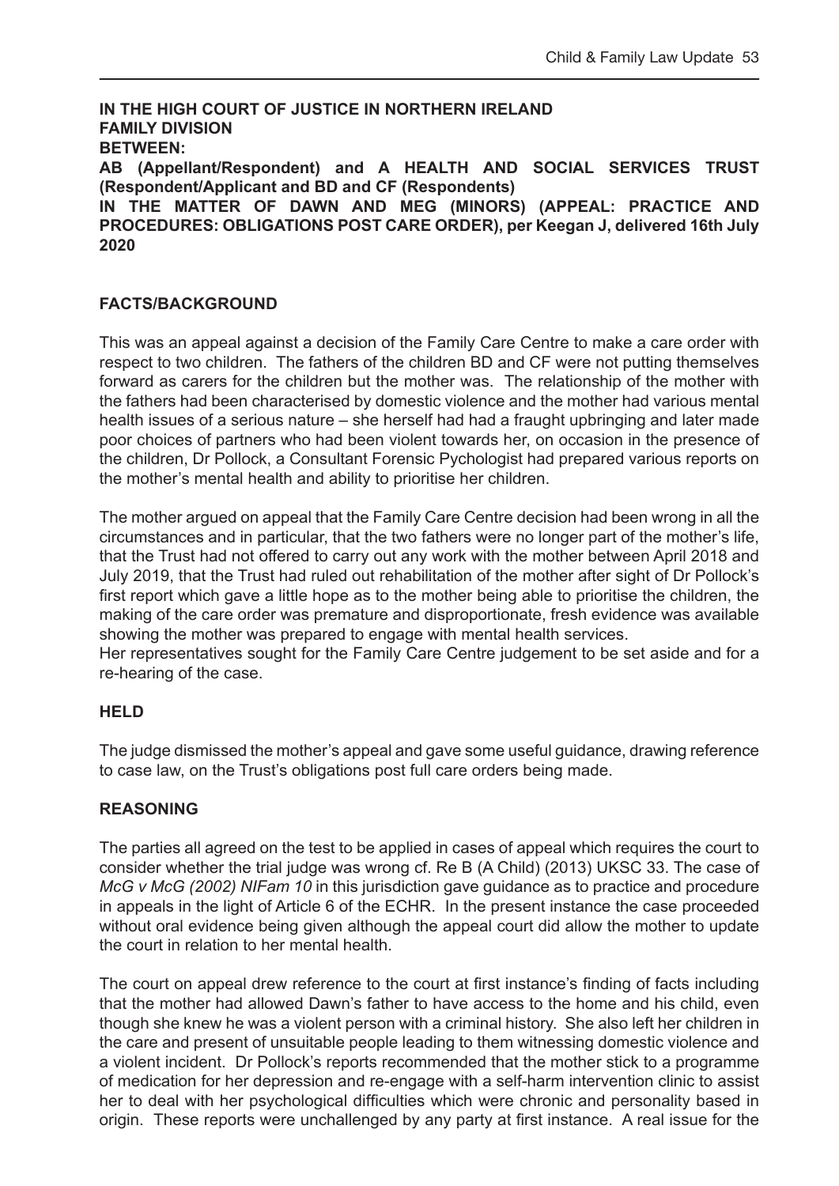**IN THE HIGH COURT OF JUSTICE IN NORTHERN IRELAND**
**FAMILY DIVISION**
**BETWEEN:**
**AB (Appellant/Respondent) and A HEALTH AND SOCIAL SERVICES TRUST (Respondent/Applicant and BD and CF (Respondents)**
**IN THE MATTER OF DAWN AND MEG (MINORS) (APPEAL: PRACTICE AND PROCEDURES: OBLIGATIONS POST CARE ORDER), per Keegan J, delivered 16th July 2020**

**FACTS/BACKGROUND**

This was an appeal against a decision of the Family Care Centre to make a care order with respect to two children. The fathers of the children BD and CF were not putting themselves forward as carers for the children but the mother was. The relationship of the mother with the fathers had been characterised by domestic violence and the mother had various mental health issues of a serious nature – she herself had had a fraught upbringing and later made poor choices of partners who had been violent towards her, on occasion in the presence of the children, Dr Pollock, a Consultant Forensic Pychologist had prepared various reports on the mother's mental health and ability to prioritise her children.

The mother argued on appeal that the Family Care Centre decision had been wrong in all the circumstances and in particular, that the two fathers were no longer part of the mother's life, that the Trust had not offered to carry out any work with the mother between April 2018 and July 2019, that the Trust had ruled out rehabilitation of the mother after sight of Dr Pollock's first report which gave a little hope as to the mother being able to prioritise the children, the making of the care order was premature and disproportionate, fresh evidence was available showing the mother was prepared to engage with mental health services.
Her representatives sought for the Family Care Centre judgement to be set aside and for a re-hearing of the case.

**HELD**

The judge dismissed the mother's appeal and gave some useful guidance, drawing reference to case law, on the Trust's obligations post full care orders being made.

**REASONING**

The parties all agreed on the test to be applied in cases of appeal which requires the court to consider whether the trial judge was wrong cf. Re B (A Child) (2013) UKSC 33. The case of *McG v McG (2002) NIFam 10* in this jurisdiction gave guidance as to practice and procedure in appeals in the light of Article 6 of the ECHR. In the present instance the case proceeded without oral evidence being given although the appeal court did allow the mother to update the court in relation to her mental health.

The court on appeal drew reference to the court at first instance's finding of facts including that the mother had allowed Dawn's father to have access to the home and his child, even though she knew he was a violent person with a criminal history. She also left her children in the care and present of unsuitable people leading to them witnessing domestic violence and a violent incident. Dr Pollock's reports recommended that the mother stick to a programme of medication for her depression and re-engage with a self-harm intervention clinic to assist her to deal with her psychological difficulties which were chronic and personality based in origin. These reports were unchallenged by any party at first instance. A real issue for the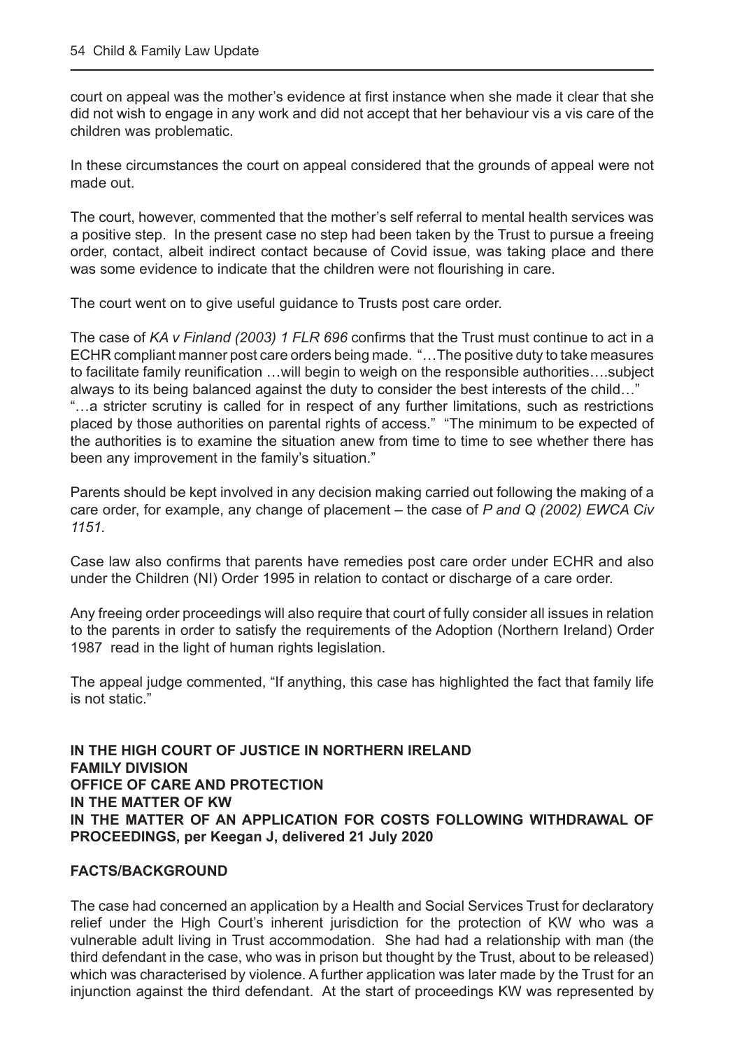court on appeal was the mother's evidence at first instance when she made it clear that she did not wish to engage in any work and did not accept that her behaviour vis a vis care of the children was problematic.

In these circumstances the court on appeal considered that the grounds of appeal were not made out.

The court, however, commented that the mother's self referral to mental health services was a positive step. In the present case no step had been taken by the Trust to pursue a freeing order, contact, albeit indirect contact because of Covid issue, was taking place and there was some evidence to indicate that the children were not flourishing in care.

The court went on to give useful guidance to Trusts post care order.

The case of *KA v Finland (2003) 1 FLR 696* confirms that the Trust must continue to act in a ECHR compliant manner post care orders being made. "…The positive duty to take measures to facilitate family reunification …will begin to weigh on the responsible authorities….subject always to its being balanced against the duty to consider the best interests of the child…" "…a stricter scrutiny is called for in respect of any further limitations, such as restrictions placed by those authorities on parental rights of access." "The minimum to be expected of the authorities is to examine the situation anew from time to time to see whether there has been any improvement in the family's situation."

Parents should be kept involved in any decision making carried out following the making of a care order, for example, any change of placement – the case of *P and Q (2002) EWCA Civ 1151*.

Case law also confirms that parents have remedies post care order under ECHR and also under the Children (NI) Order 1995 in relation to contact or discharge of a care order.

Any freeing order proceedings will also require that court of fully consider all issues in relation to the parents in order to satisfy the requirements of the Adoption (Northern Ireland) Order 1987 read in the light of human rights legislation.

The appeal judge commented, "If anything, this case has highlighted the fact that family life is not static."

**IN THE HIGH COURT OF JUSTICE IN NORTHERN IRELAND**
**FAMILY DIVISION**
**OFFICE OF CARE AND PROTECTION**
**IN THE MATTER OF KW**
**IN THE MATTER OF AN APPLICATION FOR COSTS FOLLOWING WITHDRAWAL OF PROCEEDINGS, per Keegan J, delivered 21 July 2020**

## FACTS/BACKGROUND

The case had concerned an application by a Health and Social Services Trust for declaratory relief under the High Court's inherent jurisdiction for the protection of KW who was a vulnerable adult living in Trust accommodation. She had had a relationship with man (the third defendant in the case, who was in prison but thought by the Trust, about to be released) which was characterised by violence. A further application was later made by the Trust for an injunction against the third defendant. At the start of proceedings KW was represented by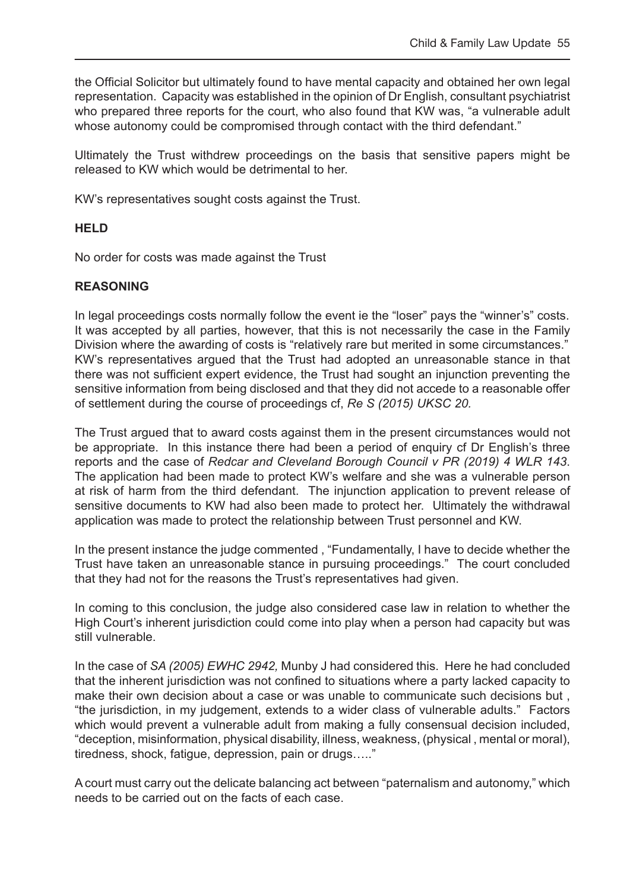the Official Solicitor but ultimately found to have mental capacity and obtained her own legal representation. Capacity was established in the opinion of Dr English, consultant psychiatrist who prepared three reports for the court, who also found that KW was, "a vulnerable adult whose autonomy could be compromised through contact with the third defendant."

Ultimately the Trust withdrew proceedings on the basis that sensitive papers might be released to KW which would be detrimental to her.

KW's representatives sought costs against the Trust.

**HELD**

No order for costs was made against the Trust

**REASONING**

In legal proceedings costs normally follow the event ie the "loser" pays the "winner's" costs. It was accepted by all parties, however, that this is not necessarily the case in the Family Division where the awarding of costs is "relatively rare but merited in some circumstances." KW's representatives argued that the Trust had adopted an unreasonable stance in that there was not sufficient expert evidence, the Trust had sought an injunction preventing the sensitive information from being disclosed and that they did not accede to a reasonable offer of settlement during the course of proceedings cf, *Re S (2015) UKSC 20.*

The Trust argued that to award costs against them in the present circumstances would not be appropriate. In this instance there had been a period of enquiry cf Dr English's three reports and the case of *Redcar and Cleveland Borough Council v PR (2019) 4 WLR 143*. The application had been made to protect KW's welfare and she was a vulnerable person at risk of harm from the third defendant. The injunction application to prevent release of sensitive documents to KW had also been made to protect her. Ultimately the withdrawal application was made to protect the relationship between Trust personnel and KW.

In the present instance the judge commented , "Fundamentally, I have to decide whether the Trust have taken an unreasonable stance in pursuing proceedings." The court concluded that they had not for the reasons the Trust's representatives had given.

In coming to this conclusion, the judge also considered case law in relation to whether the High Court's inherent jurisdiction could come into play when a person had capacity but was still vulnerable.

In the case of *SA (2005) EWHC 2942,* Munby J had considered this. Here he had concluded that the inherent jurisdiction was not confined to situations where a party lacked capacity to make their own decision about a case or was unable to communicate such decisions but , "the jurisdiction, in my judgement, extends to a wider class of vulnerable adults." Factors which would prevent a vulnerable adult from making a fully consensual decision included, "deception, misinformation, physical disability, illness, weakness, (physical , mental or moral), tiredness, shock, fatigue, depression, pain or drugs….."

A court must carry out the delicate balancing act between "paternalism and autonomy," which needs to be carried out on the facts of each case.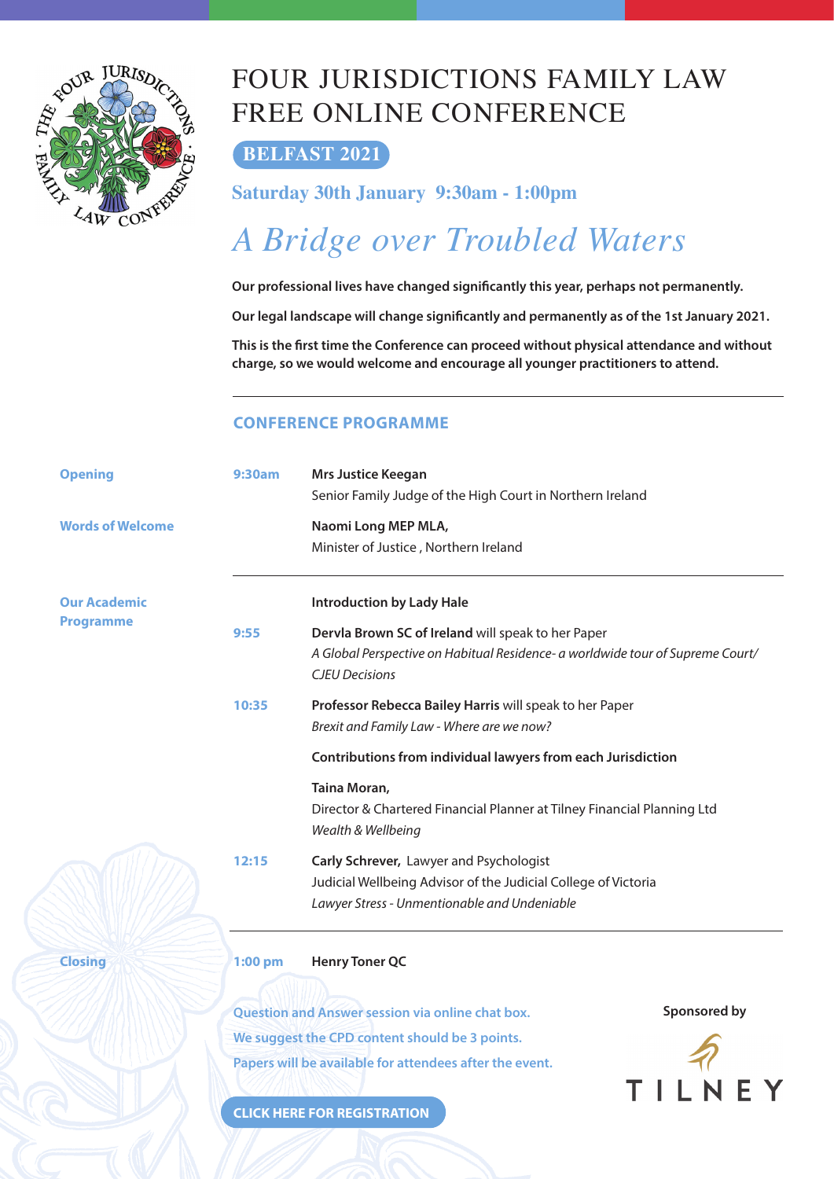# FOUR JURISDICTIONS FAMILY LAW FREE ONLINE CONFERENCE

**BELFAST 2021**

**Saturday 30th January 9:30am - 1:00pm**

## *A Bridge over Troubled Waters*

**Our professional lives have changed significantly this year, perhaps not permanently.**

**Our legal landscape will change significantly and permanently as of the 1st January 2021.**

**This is the first time the Conference can proceed without physical attendance and without charge, so we would welcome and encourage all younger practitioners to attend.**

---

### CONFERENCE PROGRAMME

| | | |
|---|---|---|
| **Opening** | **9:30am** | **Mrs Justice Keegan**<br>Senior Family Judge of the High Court in Northern Ireland |
| **Words of Welcome** | | **Naomi Long MEP MLA,**<br>Minister of Justice , Northern Ireland |
| **Our Academic Programme** | | **Introduction by Lady Hale** |
| | **9:55** | **Dervla Brown SC of Ireland** will speak to her Paper<br>*A Global Perspective on Habitual Residence- a worldwide tour of Supreme Court/ CJEU Decisions* |
| | **10:35** | **Professor Rebecca Bailey Harris** will speak to her Paper<br>*Brexit and Family Law - Where are we now?* |
| | | **Contributions from individual lawyers from each Jurisdiction** |
| | | **Taina Moran,**<br>Director & Chartered Financial Planner at Tilney Financial Planning Ltd<br>*Wealth & Wellbeing* |
| | **12:15** | **Carly Schrever,** Lawyer and Psychologist<br>Judicial Wellbeing Advisor of the Judicial College of Victoria<br>*Lawyer Stress - Unmentionable and Undeniable* |
| **Closing** | **1:00 pm** | **Henry Toner QC** |

**Question and Answer session via online chat box.**

**We suggest the CPD content should be 3 points.**

**Papers will be available for attendees after the event.**

**CLICK HERE FOR REGISTRATION**

**Sponsored by**

TILNEY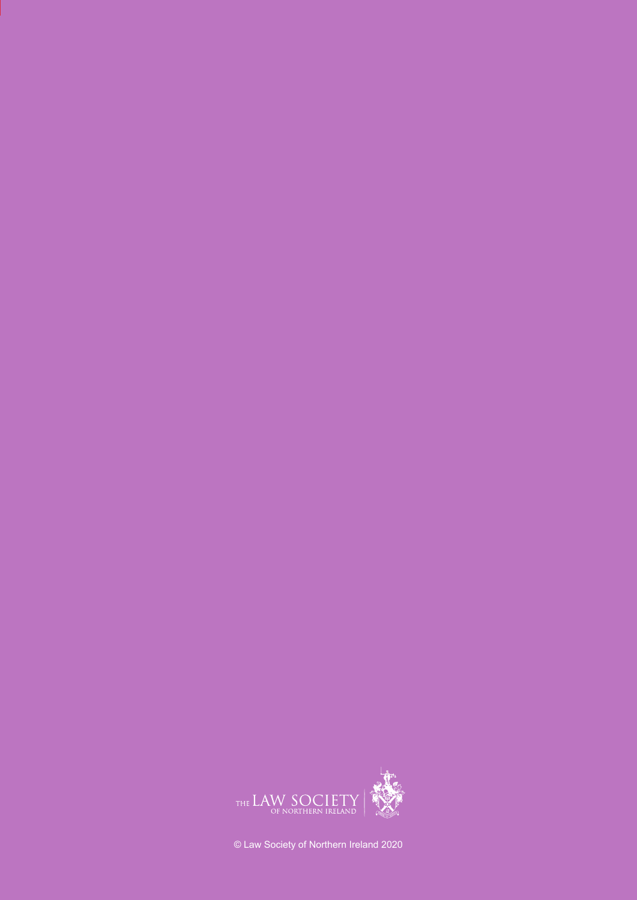THE LAW SOCIETY OF NORTHERN IRELAND

© Law Society of Northern Ireland 2020